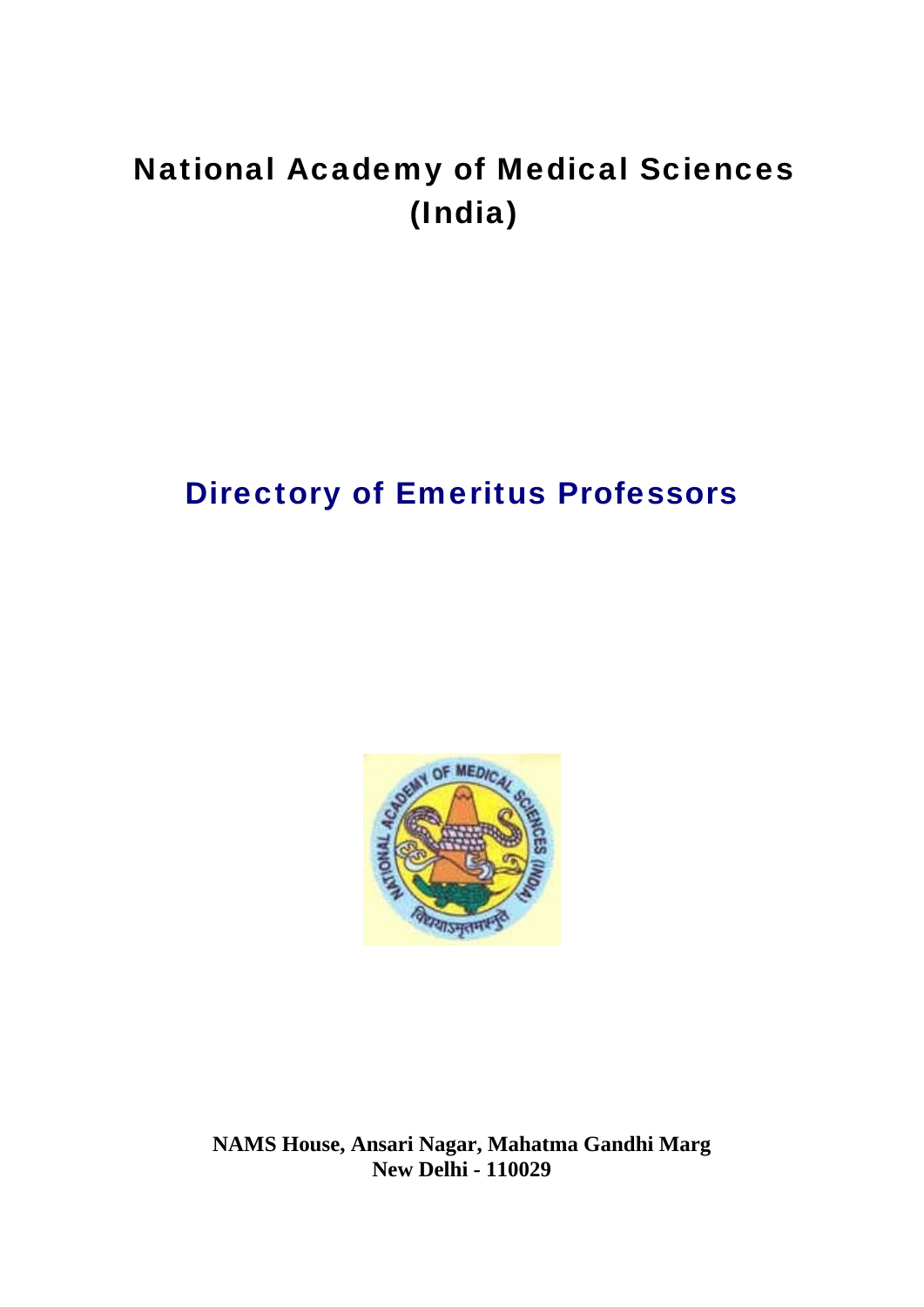# National Academy of Medical Sciences (India)

## Directory of Emeritus Professors

**NAMS House, Ansari Nagar, Mahatma Gandhi Marg**
**New Delhi - 110029**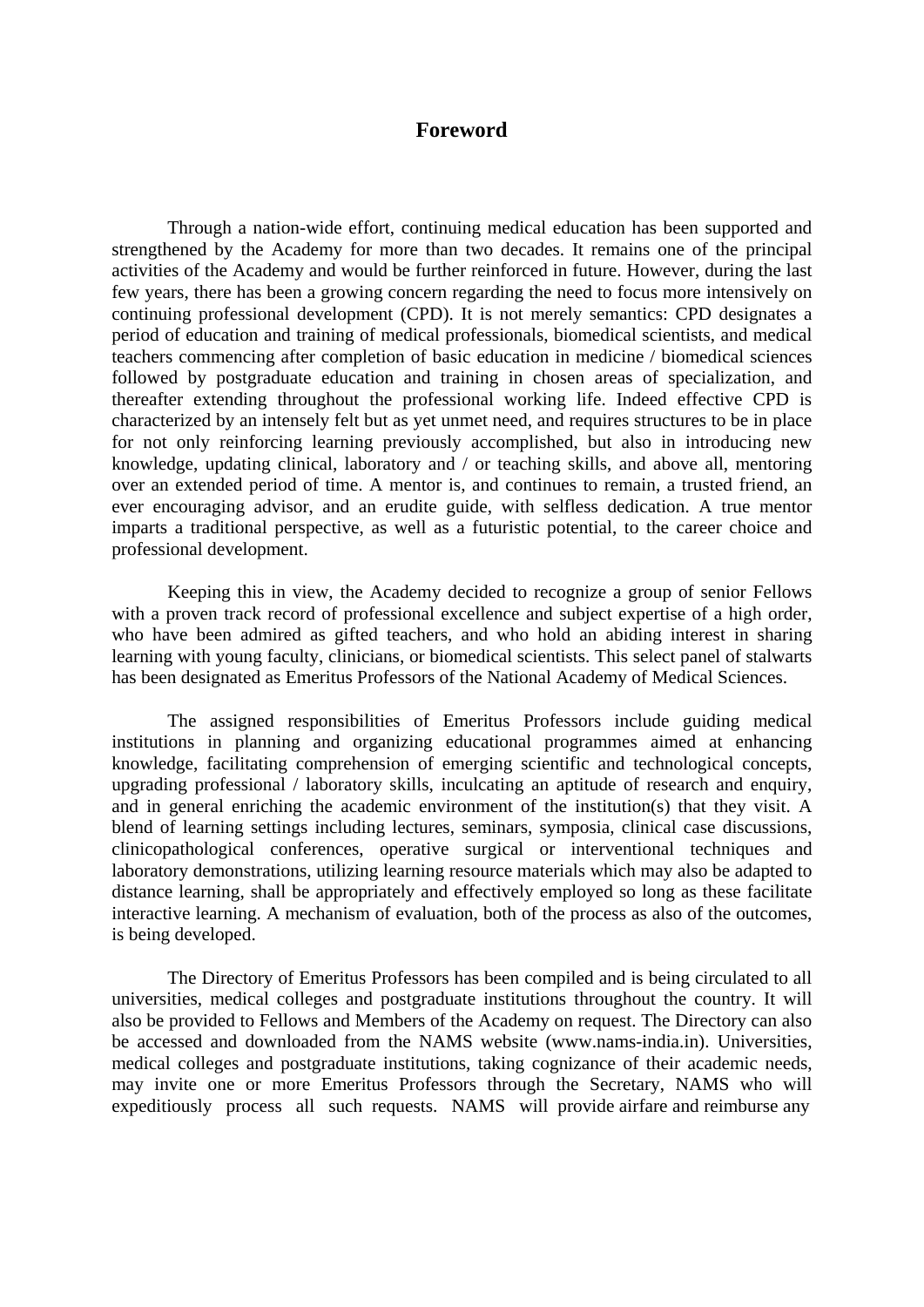# Foreword

Through a nation-wide effort, continuing medical education has been supported and strengthened by the Academy for more than two decades. It remains one of the principal activities of the Academy and would be further reinforced in future. However, during the last few years, there has been a growing concern regarding the need to focus more intensively on continuing professional development (CPD). It is not merely semantics: CPD designates a period of education and training of medical professionals, biomedical scientists, and medical teachers commencing after completion of basic education in medicine / biomedical sciences followed by postgraduate education and training in chosen areas of specialization, and thereafter extending throughout the professional working life. Indeed effective CPD is characterized by an intensely felt but as yet unmet need, and requires structures to be in place for not only reinforcing learning previously accomplished, but also in introducing new knowledge, updating clinical, laboratory and / or teaching skills, and above all, mentoring over an extended period of time. A mentor is, and continues to remain, a trusted friend, an ever encouraging advisor, and an erudite guide, with selfless dedication. A true mentor imparts a traditional perspective, as well as a futuristic potential, to the career choice and professional development.

Keeping this in view, the Academy decided to recognize a group of senior Fellows with a proven track record of professional excellence and subject expertise of a high order, who have been admired as gifted teachers, and who hold an abiding interest in sharing learning with young faculty, clinicians, or biomedical scientists. This select panel of stalwarts has been designated as Emeritus Professors of the National Academy of Medical Sciences.

The assigned responsibilities of Emeritus Professors include guiding medical institutions in planning and organizing educational programmes aimed at enhancing knowledge, facilitating comprehension of emerging scientific and technological concepts, upgrading professional / laboratory skills, inculcating an aptitude of research and enquiry, and in general enriching the academic environment of the institution(s) that they visit. A blend of learning settings including lectures, seminars, symposia, clinical case discussions, clinicopathological conferences, operative surgical or interventional techniques and laboratory demonstrations, utilizing learning resource materials which may also be adapted to distance learning, shall be appropriately and effectively employed so long as these facilitate interactive learning. A mechanism of evaluation, both of the process as also of the outcomes, is being developed.

The Directory of Emeritus Professors has been compiled and is being circulated to all universities, medical colleges and postgraduate institutions throughout the country. It will also be provided to Fellows and Members of the Academy on request. The Directory can also be accessed and downloaded from the NAMS website (www.nams-india.in). Universities, medical colleges and postgraduate institutions, taking cognizance of their academic needs, may invite one or more Emeritus Professors through the Secretary, NAMS who will expeditiously process all such requests. NAMS will provide airfare and reimburse any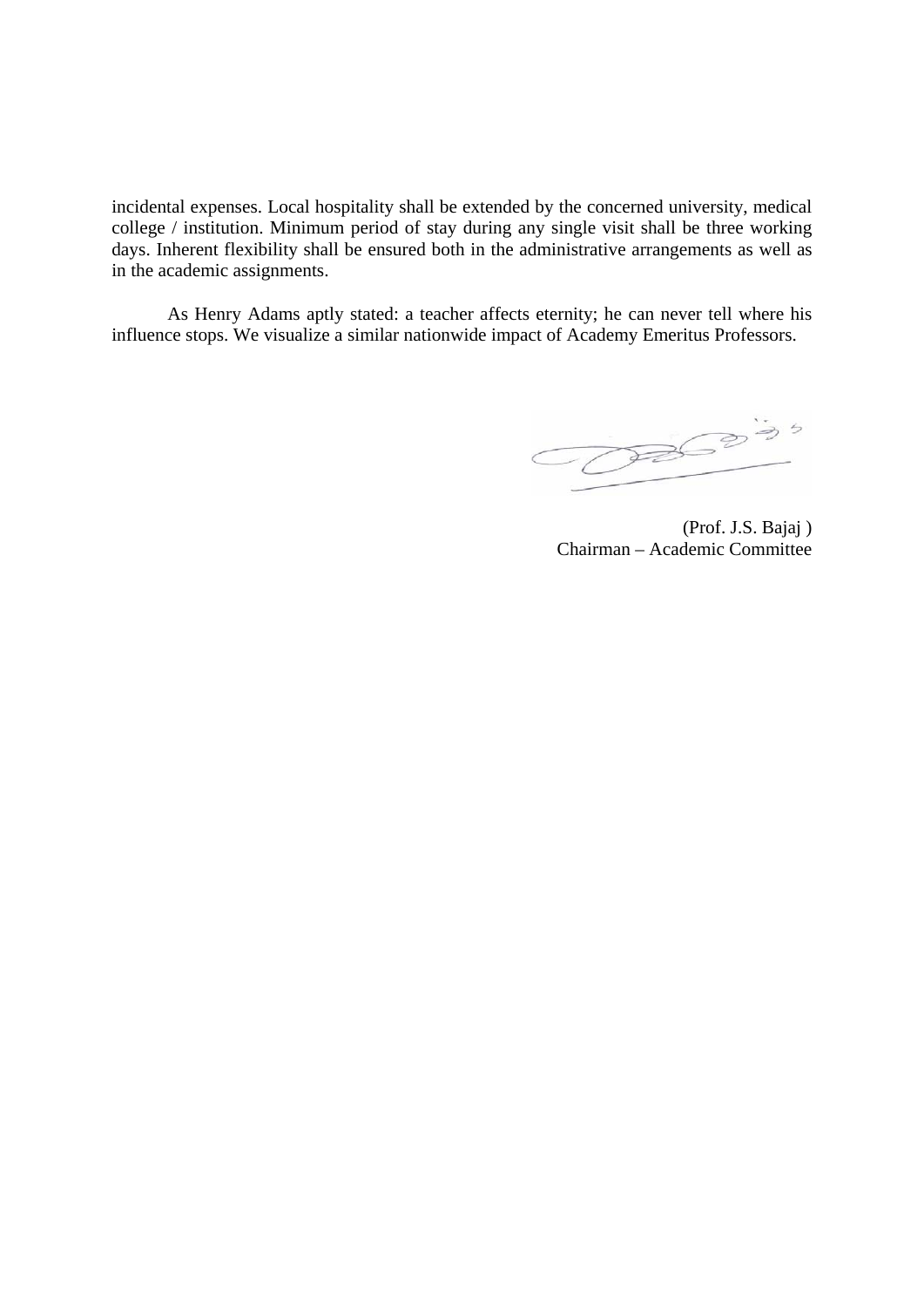incidental expenses. Local hospitality shall be extended by the concerned university, medical college / institution. Minimum period of stay during any single visit shall be three working days. Inherent flexibility shall be ensured both in the administrative arrangements as well as in the academic assignments.

As Henry Adams aptly stated: a teacher affects eternity; he can never tell where his influence stops. We visualize a similar nationwide impact of Academy Emeritus Professors.

(Prof. J.S. Bajaj )
Chairman – Academic Committee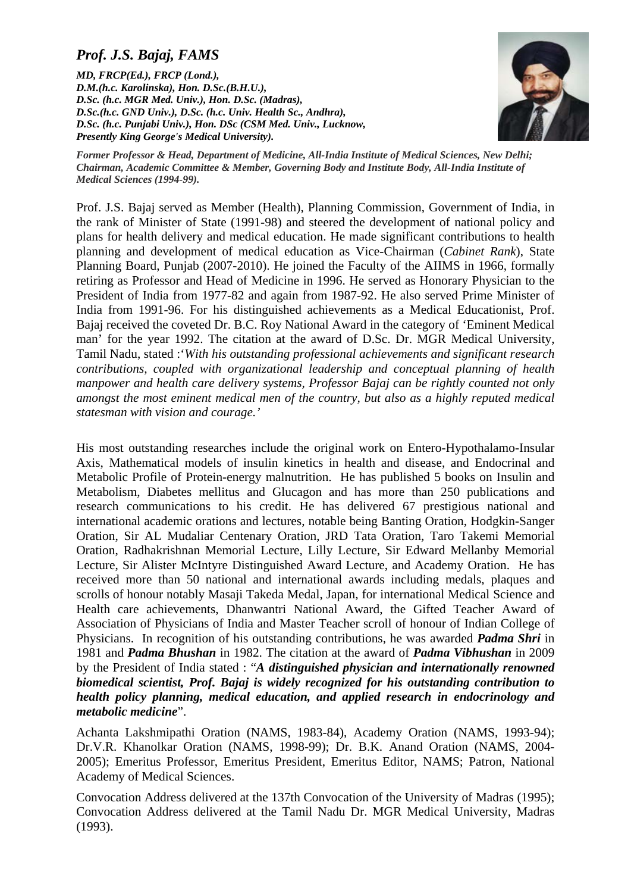## *Prof. J.S. Bajaj, FAMS*

***MD, FRCP(Ed.), FRCP (Lond.), D.M.(h.c. Karolinska), Hon. D.Sc.(B.H.U.), D.Sc. (h.c. MGR Med. Univ.), Hon. D.Sc. (Madras), D.Sc.(h.c. GND Univ.), D.Sc. (h.c. Univ. Health Sc., Andhra), D.Sc. (h.c. Punjabi Univ.), Hon. DSc (CSM Med. Univ., Lucknow, Presently King George's Medical University).***

***Former Professor & Head, Department of Medicine, All-India Institute of Medical Sciences, New Delhi; Chairman, Academic Committee & Member, Governing Body and Institute Body, All-India Institute of Medical Sciences (1994-99).***

Prof. J.S. Bajaj served as Member (Health), Planning Commission, Government of India, in the rank of Minister of State (1991-98) and steered the development of national policy and plans for health delivery and medical education. He made significant contributions to health planning and development of medical education as Vice-Chairman (*Cabinet Rank*), State Planning Board, Punjab (2007-2010). He joined the Faculty of the AIIMS in 1966, formally retiring as Professor and Head of Medicine in 1996. He served as Honorary Physician to the President of India from 1977-82 and again from 1987-92. He also served Prime Minister of India from 1991-96. For his distinguished achievements as a Medical Educationist, Prof. Bajaj received the coveted Dr. B.C. Roy National Award in the category of 'Eminent Medical man' for the year 1992. The citation at the award of D.Sc. Dr. MGR Medical University, Tamil Nadu, stated :*'With his outstanding professional achievements and significant research contributions, coupled with organizational leadership and conceptual planning of health manpower and health care delivery systems, Professor Bajaj can be rightly counted not only amongst the most eminent medical men of the country, but also as a highly reputed medical statesman with vision and courage.'*

His most outstanding researches include the original work on Entero-Hypothalamo-Insular Axis, Mathematical models of insulin kinetics in health and disease, and Endocrinal and Metabolic Profile of Protein-energy malnutrition. He has published 5 books on Insulin and Metabolism, Diabetes mellitus and Glucagon and has more than 250 publications and research communications to his credit. He has delivered 67 prestigious national and international academic orations and lectures, notable being Banting Oration, Hodgkin-Sanger Oration, Sir AL Mudaliar Centenary Oration, JRD Tata Oration, Taro Takemi Memorial Oration, Radhakrishnan Memorial Lecture, Lilly Lecture, Sir Edward Mellanby Memorial Lecture, Sir Alister McIntyre Distinguished Award Lecture, and Academy Oration. He has received more than 50 national and international awards including medals, plaques and scrolls of honour notably Masaji Takeda Medal, Japan, for international Medical Science and Health care achievements, Dhanwantri National Award, the Gifted Teacher Award of Association of Physicians of India and Master Teacher scroll of honour of Indian College of Physicians. In recognition of his outstanding contributions, he was awarded ***Padma Shri*** in 1981 and ***Padma Bhushan*** in 1982. The citation at the award of ***Padma Vibhushan*** in 2009 by the President of India stated : "***A distinguished physician and internationally renowned biomedical scientist, Prof. Bajaj is widely recognized for his outstanding contribution to health policy planning, medical education, and applied research in endocrinology and metabolic medicine***".

Achanta Lakshmipathi Oration (NAMS, 1983-84), Academy Oration (NAMS, 1993-94); Dr.V.R. Khanolkar Oration (NAMS, 1998-99); Dr. B.K. Anand Oration (NAMS, 2004-2005); Emeritus Professor, Emeritus President, Emeritus Editor, NAMS; Patron, National Academy of Medical Sciences.

Convocation Address delivered at the 137th Convocation of the University of Madras (1995); Convocation Address delivered at the Tamil Nadu Dr. MGR Medical University, Madras (1993).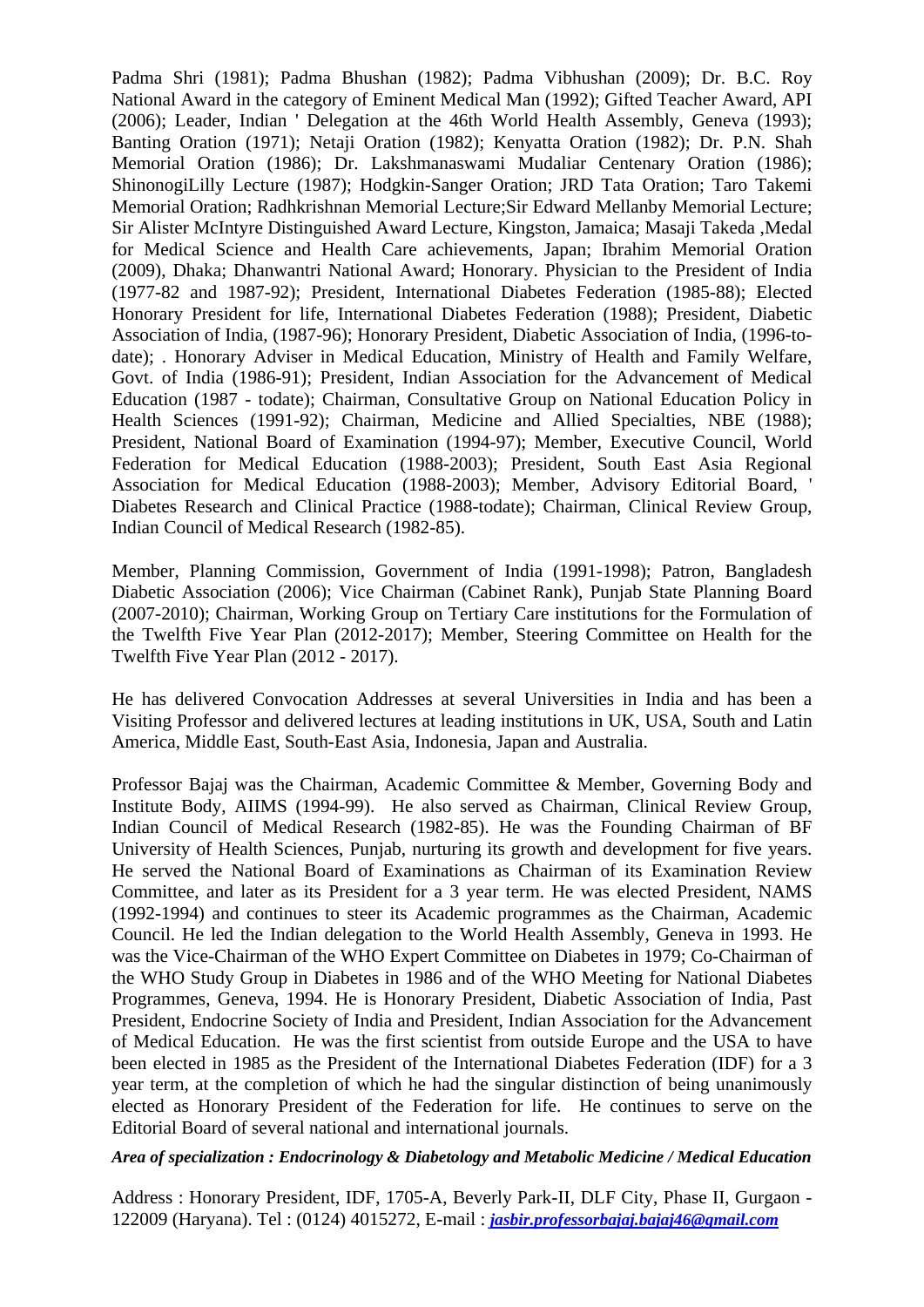Padma Shri (1981); Padma Bhushan (1982); Padma Vibhushan (2009); Dr. B.C. Roy National Award in the category of Eminent Medical Man (1992); Gifted Teacher Award, API (2006); Leader, Indian ' Delegation at the 46th World Health Assembly, Geneva (1993); Banting Oration (1971); Netaji Oration (1982); Kenyatta Oration (1982); Dr. P.N. Shah Memorial Oration (1986); Dr. Lakshmanaswami Mudaliar Centenary Oration (1986); ShinonogiLilly Lecture (1987); Hodgkin-Sanger Oration; JRD Tata Oration; Taro Takemi Memorial Oration; Radhkrishnan Memorial Lecture;Sir Edward Mellanby Memorial Lecture; Sir Alister McIntyre Distinguished Award Lecture, Kingston, Jamaica; Masaji Takeda ,Medal for Medical Science and Health Care achievements, Japan; Ibrahim Memorial Oration (2009), Dhaka; Dhanwantri National Award; Honorary. Physician to the President of India (1977-82 and 1987-92); President, International Diabetes Federation (1985-88); Elected Honorary President for life, International Diabetes Federation (1988); President, Diabetic Association of India, (1987-96); Honorary President, Diabetic Association of India, (1996-to-date); . Honorary Adviser in Medical Education, Ministry of Health and Family Welfare, Govt. of India (1986-91); President, Indian Association for the Advancement of Medical Education (1987 - todate); Chairman, Consultative Group on National Education Policy in Health Sciences (1991-92); Chairman, Medicine and Allied Specialties, NBE (1988); President, National Board of Examination (1994-97); Member, Executive Council, World Federation for Medical Education (1988-2003); President, South East Asia Regional Association for Medical Education (1988-2003); Member, Advisory Editorial Board, ' Diabetes Research and Clinical Practice (1988-todate); Chairman, Clinical Review Group, Indian Council of Medical Research (1982-85).

Member, Planning Commission, Government of India (1991-1998); Patron, Bangladesh Diabetic Association (2006); Vice Chairman (Cabinet Rank), Punjab State Planning Board (2007-2010); Chairman, Working Group on Tertiary Care institutions for the Formulation of the Twelfth Five Year Plan (2012-2017); Member, Steering Committee on Health for the Twelfth Five Year Plan (2012 - 2017).

He has delivered Convocation Addresses at several Universities in India and has been a Visiting Professor and delivered lectures at leading institutions in UK, USA, South and Latin America, Middle East, South-East Asia, Indonesia, Japan and Australia.

Professor Bajaj was the Chairman, Academic Committee & Member, Governing Body and Institute Body, AIIMS (1994-99). He also served as Chairman, Clinical Review Group, Indian Council of Medical Research (1982-85). He was the Founding Chairman of BF University of Health Sciences, Punjab, nurturing its growth and development for five years. He served the National Board of Examinations as Chairman of its Examination Review Committee, and later as its President for a 3 year term. He was elected President, NAMS (1992-1994) and continues to steer its Academic programmes as the Chairman, Academic Council. He led the Indian delegation to the World Health Assembly, Geneva in 1993. He was the Vice-Chairman of the WHO Expert Committee on Diabetes in 1979; Co-Chairman of the WHO Study Group in Diabetes in 1986 and of the WHO Meeting for National Diabetes Programmes, Geneva, 1994. He is Honorary President, Diabetic Association of India, Past President, Endocrine Society of India and President, Indian Association for the Advancement of Medical Education. He was the first scientist from outside Europe and the USA to have been elected in 1985 as the President of the International Diabetes Federation (IDF) for a 3 year term, at the completion of which he had the singular distinction of being unanimously elected as Honorary President of the Federation for life. He continues to serve on the Editorial Board of several national and international journals.

***Area of specialization : Endocrinology & Diabetology and Metabolic Medicine / Medical Education***

Address : Honorary President, IDF, 1705-A, Beverly Park-II, DLF City, Phase II, Gurgaon - 122009 (Haryana). Tel : (0124) 4015272, E-mail : ***jasbir.professorbajaj.bajaj46@gmail.com***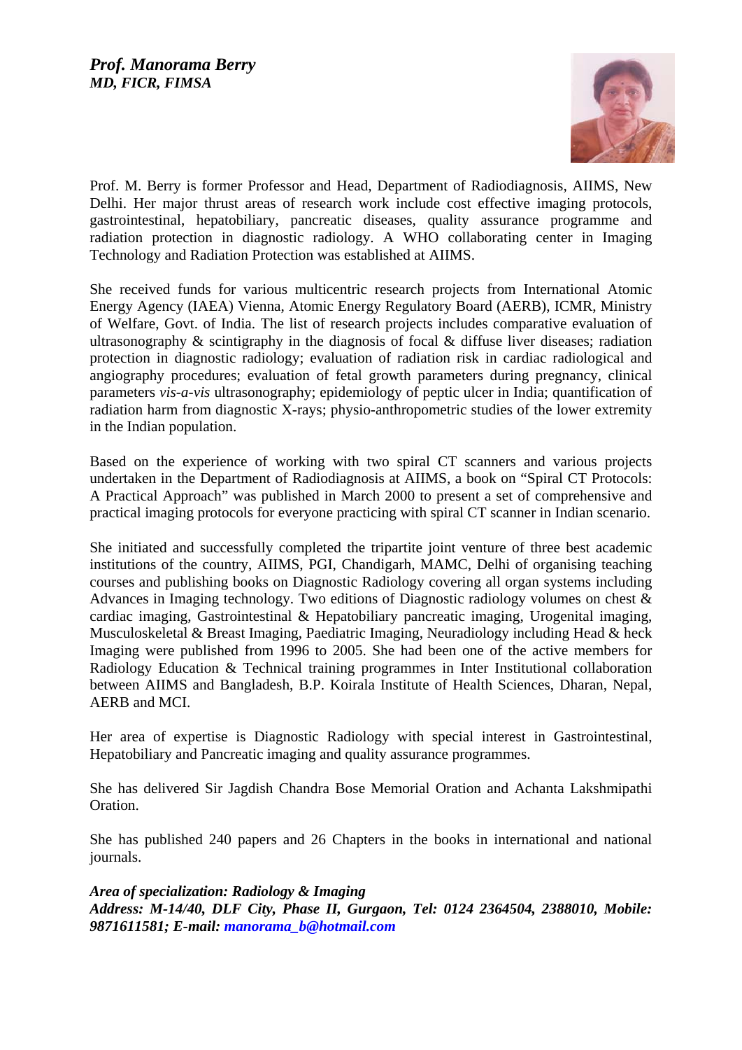***Prof. Manorama Berry***
***MD, FICR, FIMSA***

Prof. M. Berry is former Professor and Head, Department of Radiodiagnosis, AIIMS, New Delhi. Her major thrust areas of research work include cost effective imaging protocols, gastrointestinal, hepatobiliary, pancreatic diseases, quality assurance programme and radiation protection in diagnostic radiology. A WHO collaborating center in Imaging Technology and Radiation Protection was established at AIIMS.

She received funds for various multicentric research projects from International Atomic Energy Agency (IAEA) Vienna, Atomic Energy Regulatory Board (AERB), ICMR, Ministry of Welfare, Govt. of India. The list of research projects includes comparative evaluation of ultrasonography & scintigraphy in the diagnosis of focal & diffuse liver diseases; radiation protection in diagnostic radiology; evaluation of radiation risk in cardiac radiological and angiography procedures; evaluation of fetal growth parameters during pregnancy, clinical parameters *vis-a-vis* ultrasonography; epidemiology of peptic ulcer in India; quantification of radiation harm from diagnostic X-rays; physio-anthropometric studies of the lower extremity in the Indian population.

Based on the experience of working with two spiral CT scanners and various projects undertaken in the Department of Radiodiagnosis at AIIMS, a book on "Spiral CT Protocols: A Practical Approach" was published in March 2000 to present a set of comprehensive and practical imaging protocols for everyone practicing with spiral CT scanner in Indian scenario.

She initiated and successfully completed the tripartite joint venture of three best academic institutions of the country, AIIMS, PGI, Chandigarh, MAMC, Delhi of organising teaching courses and publishing books on Diagnostic Radiology covering all organ systems including Advances in Imaging technology. Two editions of Diagnostic radiology volumes on chest & cardiac imaging, Gastrointestinal & Hepatobiliary pancreatic imaging, Urogenital imaging, Musculoskeletal & Breast Imaging, Paediatric Imaging, Neuradiology including Head & heck Imaging were published from 1996 to 2005. She had been one of the active members for Radiology Education & Technical training programmes in Inter Institutional collaboration between AIIMS and Bangladesh, B.P. Koirala Institute of Health Sciences, Dharan, Nepal, AERB and MCI.

Her area of expertise is Diagnostic Radiology with special interest in Gastrointestinal, Hepatobiliary and Pancreatic imaging and quality assurance programmes.

She has delivered Sir Jagdish Chandra Bose Memorial Oration and Achanta Lakshmipathi Oration.

She has published 240 papers and 26 Chapters in the books in international and national journals.

***Area of specialization: Radiology & Imaging***
***Address: M-14/40, DLF City, Phase II, Gurgaon, Tel: 0124 2364504, 2388010, Mobile: 9871611581; E-mail: manorama_b@hotmail.com***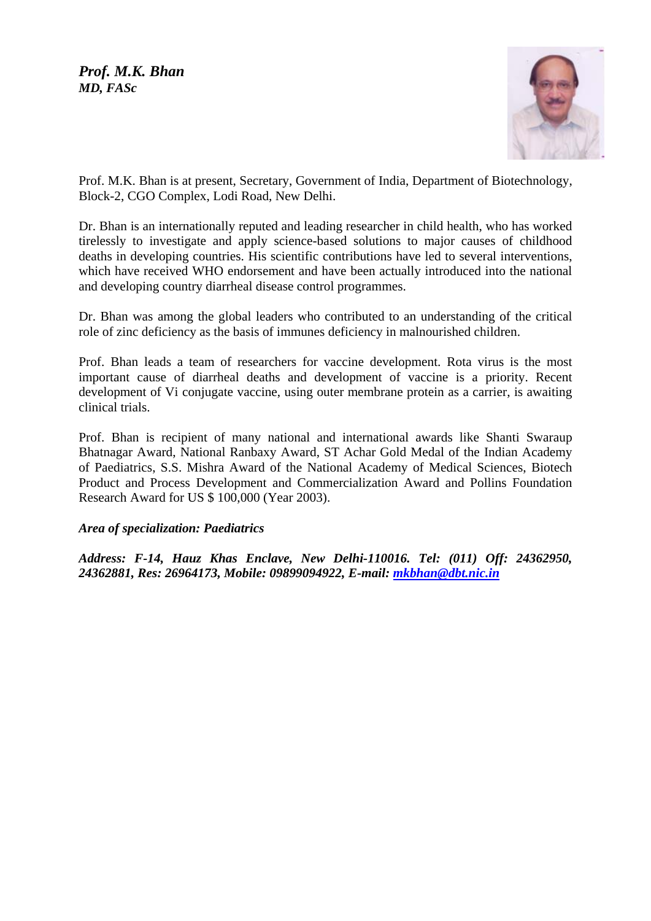***Prof. M.K. Bhan***
***MD, FASc***

Prof. M.K. Bhan is at present, Secretary, Government of India, Department of Biotechnology, Block-2, CGO Complex, Lodi Road, New Delhi.

Dr. Bhan is an internationally reputed and leading researcher in child health, who has worked tirelessly to investigate and apply science-based solutions to major causes of childhood deaths in developing countries. His scientific contributions have led to several interventions, which have received WHO endorsement and have been actually introduced into the national and developing country diarrheal disease control programmes.

Dr. Bhan was among the global leaders who contributed to an understanding of the critical role of zinc deficiency as the basis of immunes deficiency in malnourished children.

Prof. Bhan leads a team of researchers for vaccine development. Rota virus is the most important cause of diarrheal deaths and development of vaccine is a priority. Recent development of Vi conjugate vaccine, using outer membrane protein as a carrier, is awaiting clinical trials.

Prof. Bhan is recipient of many national and international awards like Shanti Swaraup Bhatnagar Award, National Ranbaxy Award, ST Achar Gold Medal of the Indian Academy of Paediatrics, S.S. Mishra Award of the National Academy of Medical Sciences, Biotech Product and Process Development and Commercialization Award and Pollins Foundation Research Award for US $ 100,000 (Year 2003).

***Area of specialization: Paediatrics***

***Address: F-14, Hauz Khas Enclave, New Delhi-110016. Tel: (011) Off: 24362950, 24362881, Res: 26964173, Mobile: 09899094922, E-mail: mkbhan@dbt.nic.in***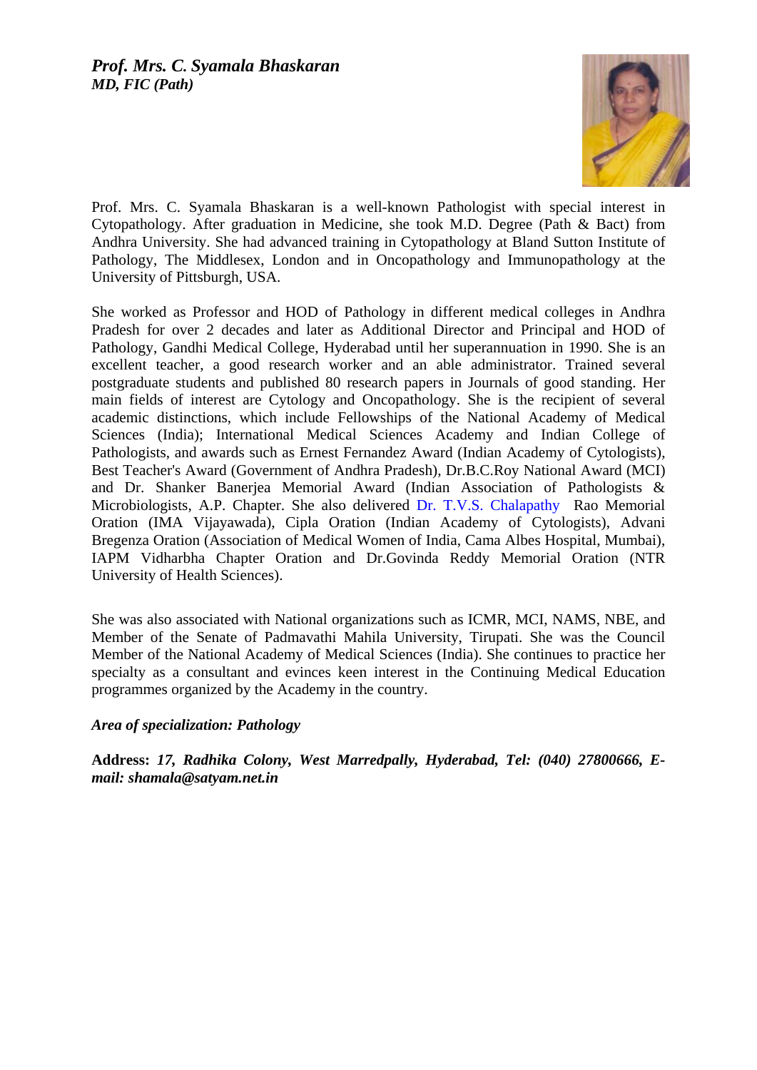***Prof. Mrs. C. Syamala Bhaskaran***
***MD, FIC (Path)***

Prof. Mrs. C. Syamala Bhaskaran is a well-known Pathologist with special interest in Cytopathology. After graduation in Medicine, she took M.D. Degree (Path & Bact) from Andhra University. She had advanced training in Cytopathology at Bland Sutton Institute of Pathology, The Middlesex, London and in Oncopathology and Immunopathology at the University of Pittsburgh, USA.

She worked as Professor and HOD of Pathology in different medical colleges in Andhra Pradesh for over 2 decades and later as Additional Director and Principal and HOD of Pathology, Gandhi Medical College, Hyderabad until her superannuation in 1990. She is an excellent teacher, a good research worker and an able administrator. Trained several postgraduate students and published 80 research papers in Journals of good standing. Her main fields of interest are Cytology and Oncopathology. She is the recipient of several academic distinctions, which include Fellowships of the National Academy of Medical Sciences (India); International Medical Sciences Academy and Indian College of Pathologists, and awards such as Ernest Fernandez Award (Indian Academy of Cytologists), Best Teacher's Award (Government of Andhra Pradesh), Dr.B.C.Roy National Award (MCI) and Dr. Shanker Banerjea Memorial Award (Indian Association of Pathologists & Microbiologists, A.P. Chapter. She also delivered Dr. T.V.S. Chalapathy Rao Memorial Oration (IMA Vijayawada), Cipla Oration (Indian Academy of Cytologists), Advani Bregenza Oration (Association of Medical Women of India, Cama Albes Hospital, Mumbai), IAPM Vidharbha Chapter Oration and Dr.Govinda Reddy Memorial Oration (NTR University of Health Sciences).

She was also associated with National organizations such as ICMR, MCI, NAMS, NBE, and Member of the Senate of Padmavathi Mahila University, Tirupati. She was the Council Member of the National Academy of Medical Sciences (India). She continues to practice her specialty as a consultant and evinces keen interest in the Continuing Medical Education programmes organized by the Academy in the country.

***Area of specialization: Pathology***

**Address:** ***17, Radhika Colony, West Marredpally, Hyderabad, Tel: (040) 27800666, E-mail: shamala@satyam.net.in***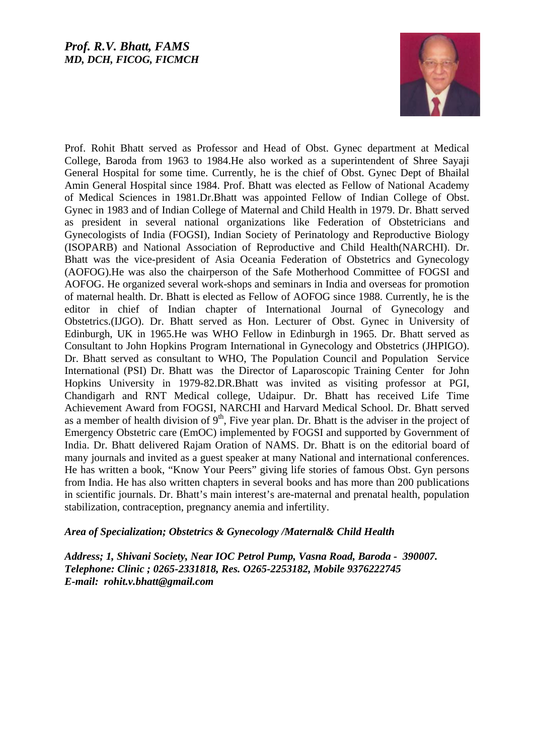***Prof. R.V. Bhatt, FAMS***
***MD, DCH, FICOG, FICMCH***

Prof. Rohit Bhatt served as Professor and Head of Obst. Gynec department at Medical College, Baroda from 1963 to 1984.He also worked as a superintendent of Shree Sayaji General Hospital for some time. Currently, he is the chief of Obst. Gynec Dept of Bhailal Amin General Hospital since 1984. Prof. Bhatt was elected as Fellow of National Academy of Medical Sciences in 1981.Dr.Bhatt was appointed Fellow of Indian College of Obst. Gynec in 1983 and of Indian College of Maternal and Child Health in 1979. Dr. Bhatt served as president in several national organizations like Federation of Obstetricians and Gynecologists of India (FOGSI), Indian Society of Perinatology and Reproductive Biology (ISOPARB) and National Association of Reproductive and Child Health(NARCHI). Dr. Bhatt was the vice-president of Asia Oceania Federation of Obstetrics and Gynecology (AOFOG).He was also the chairperson of the Safe Motherhood Committee of FOGSI and AOFOG. He organized several work-shops and seminars in India and overseas for promotion of maternal health. Dr. Bhatt is elected as Fellow of AOFOG since 1988. Currently, he is the editor in chief of Indian chapter of International Journal of Gynecology and Obstetrics.(IJGO). Dr. Bhatt served as Hon. Lecturer of Obst. Gynec in University of Edinburgh, UK in 1965.He was WHO Fellow in Edinburgh in 1965. Dr. Bhatt served as Consultant to John Hopkins Program International in Gynecology and Obstetrics (JHPIGO). Dr. Bhatt served as consultant to WHO, The Population Council and Population Service International (PSI) Dr. Bhatt was the Director of Laparoscopic Training Center for John Hopkins University in 1979-82.DR.Bhatt was invited as visiting professor at PGI, Chandigarh and RNT Medical college, Udaipur. Dr. Bhatt has received Life Time Achievement Award from FOGSI, NARCHI and Harvard Medical School. Dr. Bhatt served as a member of health division of 9th, Five year plan. Dr. Bhatt is the adviser in the project of Emergency Obstetric care (EmOC) implemented by FOGSI and supported by Government of India. Dr. Bhatt delivered Rajam Oration of NAMS. Dr. Bhatt is on the editorial board of many journals and invited as a guest speaker at many National and international conferences. He has written a book, "Know Your Peers" giving life stories of famous Obst. Gyn persons from India. He has also written chapters in several books and has more than 200 publications in scientific journals. Dr. Bhatt's main interest's are-maternal and prenatal health, population stabilization, contraception, pregnancy anemia and infertility.

***Area of Specialization; Obstetrics & Gynecology /Maternal& Child Health***

***Address; 1, Shivani Society, Near IOC Petrol Pump, Vasna Road, Baroda - 390007.***
***Telephone: Clinic ; 0265-2331818, Res. O265-2253182, Mobile 9376222745***
***E-mail: rohit.v.bhatt@gmail.com***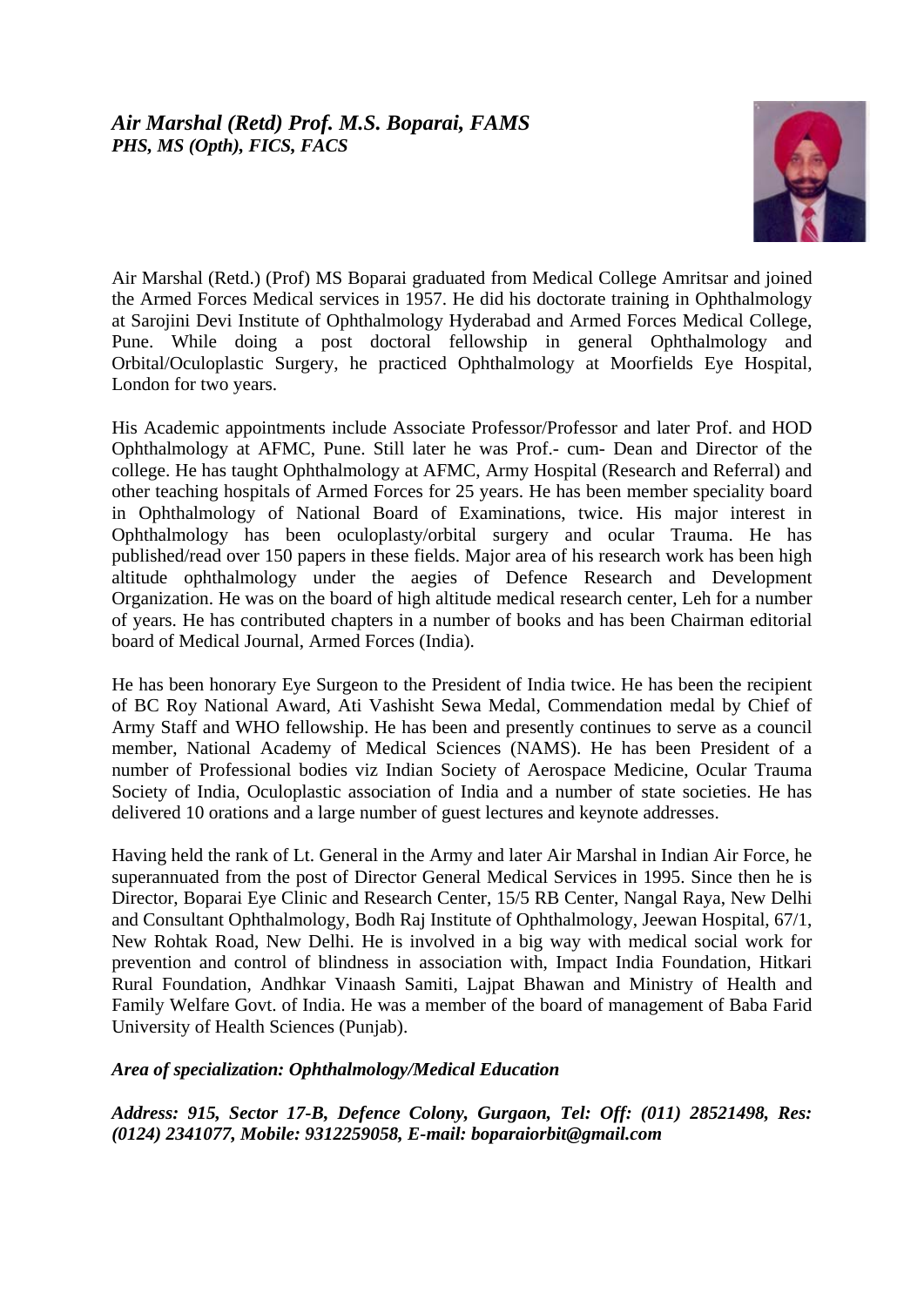***Air Marshal (Retd) Prof. M.S. Boparai, FAMS***
***PHS, MS (Opth), FICS, FACS***

Air Marshal (Retd.) (Prof) MS Boparai graduated from Medical College Amritsar and joined the Armed Forces Medical services in 1957. He did his doctorate training in Ophthalmology at Sarojini Devi Institute of Ophthalmology Hyderabad and Armed Forces Medical College, Pune. While doing a post doctoral fellowship in general Ophthalmology and Orbital/Oculoplastic Surgery, he practiced Ophthalmology at Moorfields Eye Hospital, London for two years.

His Academic appointments include Associate Professor/Professor and later Prof. and HOD Ophthalmology at AFMC, Pune. Still later he was Prof.- cum- Dean and Director of the college. He has taught Ophthalmology at AFMC, Army Hospital (Research and Referral) and other teaching hospitals of Armed Forces for 25 years. He has been member speciality board in Ophthalmology of National Board of Examinations, twice. His major interest in Ophthalmology has been oculoplasty/orbital surgery and ocular Trauma. He has published/read over 150 papers in these fields. Major area of his research work has been high altitude ophthalmology under the aegies of Defence Research and Development Organization. He was on the board of high altitude medical research center, Leh for a number of years. He has contributed chapters in a number of books and has been Chairman editorial board of Medical Journal, Armed Forces (India).

He has been honorary Eye Surgeon to the President of India twice. He has been the recipient of BC Roy National Award, Ati Vashisht Sewa Medal, Commendation medal by Chief of Army Staff and WHO fellowship. He has been and presently continues to serve as a council member, National Academy of Medical Sciences (NAMS). He has been President of a number of Professional bodies viz Indian Society of Aerospace Medicine, Ocular Trauma Society of India, Oculoplastic association of India and a number of state societies. He has delivered 10 orations and a large number of guest lectures and keynote addresses.

Having held the rank of Lt. General in the Army and later Air Marshal in Indian Air Force, he superannuated from the post of Director General Medical Services in 1995. Since then he is Director, Boparai Eye Clinic and Research Center, 15/5 RB Center, Nangal Raya, New Delhi and Consultant Ophthalmology, Bodh Raj Institute of Ophthalmology, Jeewan Hospital, 67/1, New Rohtak Road, New Delhi. He is involved in a big way with medical social work for prevention and control of blindness in association with, Impact India Foundation, Hitkari Rural Foundation, Andhkar Vinaash Samiti, Lajpat Bhawan and Ministry of Health and Family Welfare Govt. of India. He was a member of the board of management of Baba Farid University of Health Sciences (Punjab).

***Area of specialization: Ophthalmology/Medical Education***

***Address: 915, Sector 17-B, Defence Colony, Gurgaon, Tel: Off: (011) 28521498, Res: (0124) 2341077, Mobile: 9312259058, E-mail: boparaiorbit@gmail.com***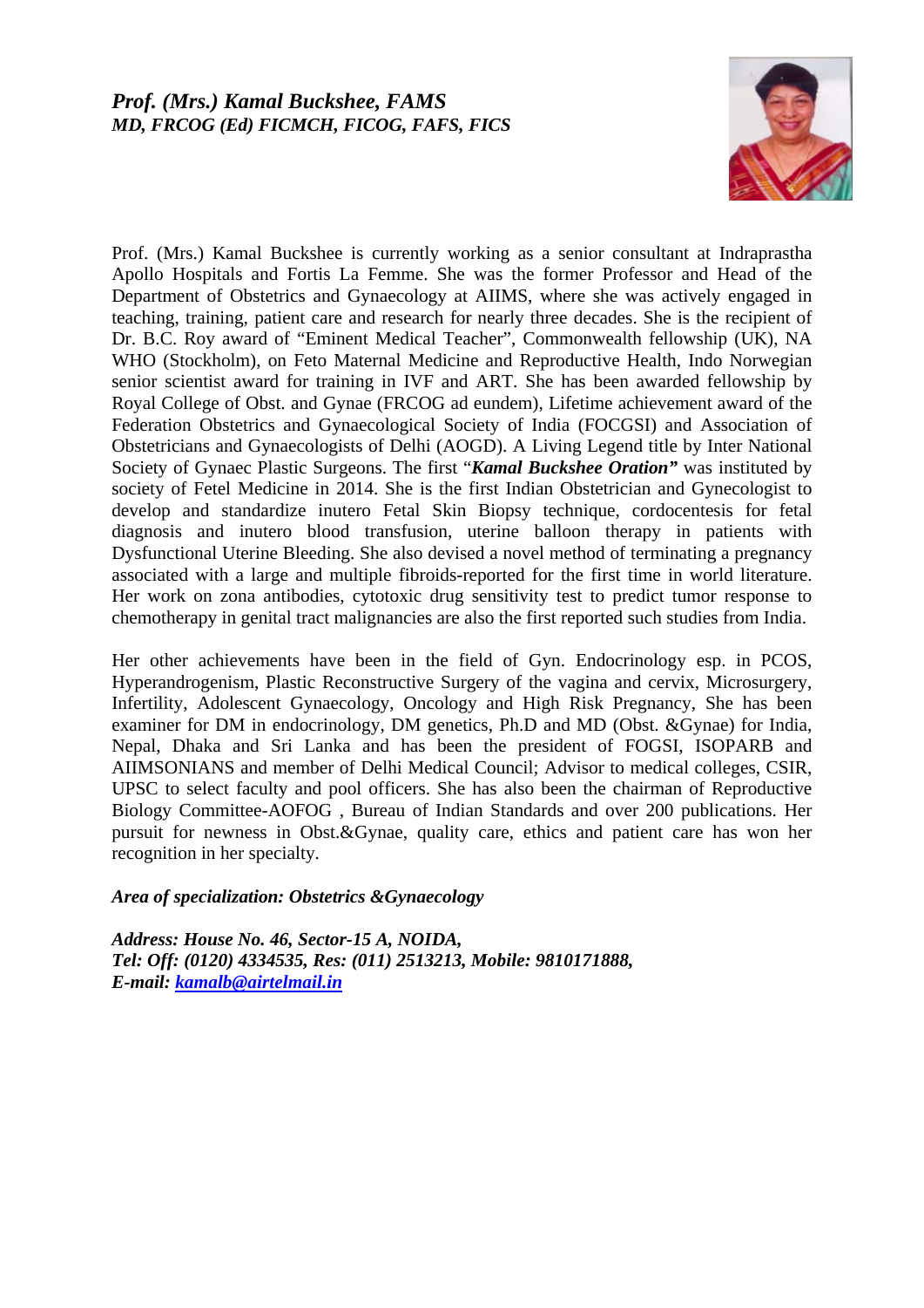## *Prof. (Mrs.) Kamal Buckshee, FAMS*
### *MD, FRCOG (Ed) FICMCH, FICOG, FAFS, FICS*

Prof. (Mrs.) Kamal Buckshee is currently working as a senior consultant at Indraprastha Apollo Hospitals and Fortis La Femme. She was the former Professor and Head of the Department of Obstetrics and Gynaecology at AIIMS, where she was actively engaged in teaching, training, patient care and research for nearly three decades. She is the recipient of Dr. B.C. Roy award of "Eminent Medical Teacher", Commonwealth fellowship (UK), NA WHO (Stockholm), on Feto Maternal Medicine and Reproductive Health, Indo Norwegian senior scientist award for training in IVF and ART. She has been awarded fellowship by Royal College of Obst. and Gynae (FRCOG ad eundem), Lifetime achievement award of the Federation Obstetrics and Gynaecological Society of India (FOCGSI) and Association of Obstetricians and Gynaecologists of Delhi (AOGD). A Living Legend title by Inter National Society of Gynaec Plastic Surgeons. The first "***Kamal Buckshee Oration"*** was instituted by society of Fetel Medicine in 2014. She is the first Indian Obstetrician and Gynecologist to develop and standardize inutero Fetal Skin Biopsy technique, cordocentesis for fetal diagnosis and inutero blood transfusion, uterine balloon therapy in patients with Dysfunctional Uterine Bleeding. She also devised a novel method of terminating a pregnancy associated with a large and multiple fibroids-reported for the first time in world literature. Her work on zona antibodies, cytotoxic drug sensitivity test to predict tumor response to chemotherapy in genital tract malignancies are also the first reported such studies from India.

Her other achievements have been in the field of Gyn. Endocrinology esp. in PCOS, Hyperandrogenism, Plastic Reconstructive Surgery of the vagina and cervix, Microsurgery, Infertility, Adolescent Gynaecology, Oncology and High Risk Pregnancy, She has been examiner for DM in endocrinology, DM genetics, Ph.D and MD (Obst. &Gynae) for India, Nepal, Dhaka and Sri Lanka and has been the president of FOGSI, ISOPARB and AIIMSONIANS and member of Delhi Medical Council; Advisor to medical colleges, CSIR, UPSC to select faculty and pool officers. She has also been the chairman of Reproductive Biology Committee-AOFOG , Bureau of Indian Standards and over 200 publications. Her pursuit for newness in Obst.&Gynae, quality care, ethics and patient care has won her recognition in her specialty.

***Area of specialization: Obstetrics &Gynaecology***

***Address: House No. 46, Sector-15 A, NOIDA,***
***Tel: Off: (0120) 4334535, Res: (011) 2513213, Mobile: 9810171888,***
***E-mail: kamalb@airtelmail.in***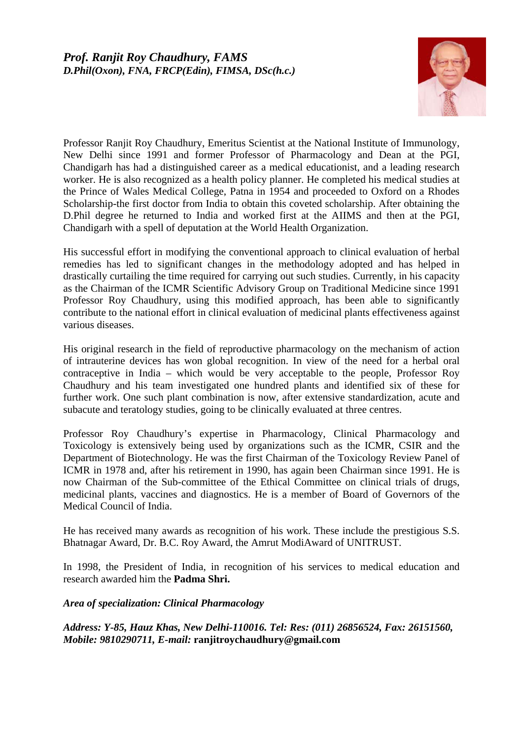## *Prof. Ranjit Roy Chaudhury, FAMS*
### *D.Phil(Oxon), FNA, FRCP(Edin), FIMSA, DSc(h.c.)*

Professor Ranjit Roy Chaudhury, Emeritus Scientist at the National Institute of Immunology, New Delhi since 1991 and former Professor of Pharmacology and Dean at the PGI, Chandigarh has had a distinguished career as a medical educationist, and a leading research worker. He is also recognized as a health policy planner. He completed his medical studies at the Prince of Wales Medical College, Patna in 1954 and proceeded to Oxford on a Rhodes Scholarship-the first doctor from India to obtain this coveted scholarship. After obtaining the D.Phil degree he returned to India and worked first at the AIIMS and then at the PGI, Chandigarh with a spell of deputation at the World Health Organization.

His successful effort in modifying the conventional approach to clinical evaluation of herbal remedies has led to significant changes in the methodology adopted and has helped in drastically curtailing the time required for carrying out such studies. Currently, in his capacity as the Chairman of the ICMR Scientific Advisory Group on Traditional Medicine since 1991 Professor Roy Chaudhury, using this modified approach, has been able to significantly contribute to the national effort in clinical evaluation of medicinal plants effectiveness against various diseases.

His original research in the field of reproductive pharmacology on the mechanism of action of intrauterine devices has won global recognition. In view of the need for a herbal oral contraceptive in India – which would be very acceptable to the people, Professor Roy Chaudhury and his team investigated one hundred plants and identified six of these for further work. One such plant combination is now, after extensive standardization, acute and subacute and teratology studies, going to be clinically evaluated at three centres.

Professor Roy Chaudhury's expertise in Pharmacology, Clinical Pharmacology and Toxicology is extensively being used by organizations such as the ICMR, CSIR and the Department of Biotechnology. He was the first Chairman of the Toxicology Review Panel of ICMR in 1978 and, after his retirement in 1990, has again been Chairman since 1991. He is now Chairman of the Sub-committee of the Ethical Committee on clinical trials of drugs, medicinal plants, vaccines and diagnostics. He is a member of Board of Governors of the Medical Council of India.

He has received many awards as recognition of his work. These include the prestigious S.S. Bhatnagar Award, Dr. B.C. Roy Award, the Amrut ModiAward of UNITRUST.

In 1998, the President of India, in recognition of his services to medical education and research awarded him the **Padma Shri.**

***Area of specialization: Clinical Pharmacology***

***Address: Y-85, Hauz Khas, New Delhi-110016. Tel: Res: (011) 26856524, Fax: 26151560, Mobile: 9810290711, E-mail:*** **ranjitroychaudhury@gmail.com**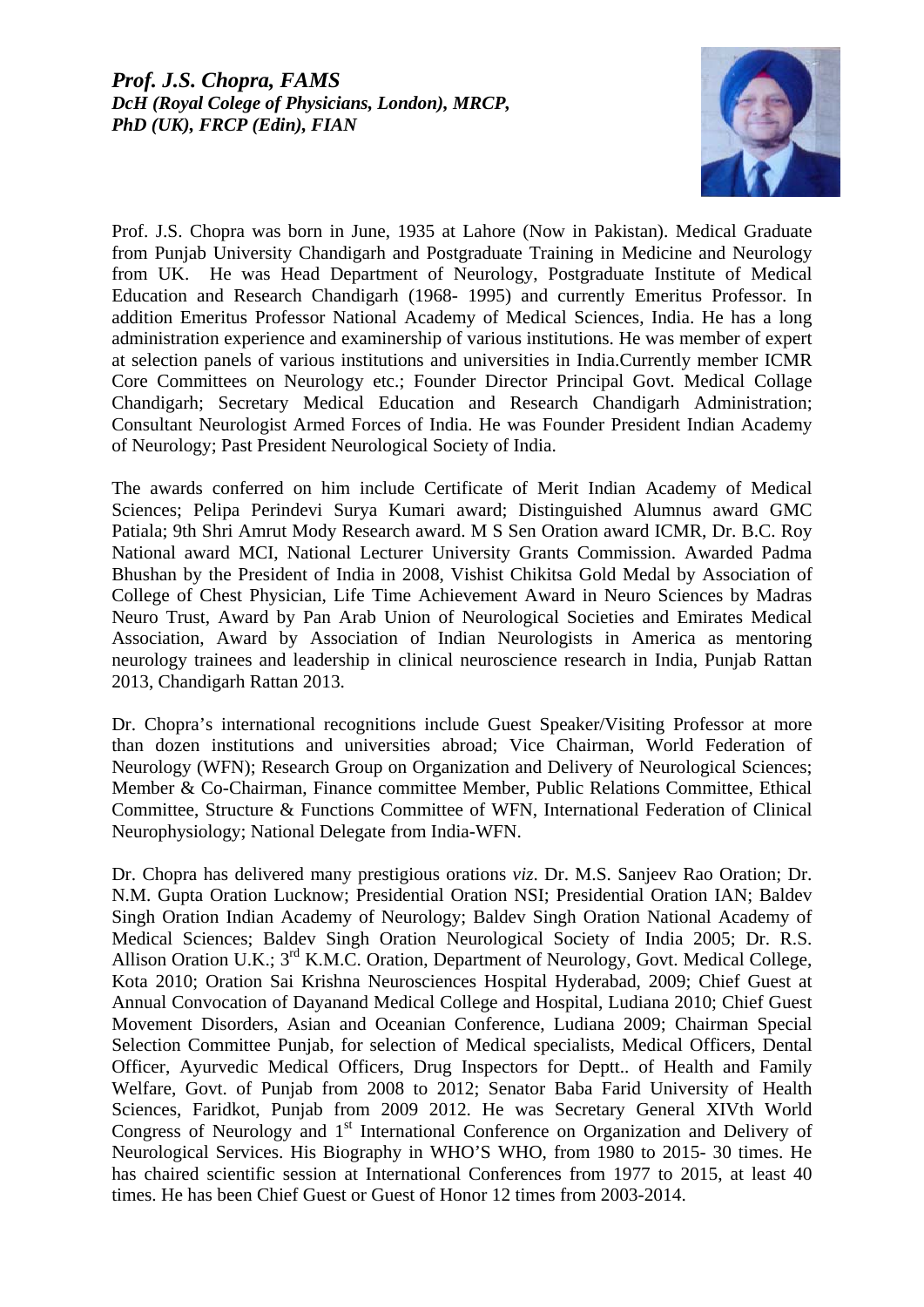***Prof. J.S. Chopra, FAMS***
***DcH (Royal Colege of Physicians, London), MRCP, PhD (UK), FRCP (Edin), FIAN***

Prof. J.S. Chopra was born in June, 1935 at Lahore (Now in Pakistan). Medical Graduate from Punjab University Chandigarh and Postgraduate Training in Medicine and Neurology from UK. He was Head Department of Neurology, Postgraduate Institute of Medical Education and Research Chandigarh (1968- 1995) and currently Emeritus Professor. In addition Emeritus Professor National Academy of Medical Sciences, India. He has a long administration experience and examinership of various institutions. He was member of expert at selection panels of various institutions and universities in India.Currently member ICMR Core Committees on Neurology etc.; Founder Director Principal Govt. Medical Collage Chandigarh; Secretary Medical Education and Research Chandigarh Administration; Consultant Neurologist Armed Forces of India. He was Founder President Indian Academy of Neurology; Past President Neurological Society of India.

The awards conferred on him include Certificate of Merit Indian Academy of Medical Sciences; Pelipa Perindevi Surya Kumari award; Distinguished Alumnus award GMC Patiala; 9th Shri Amrut Mody Research award. M S Sen Oration award ICMR, Dr. B.C. Roy National award MCI, National Lecturer University Grants Commission. Awarded Padma Bhushan by the President of India in 2008, Vishist Chikitsa Gold Medal by Association of College of Chest Physician, Life Time Achievement Award in Neuro Sciences by Madras Neuro Trust, Award by Pan Arab Union of Neurological Societies and Emirates Medical Association, Award by Association of Indian Neurologists in America as mentoring neurology trainees and leadership in clinical neuroscience research in India, Punjab Rattan 2013, Chandigarh Rattan 2013.

Dr. Chopra's international recognitions include Guest Speaker/Visiting Professor at more than dozen institutions and universities abroad; Vice Chairman, World Federation of Neurology (WFN); Research Group on Organization and Delivery of Neurological Sciences; Member & Co-Chairman, Finance committee Member, Public Relations Committee, Ethical Committee, Structure & Functions Committee of WFN, International Federation of Clinical Neurophysiology; National Delegate from India-WFN.

Dr. Chopra has delivered many prestigious orations *viz*. Dr. M.S. Sanjeev Rao Oration; Dr. N.M. Gupta Oration Lucknow; Presidential Oration NSI; Presidential Oration IAN; Baldev Singh Oration Indian Academy of Neurology; Baldev Singh Oration National Academy of Medical Sciences; Baldev Singh Oration Neurological Society of India 2005; Dr. R.S. Allison Oration U.K.; 3rd K.M.C. Oration, Department of Neurology, Govt. Medical College, Kota 2010; Oration Sai Krishna Neurosciences Hospital Hyderabad, 2009; Chief Guest at Annual Convocation of Dayanand Medical College and Hospital, Ludiana 2010; Chief Guest Movement Disorders, Asian and Oceanian Conference, Ludiana 2009; Chairman Special Selection Committee Punjab, for selection of Medical specialists, Medical Officers, Dental Officer, Ayurvedic Medical Officers, Drug Inspectors for Deptt.. of Health and Family Welfare, Govt. of Punjab from 2008 to 2012; Senator Baba Farid University of Health Sciences, Faridkot, Punjab from 2009 2012. He was Secretary General XIVth World Congress of Neurology and 1st International Conference on Organization and Delivery of Neurological Services. His Biography in WHO'S WHO, from 1980 to 2015- 30 times. He has chaired scientific session at International Conferences from 1977 to 2015, at least 40 times. He has been Chief Guest or Guest of Honor 12 times from 2003-2014.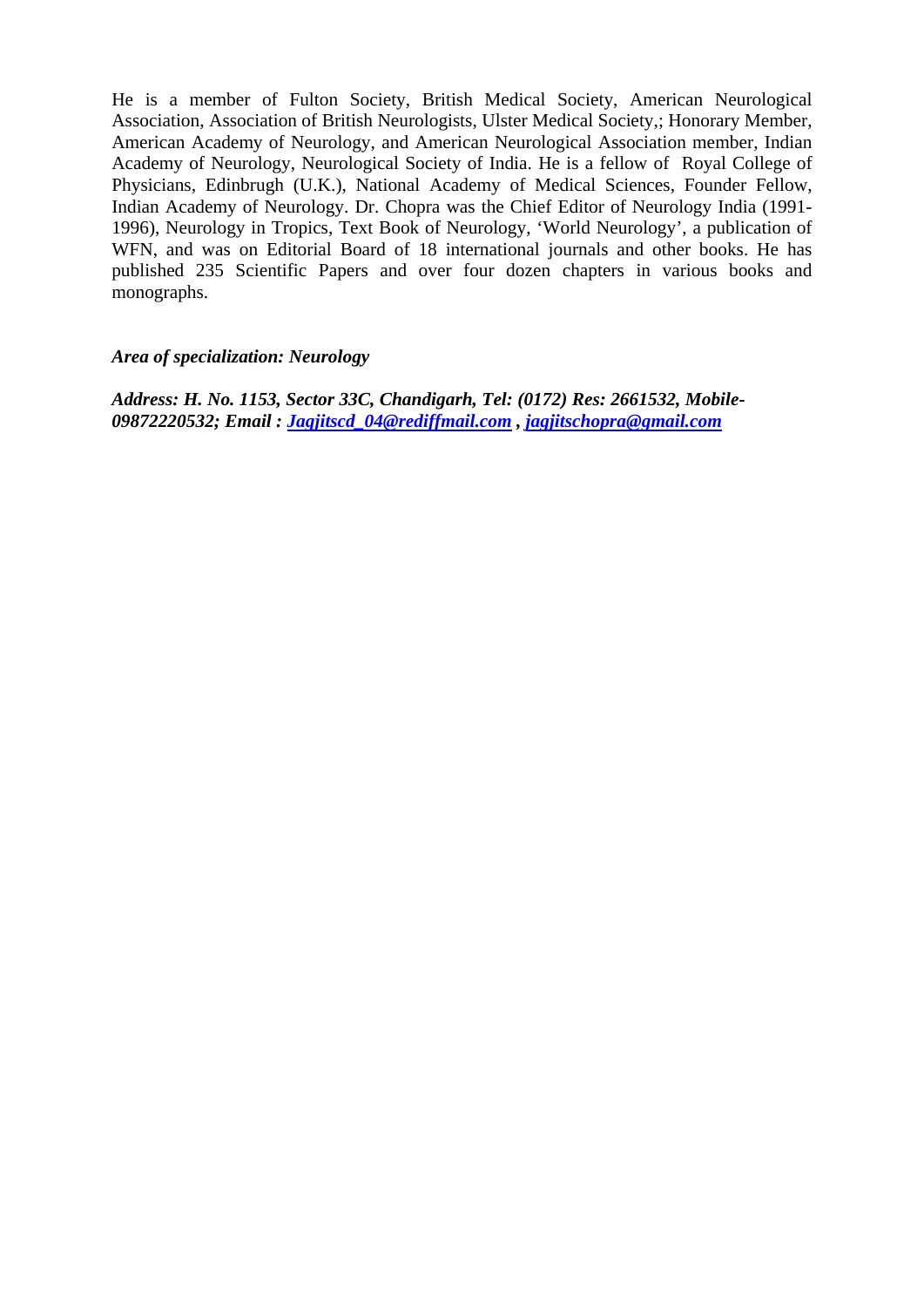He is a member of Fulton Society, British Medical Society, American Neurological Association, Association of British Neurologists, Ulster Medical Society,; Honorary Member, American Academy of Neurology, and American Neurological Association member, Indian Academy of Neurology, Neurological Society of India. He is a fellow of Royal College of Physicians, Edinbrugh (U.K.), National Academy of Medical Sciences, Founder Fellow, Indian Academy of Neurology. Dr. Chopra was the Chief Editor of Neurology India (1991-1996), Neurology in Tropics, Text Book of Neurology, 'World Neurology', a publication of WFN, and was on Editorial Board of 18 international journals and other books. He has published 235 Scientific Papers and over four dozen chapters in various books and monographs.

***Area of specialization: Neurology***

***Address: H. No. 1153, Sector 33C, Chandigarh, Tel: (0172) Res: 2661532, Mobile-09872220532; Email : Jagjitscd_04@rediffmail.com , jagjitschopra@gmail.com***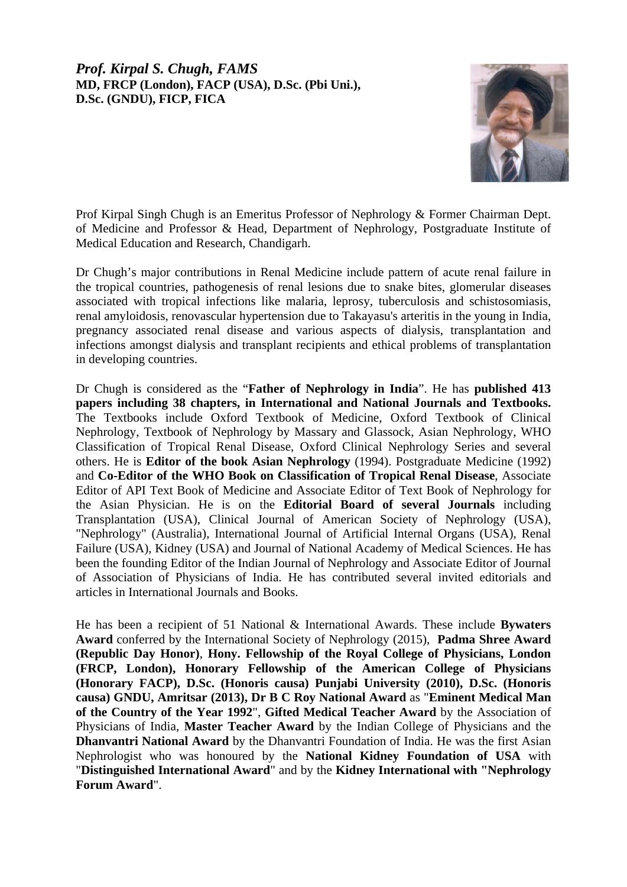***Prof. Kirpal S. Chugh, FAMS***
**MD, FRCP (London), FACP (USA), D.Sc. (Pbi Uni.), D.Sc. (GNDU), FICP, FICA**

Prof Kirpal Singh Chugh is an Emeritus Professor of Nephrology & Former Chairman Dept. of Medicine and Professor & Head, Department of Nephrology, Postgraduate Institute of Medical Education and Research, Chandigarh.

Dr Chugh's major contributions in Renal Medicine include pattern of acute renal failure in the tropical countries, pathogenesis of renal lesions due to snake bites, glomerular diseases associated with tropical infections like malaria, leprosy, tuberculosis and schistosomiasis, renal amyloidosis, renovascular hypertension due to Takayasu's arteritis in the young in India, pregnancy associated renal disease and various aspects of dialysis, transplantation and infections amongst dialysis and transplant recipients and ethical problems of transplantation in developing countries.

Dr Chugh is considered as the "**Father of Nephrology in India**". He has **published 413 papers including 38 chapters, in International and National Journals and Textbooks.** The Textbooks include Oxford Textbook of Medicine, Oxford Textbook of Clinical Nephrology, Textbook of Nephrology by Massary and Glassock, Asian Nephrology, WHO Classification of Tropical Renal Disease, Oxford Clinical Nephrology Series and several others. He is **Editor of the book Asian Nephrology** (1994). Postgraduate Medicine (1992) and **Co-Editor of the WHO Book on Classification of Tropical Renal Disease**, Associate Editor of API Text Book of Medicine and Associate Editor of Text Book of Nephrology for the Asian Physician. He is on the **Editorial Board of several Journals** including Transplantation (USA), Clinical Journal of American Society of Nephrology (USA), "Nephrology" (Australia), International Journal of Artificial Internal Organs (USA), Renal Failure (USA), Kidney (USA) and Journal of National Academy of Medical Sciences. He has been the founding Editor of the Indian Journal of Nephrology and Associate Editor of Journal of Association of Physicians of India. He has contributed several invited editorials and articles in International Journals and Books.

He has been a recipient of 51 National & International Awards. These include **Bywaters Award** conferred by the International Society of Nephrology (2015), **Padma Shree Award (Republic Day Honor)**, **Hony. Fellowship of the Royal College of Physicians, London (FRCP, London), Honorary Fellowship of the American College of Physicians (Honorary FACP), D.Sc. (Honoris causa) Punjabi University (2010), D.Sc. (Honoris causa) GNDU, Amritsar (2013), Dr B C Roy National Award** as "**Eminent Medical Man of the Country of the Year 1992**", **Gifted Medical Teacher Award** by the Association of Physicians of India, **Master Teacher Award** by the Indian College of Physicians and the **Dhanvantri National Award** by the Dhanvantri Foundation of India. He was the first Asian Nephrologist who was honoured by the **National Kidney Foundation of USA** with "**Distinguished International Award**" and by the **Kidney International with "Nephrology Forum Award**".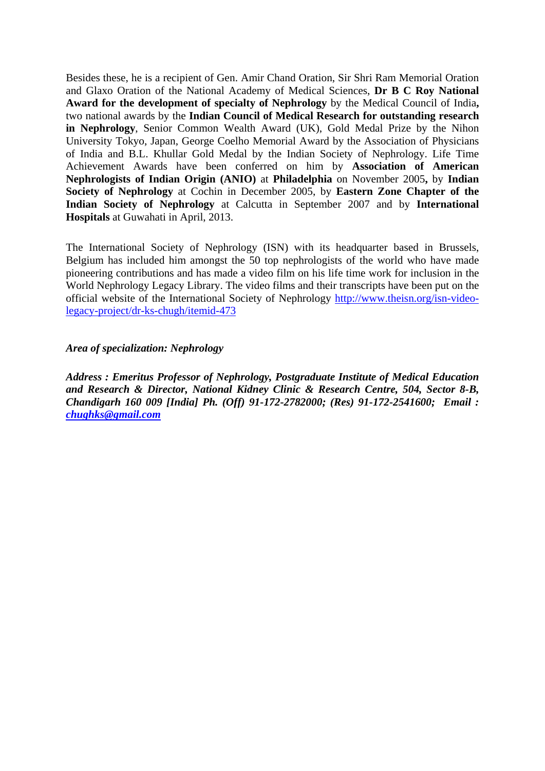Besides these, he is a recipient of Gen. Amir Chand Oration, Sir Shri Ram Memorial Oration and Glaxo Oration of the National Academy of Medical Sciences, **Dr B C Roy National Award for the development of specialty of Nephrology** by the Medical Council of India**,** two national awards by the **Indian Council of Medical Research for outstanding research in Nephrology**, Senior Common Wealth Award (UK), Gold Medal Prize by the Nihon University Tokyo, Japan, George Coelho Memorial Award by the Association of Physicians of India and B.L. Khullar Gold Medal by the Indian Society of Nephrology. Life Time Achievement Awards have been conferred on him by **Association of American Nephrologists of Indian Origin (ANIO)** at **Philadelphia** on November 2005**,** by **Indian Society of Nephrology** at Cochin in December 2005, by **Eastern Zone Chapter of the Indian Society of Nephrology** at Calcutta in September 2007 and by **International Hospitals** at Guwahati in April, 2013.

The International Society of Nephrology (ISN) with its headquarter based in Brussels, Belgium has included him amongst the 50 top nephrologists of the world who have made pioneering contributions and has made a video film on his life time work for inclusion in the World Nephrology Legacy Library. The video films and their transcripts have been put on the official website of the International Society of Nephrology [http://www.theisn.org/isn-video-legacy-project/dr-ks-chugh/itemid-473](http://www.theisn.org/isn-video-legacy-project/dr-ks-chugh/itemid-473)

***Area of specialization: Nephrology***

***Address : Emeritus Professor of Nephrology, Postgraduate Institute of Medical Education and Research & Director, National Kidney Clinic & Research Centre, 504, Sector 8-B, Chandigarh 160 009 [India] Ph. (Off) 91-172-2782000; (Res) 91-172-2541600; Email : chughks@gmail.com***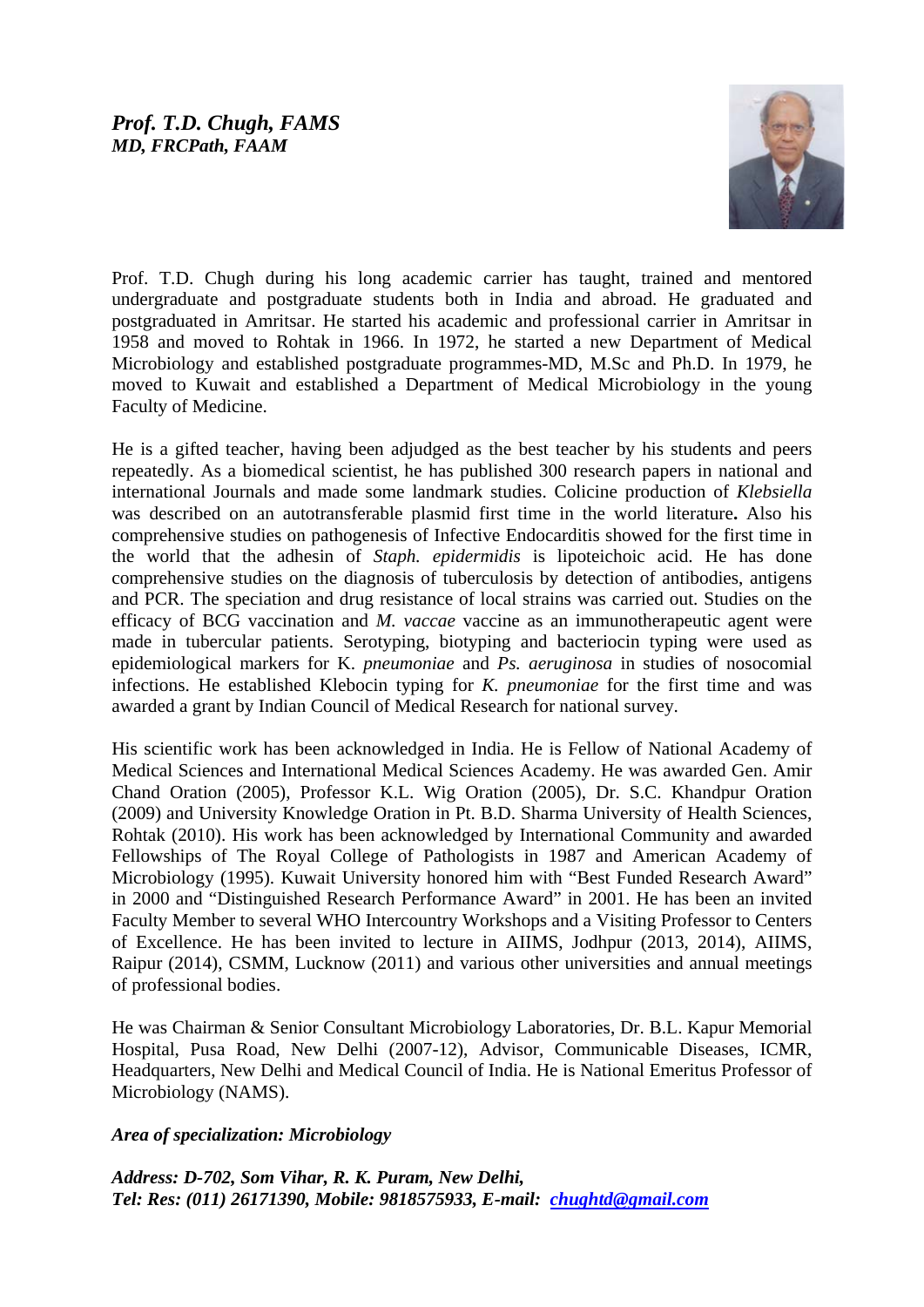***Prof. T.D. Chugh, FAMS***
***MD, FRCPath, FAAM***

Prof. T.D. Chugh during his long academic carrier has taught, trained and mentored undergraduate and postgraduate students both in India and abroad. He graduated and postgraduated in Amritsar. He started his academic and professional carrier in Amritsar in 1958 and moved to Rohtak in 1966. In 1972, he started a new Department of Medical Microbiology and established postgraduate programmes-MD, M.Sc and Ph.D. In 1979, he moved to Kuwait and established a Department of Medical Microbiology in the young Faculty of Medicine.

He is a gifted teacher, having been adjudged as the best teacher by his students and peers repeatedly. As a biomedical scientist, he has published 300 research papers in national and international Journals and made some landmark studies. Colicine production of *Klebsiella* was described on an autotransferable plasmid first time in the world literature**.** Also his comprehensive studies on pathogenesis of Infective Endocarditis showed for the first time in the world that the adhesin of *Staph. epidermidis* is lipoteichoic acid. He has done comprehensive studies on the diagnosis of tuberculosis by detection of antibodies, antigens and PCR. The speciation and drug resistance of local strains was carried out. Studies on the efficacy of BCG vaccination and *M. vaccae* vaccine as an immunotherapeutic agent were made in tubercular patients. Serotyping, biotyping and bacteriocin typing were used as epidemiological markers for K. *pneumoniae* and *Ps. aeruginosa* in studies of nosocomial infections. He established Klebocin typing for *K. pneumoniae* for the first time and was awarded a grant by Indian Council of Medical Research for national survey.

His scientific work has been acknowledged in India. He is Fellow of National Academy of Medical Sciences and International Medical Sciences Academy. He was awarded Gen. Amir Chand Oration (2005), Professor K.L. Wig Oration (2005), Dr. S.C. Khandpur Oration (2009) and University Knowledge Oration in Pt. B.D. Sharma University of Health Sciences, Rohtak (2010). His work has been acknowledged by International Community and awarded Fellowships of The Royal College of Pathologists in 1987 and American Academy of Microbiology (1995). Kuwait University honored him with "Best Funded Research Award" in 2000 and "Distinguished Research Performance Award" in 2001. He has been an invited Faculty Member to several WHO Intercountry Workshops and a Visiting Professor to Centers of Excellence. He has been invited to lecture in AIIMS, Jodhpur (2013, 2014), AIIMS, Raipur (2014), CSMM, Lucknow (2011) and various other universities and annual meetings of professional bodies.

He was Chairman & Senior Consultant Microbiology Laboratories, Dr. B.L. Kapur Memorial Hospital, Pusa Road, New Delhi (2007-12), Advisor, Communicable Diseases, ICMR, Headquarters, New Delhi and Medical Council of India. He is National Emeritus Professor of Microbiology (NAMS).

***Area of specialization: Microbiology***

***Address: D-702, Som Vihar, R. K. Puram, New Delhi,***
***Tel: Res: (011) 26171390, Mobile: 9818575933, E-mail: chughtd@gmail.com***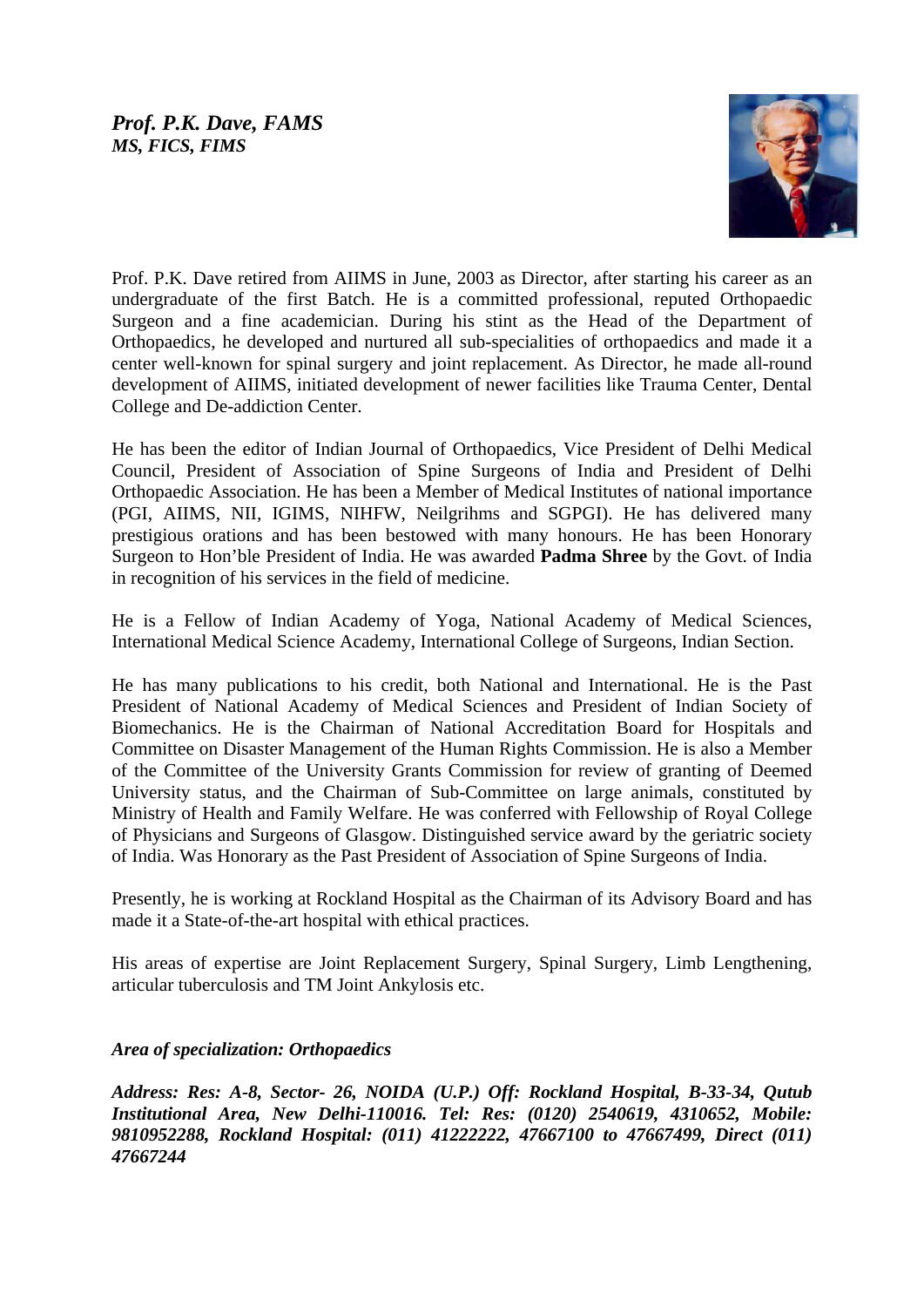***Prof. P.K. Dave, FAMS***
***MS, FICS, FIMS***

Prof. P.K. Dave retired from AIIMS in June, 2003 as Director, after starting his career as an undergraduate of the first Batch. He is a committed professional, reputed Orthopaedic Surgeon and a fine academician. During his stint as the Head of the Department of Orthopaedics, he developed and nurtured all sub-specialities of orthopaedics and made it a center well-known for spinal surgery and joint replacement. As Director, he made all-round development of AIIMS, initiated development of newer facilities like Trauma Center, Dental College and De-addiction Center.

He has been the editor of Indian Journal of Orthopaedics, Vice President of Delhi Medical Council, President of Association of Spine Surgeons of India and President of Delhi Orthopaedic Association. He has been a Member of Medical Institutes of national importance (PGI, AIIMS, NII, IGIMS, NIHFW, Neilgrihms and SGPGI). He has delivered many prestigious orations and has been bestowed with many honours. He has been Honorary Surgeon to Hon'ble President of India. He was awarded **Padma Shree** by the Govt. of India in recognition of his services in the field of medicine.

He is a Fellow of Indian Academy of Yoga, National Academy of Medical Sciences, International Medical Science Academy, International College of Surgeons, Indian Section.

He has many publications to his credit, both National and International. He is the Past President of National Academy of Medical Sciences and President of Indian Society of Biomechanics. He is the Chairman of National Accreditation Board for Hospitals and Committee on Disaster Management of the Human Rights Commission. He is also a Member of the Committee of the University Grants Commission for review of granting of Deemed University status, and the Chairman of Sub-Committee on large animals, constituted by Ministry of Health and Family Welfare. He was conferred with Fellowship of Royal College of Physicians and Surgeons of Glasgow. Distinguished service award by the geriatric society of India. Was Honorary as the Past President of Association of Spine Surgeons of India.

Presently, he is working at Rockland Hospital as the Chairman of its Advisory Board and has made it a State-of-the-art hospital with ethical practices.

His areas of expertise are Joint Replacement Surgery, Spinal Surgery, Limb Lengthening, articular tuberculosis and TM Joint Ankylosis etc.

***Area of specialization: Orthopaedics***

***Address: Res: A-8, Sector- 26, NOIDA (U.P.) Off: Rockland Hospital, B-33-34, Qutub Institutional Area, New Delhi-110016. Tel: Res: (0120) 2540619, 4310652, Mobile: 9810952288, Rockland Hospital: (011) 41222222, 47667100 to 47667499, Direct (011) 47667244***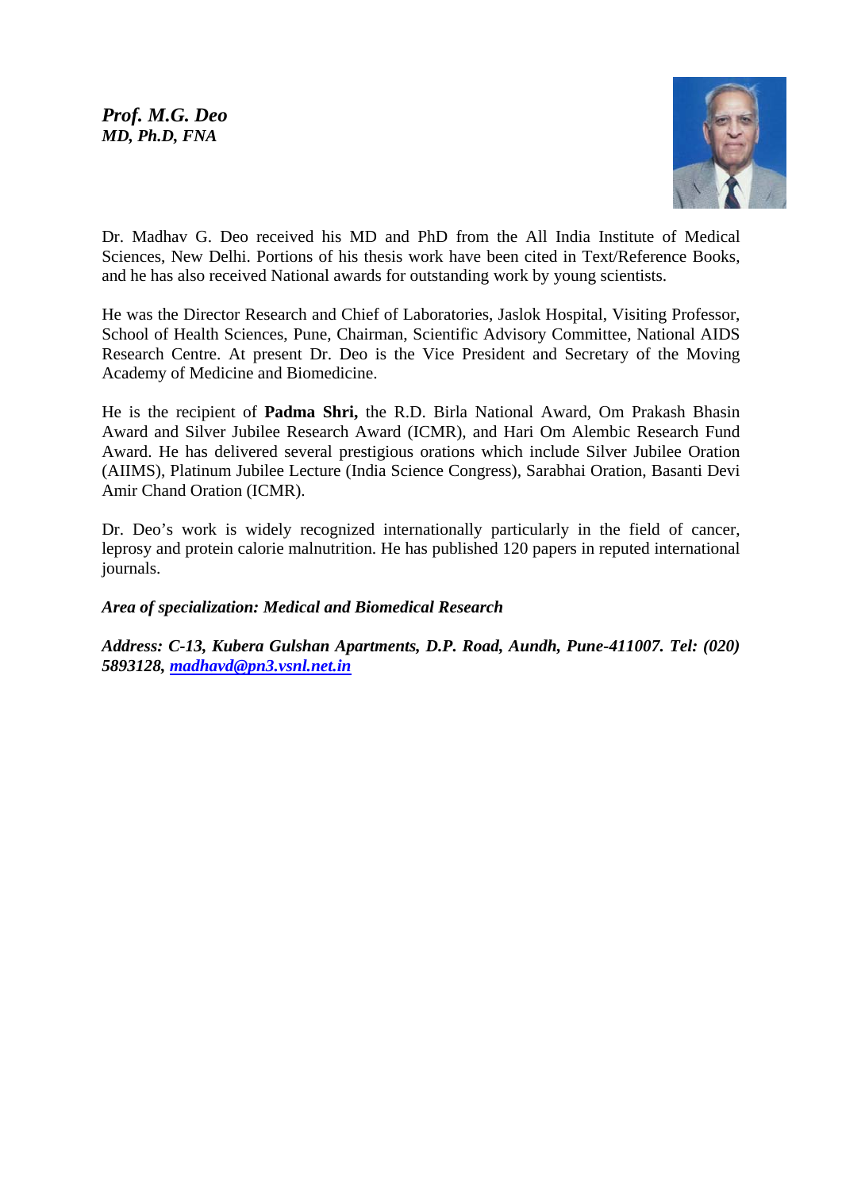***Prof. M.G. Deo***
***MD, Ph.D, FNA***

Dr. Madhav G. Deo received his MD and PhD from the All India Institute of Medical Sciences, New Delhi. Portions of his thesis work have been cited in Text/Reference Books, and he has also received National awards for outstanding work by young scientists.

He was the Director Research and Chief of Laboratories, Jaslok Hospital, Visiting Professor, School of Health Sciences, Pune, Chairman, Scientific Advisory Committee, National AIDS Research Centre. At present Dr. Deo is the Vice President and Secretary of the Moving Academy of Medicine and Biomedicine.

He is the recipient of **Padma Shri,** the R.D. Birla National Award, Om Prakash Bhasin Award and Silver Jubilee Research Award (ICMR), and Hari Om Alembic Research Fund Award. He has delivered several prestigious orations which include Silver Jubilee Oration (AIIMS), Platinum Jubilee Lecture (India Science Congress), Sarabhai Oration, Basanti Devi Amir Chand Oration (ICMR).

Dr. Deo's work is widely recognized internationally particularly in the field of cancer, leprosy and protein calorie malnutrition. He has published 120 papers in reputed international journals.

***Area of specialization: Medical and Biomedical Research***

***Address: C-13, Kubera Gulshan Apartments, D.P. Road, Aundh, Pune-411007. Tel: (020) 5893128, madhavd@pn3.vsnl.net.in***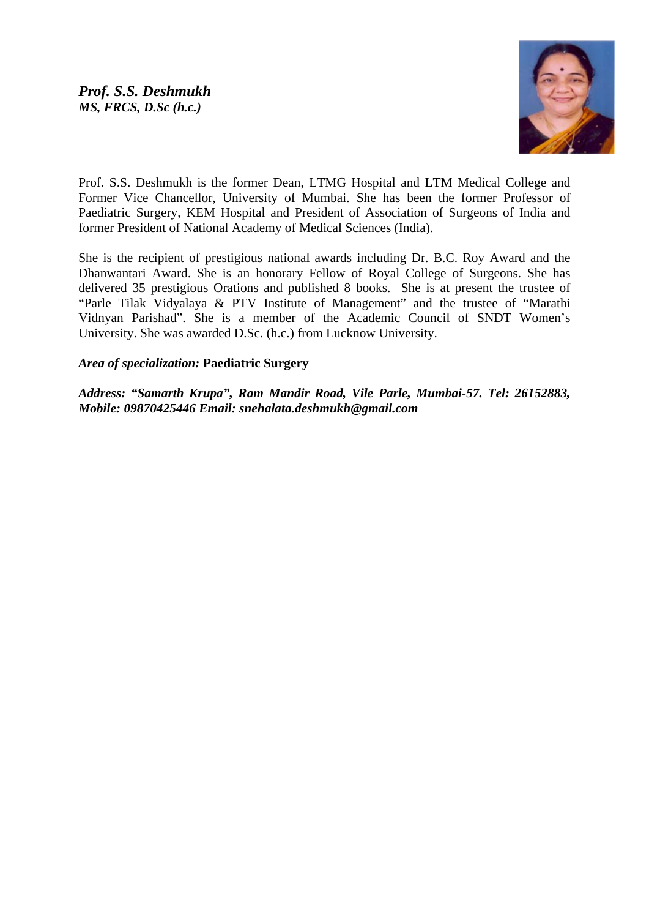***Prof. S.S. Deshmukh***
***MS, FRCS, D.Sc (h.c.)***

Prof. S.S. Deshmukh is the former Dean, LTMG Hospital and LTM Medical College and Former Vice Chancellor, University of Mumbai. She has been the former Professor of Paediatric Surgery, KEM Hospital and President of Association of Surgeons of India and former President of National Academy of Medical Sciences (India).

She is the recipient of prestigious national awards including Dr. B.C. Roy Award and the Dhanwantari Award. She is an honorary Fellow of Royal College of Surgeons. She has delivered 35 prestigious Orations and published 8 books. She is at present the trustee of "Parle Tilak Vidyalaya & PTV Institute of Management" and the trustee of "Marathi Vidnyan Parishad". She is a member of the Academic Council of SNDT Women's University. She was awarded D.Sc. (h.c.) from Lucknow University.

***Area of specialization:*** **Paediatric Surgery**

***Address: "Samarth Krupa", Ram Mandir Road, Vile Parle, Mumbai-57. Tel: 26152883, Mobile: 09870425446 Email: snehalata.deshmukh@gmail.com***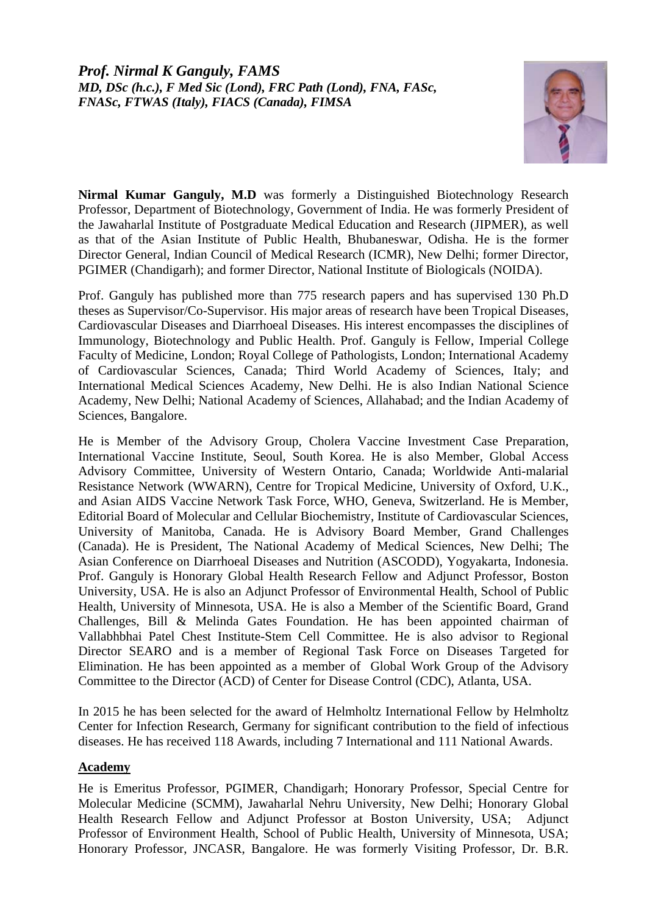***Prof. Nirmal K Ganguly, FAMS***
***MD, DSc (h.c.), F Med Sic (Lond), FRC Path (Lond), FNA, FASc, FNASc, FTWAS (Italy), FIACS (Canada), FIMSA***

**Nirmal Kumar Ganguly, M.D** was formerly a Distinguished Biotechnology Research Professor, Department of Biotechnology, Government of India. He was formerly President of the Jawaharlal Institute of Postgraduate Medical Education and Research (JIPMER), as well as that of the Asian Institute of Public Health, Bhubaneswar, Odisha. He is the former Director General, Indian Council of Medical Research (ICMR), New Delhi; former Director, PGIMER (Chandigarh); and former Director, National Institute of Biologicals (NOIDA).

Prof. Ganguly has published more than 775 research papers and has supervised 130 Ph.D theses as Supervisor/Co-Supervisor. His major areas of research have been Tropical Diseases, Cardiovascular Diseases and Diarrhoeal Diseases. His interest encompasses the disciplines of Immunology, Biotechnology and Public Health. Prof. Ganguly is Fellow, Imperial College Faculty of Medicine, London; Royal College of Pathologists, London; International Academy of Cardiovascular Sciences, Canada; Third World Academy of Sciences, Italy; and International Medical Sciences Academy, New Delhi. He is also Indian National Science Academy, New Delhi; National Academy of Sciences, Allahabad; and the Indian Academy of Sciences, Bangalore.

He is Member of the Advisory Group, Cholera Vaccine Investment Case Preparation, International Vaccine Institute, Seoul, South Korea. He is also Member, Global Access Advisory Committee, University of Western Ontario, Canada; Worldwide Anti-malarial Resistance Network (WWARN), Centre for Tropical Medicine, University of Oxford, U.K., and Asian AIDS Vaccine Network Task Force, WHO, Geneva, Switzerland. He is Member, Editorial Board of Molecular and Cellular Biochemistry, Institute of Cardiovascular Sciences, University of Manitoba, Canada. He is Advisory Board Member, Grand Challenges (Canada). He is President, The National Academy of Medical Sciences, New Delhi; The Asian Conference on Diarrhoeal Diseases and Nutrition (ASCODD), Yogyakarta, Indonesia. Prof. Ganguly is Honorary Global Health Research Fellow and Adjunct Professor, Boston University, USA. He is also an Adjunct Professor of Environmental Health, School of Public Health, University of Minnesota, USA. He is also a Member of the Scientific Board, Grand Challenges, Bill & Melinda Gates Foundation. He has been appointed chairman of Vallabhbhai Patel Chest Institute-Stem Cell Committee. He is also advisor to Regional Director SEARO and is a member of Regional Task Force on Diseases Targeted for Elimination. He has been appointed as a member of Global Work Group of the Advisory Committee to the Director (ACD) of Center for Disease Control (CDC), Atlanta, USA.

In 2015 he has been selected for the award of Helmholtz International Fellow by Helmholtz Center for Infection Research, Germany for significant contribution to the field of infectious diseases. He has received 118 Awards, including 7 International and 111 National Awards.

**<u>Academy</u>**

He is Emeritus Professor, PGIMER, Chandigarh; Honorary Professor, Special Centre for Molecular Medicine (SCMM), Jawaharlal Nehru University, New Delhi; Honorary Global Health Research Fellow and Adjunct Professor at Boston University, USA; Adjunct Professor of Environment Health, School of Public Health, University of Minnesota, USA; Honorary Professor, JNCASR, Bangalore. He was formerly Visiting Professor, Dr. B.R.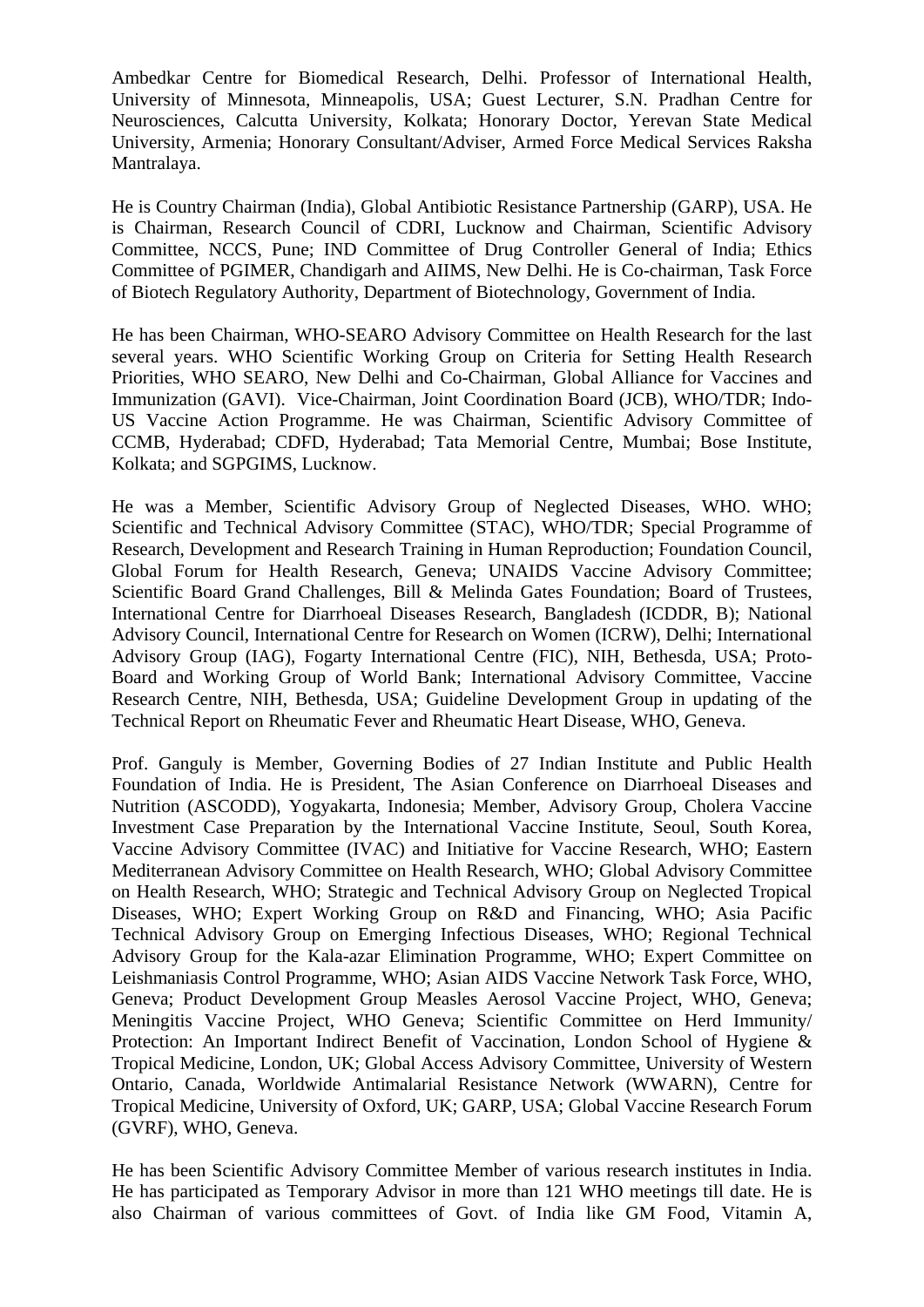Ambedkar Centre for Biomedical Research, Delhi. Professor of International Health, University of Minnesota, Minneapolis, USA; Guest Lecturer, S.N. Pradhan Centre for Neurosciences, Calcutta University, Kolkata; Honorary Doctor, Yerevan State Medical University, Armenia; Honorary Consultant/Adviser, Armed Force Medical Services Raksha Mantralaya.

He is Country Chairman (India), Global Antibiotic Resistance Partnership (GARP), USA. He is Chairman, Research Council of CDRI, Lucknow and Chairman, Scientific Advisory Committee, NCCS, Pune; IND Committee of Drug Controller General of India; Ethics Committee of PGIMER, Chandigarh and AIIMS, New Delhi. He is Co-chairman, Task Force of Biotech Regulatory Authority, Department of Biotechnology, Government of India.

He has been Chairman, WHO-SEARO Advisory Committee on Health Research for the last several years. WHO Scientific Working Group on Criteria for Setting Health Research Priorities, WHO SEARO, New Delhi and Co-Chairman, Global Alliance for Vaccines and Immunization (GAVI). Vice-Chairman, Joint Coordination Board (JCB), WHO/TDR; Indo-US Vaccine Action Programme. He was Chairman, Scientific Advisory Committee of CCMB, Hyderabad; CDFD, Hyderabad; Tata Memorial Centre, Mumbai; Bose Institute, Kolkata; and SGPGIMS, Lucknow.

He was a Member, Scientific Advisory Group of Neglected Diseases, WHO. WHO; Scientific and Technical Advisory Committee (STAC), WHO/TDR; Special Programme of Research, Development and Research Training in Human Reproduction; Foundation Council, Global Forum for Health Research, Geneva; UNAIDS Vaccine Advisory Committee; Scientific Board Grand Challenges, Bill & Melinda Gates Foundation; Board of Trustees, International Centre for Diarrhoeal Diseases Research, Bangladesh (ICDDR, B); National Advisory Council, International Centre for Research on Women (ICRW), Delhi; International Advisory Group (IAG), Fogarty International Centre (FIC), NIH, Bethesda, USA; Proto-Board and Working Group of World Bank; International Advisory Committee, Vaccine Research Centre, NIH, Bethesda, USA; Guideline Development Group in updating of the Technical Report on Rheumatic Fever and Rheumatic Heart Disease, WHO, Geneva.

Prof. Ganguly is Member, Governing Bodies of 27 Indian Institute and Public Health Foundation of India. He is President, The Asian Conference on Diarrhoeal Diseases and Nutrition (ASCODD), Yogyakarta, Indonesia; Member, Advisory Group, Cholera Vaccine Investment Case Preparation by the International Vaccine Institute, Seoul, South Korea, Vaccine Advisory Committee (IVAC) and Initiative for Vaccine Research, WHO; Eastern Mediterranean Advisory Committee on Health Research, WHO; Global Advisory Committee on Health Research, WHO; Strategic and Technical Advisory Group on Neglected Tropical Diseases, WHO; Expert Working Group on R&D and Financing, WHO; Asia Pacific Technical Advisory Group on Emerging Infectious Diseases, WHO; Regional Technical Advisory Group for the Kala-azar Elimination Programme, WHO; Expert Committee on Leishmaniasis Control Programme, WHO; Asian AIDS Vaccine Network Task Force, WHO, Geneva; Product Development Group Measles Aerosol Vaccine Project, WHO, Geneva; Meningitis Vaccine Project, WHO Geneva; Scientific Committee on Herd Immunity/ Protection: An Important Indirect Benefit of Vaccination, London School of Hygiene & Tropical Medicine, London, UK; Global Access Advisory Committee, University of Western Ontario, Canada, Worldwide Antimalarial Resistance Network (WWARN), Centre for Tropical Medicine, University of Oxford, UK; GARP, USA; Global Vaccine Research Forum (GVRF), WHO, Geneva.

He has been Scientific Advisory Committee Member of various research institutes in India. He has participated as Temporary Advisor in more than 121 WHO meetings till date. He is also Chairman of various committees of Govt. of India like GM Food, Vitamin A,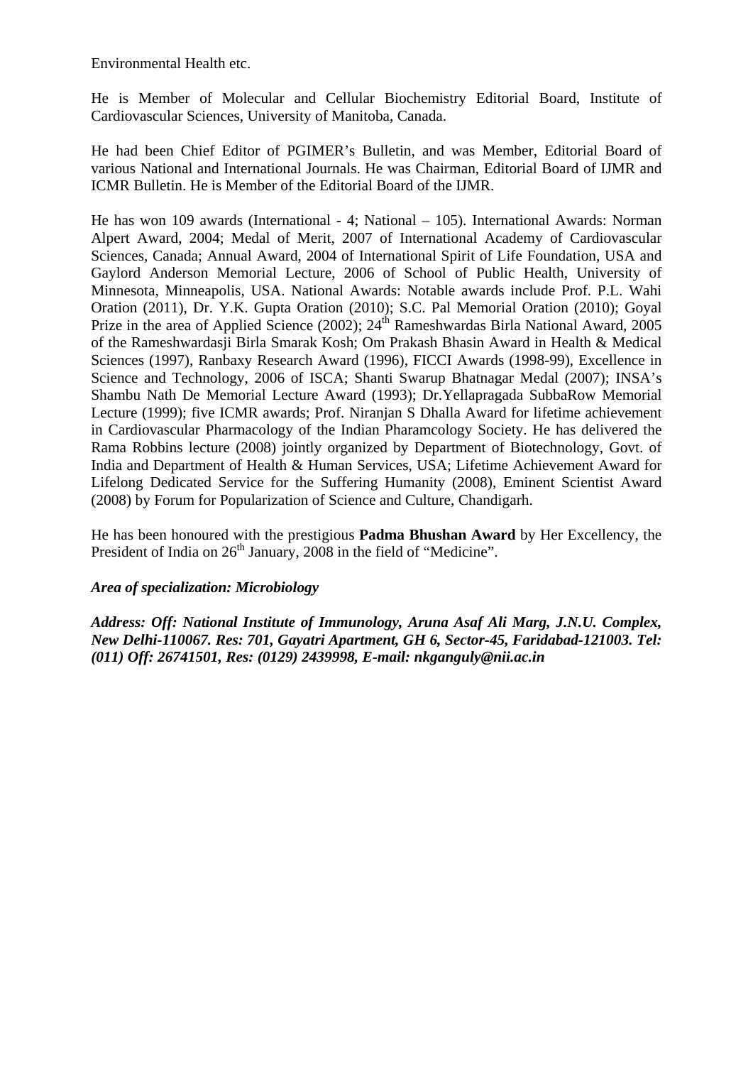Environmental Health etc.

He is Member of Molecular and Cellular Biochemistry Editorial Board, Institute of Cardiovascular Sciences, University of Manitoba, Canada.

He had been Chief Editor of PGIMER's Bulletin, and was Member, Editorial Board of various National and International Journals. He was Chairman, Editorial Board of IJMR and ICMR Bulletin. He is Member of the Editorial Board of the IJMR.

He has won 109 awards (International - 4; National – 105). International Awards: Norman Alpert Award, 2004; Medal of Merit, 2007 of International Academy of Cardiovascular Sciences, Canada; Annual Award, 2004 of International Spirit of Life Foundation, USA and Gaylord Anderson Memorial Lecture, 2006 of School of Public Health, University of Minnesota, Minneapolis, USA. National Awards: Notable awards include Prof. P.L. Wahi Oration (2011), Dr. Y.K. Gupta Oration (2010); S.C. Pal Memorial Oration (2010); Goyal Prize in the area of Applied Science (2002); 24th Rameshwardas Birla National Award, 2005 of the Rameshwardasji Birla Smarak Kosh; Om Prakash Bhasin Award in Health & Medical Sciences (1997), Ranbaxy Research Award (1996), FICCI Awards (1998-99), Excellence in Science and Technology, 2006 of ISCA; Shanti Swarup Bhatnagar Medal (2007); INSA's Shambu Nath De Memorial Lecture Award (1993); Dr.Yellapragada SubbaRow Memorial Lecture (1999); five ICMR awards; Prof. Niranjan S Dhalla Award for lifetime achievement in Cardiovascular Pharmacology of the Indian Pharamcology Society. He has delivered the Rama Robbins lecture (2008) jointly organized by Department of Biotechnology, Govt. of India and Department of Health & Human Services, USA; Lifetime Achievement Award for Lifelong Dedicated Service for the Suffering Humanity (2008), Eminent Scientist Award (2008) by Forum for Popularization of Science and Culture, Chandigarh.

He has been honoured with the prestigious **Padma Bhushan Award** by Her Excellency, the President of India on 26th January, 2008 in the field of "Medicine".

***Area of specialization: Microbiology***

***Address: Off: National Institute of Immunology, Aruna Asaf Ali Marg, J.N.U. Complex, New Delhi-110067. Res: 701, Gayatri Apartment, GH 6, Sector-45, Faridabad-121003. Tel: (011) Off: 26741501, Res: (0129) 2439998, E-mail: nkganguly@nii.ac.in***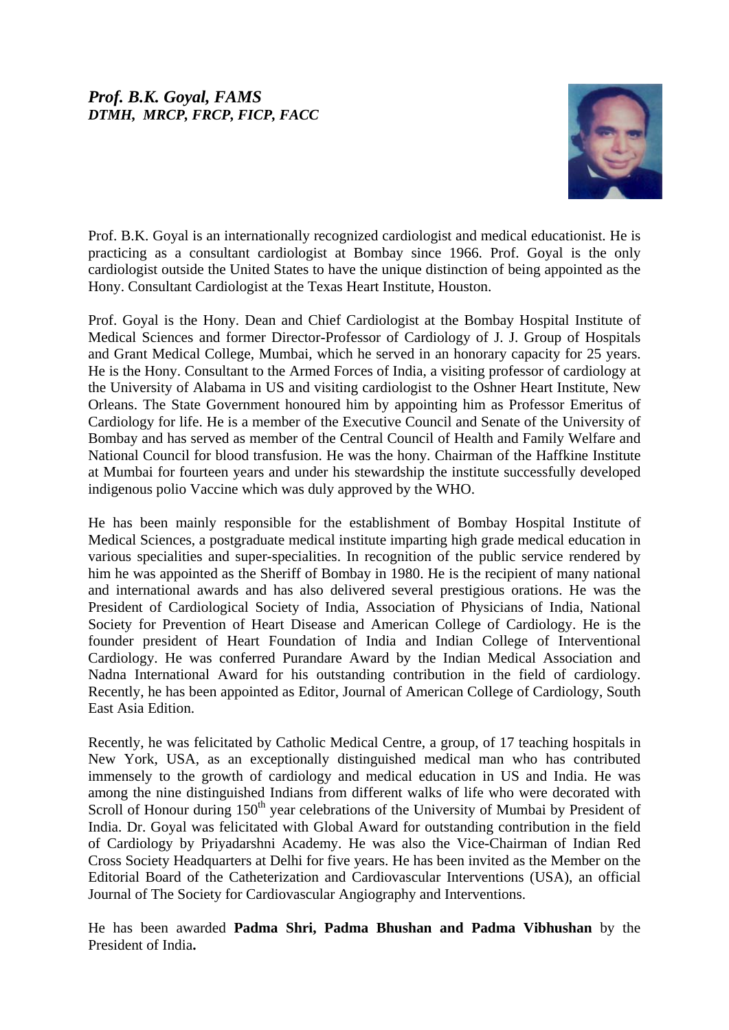***Prof. B.K. Goyal, FAMS***
***DTMH, MRCP, FRCP, FICP, FACC***

Prof. B.K. Goyal is an internationally recognized cardiologist and medical educationist. He is practicing as a consultant cardiologist at Bombay since 1966. Prof. Goyal is the only cardiologist outside the United States to have the unique distinction of being appointed as the Hony. Consultant Cardiologist at the Texas Heart Institute, Houston.

Prof. Goyal is the Hony. Dean and Chief Cardiologist at the Bombay Hospital Institute of Medical Sciences and former Director-Professor of Cardiology of J. J. Group of Hospitals and Grant Medical College, Mumbai, which he served in an honorary capacity for 25 years. He is the Hony. Consultant to the Armed Forces of India, a visiting professor of cardiology at the University of Alabama in US and visiting cardiologist to the Oshner Heart Institute, New Orleans. The State Government honoured him by appointing him as Professor Emeritus of Cardiology for life. He is a member of the Executive Council and Senate of the University of Bombay and has served as member of the Central Council of Health and Family Welfare and National Council for blood transfusion. He was the hony. Chairman of the Haffkine Institute at Mumbai for fourteen years and under his stewardship the institute successfully developed indigenous polio Vaccine which was duly approved by the WHO.

He has been mainly responsible for the establishment of Bombay Hospital Institute of Medical Sciences, a postgraduate medical institute imparting high grade medical education in various specialities and super-specialities. In recognition of the public service rendered by him he was appointed as the Sheriff of Bombay in 1980. He is the recipient of many national and international awards and has also delivered several prestigious orations. He was the President of Cardiological Society of India, Association of Physicians of India, National Society for Prevention of Heart Disease and American College of Cardiology. He is the founder president of Heart Foundation of India and Indian College of Interventional Cardiology. He was conferred Purandare Award by the Indian Medical Association and Nadna International Award for his outstanding contribution in the field of cardiology. Recently, he has been appointed as Editor, Journal of American College of Cardiology, South East Asia Edition.

Recently, he was felicitated by Catholic Medical Centre, a group, of 17 teaching hospitals in New York, USA, as an exceptionally distinguished medical man who has contributed immensely to the growth of cardiology and medical education in US and India. He was among the nine distinguished Indians from different walks of life who were decorated with Scroll of Honour during 150th year celebrations of the University of Mumbai by President of India. Dr. Goyal was felicitated with Global Award for outstanding contribution in the field of Cardiology by Priyadarshni Academy. He was also the Vice-Chairman of Indian Red Cross Society Headquarters at Delhi for five years. He has been invited as the Member on the Editorial Board of the Catheterization and Cardiovascular Interventions (USA), an official Journal of The Society for Cardiovascular Angiography and Interventions.

He has been awarded **Padma Shri, Padma Bhushan and Padma Vibhushan** by the President of India**.**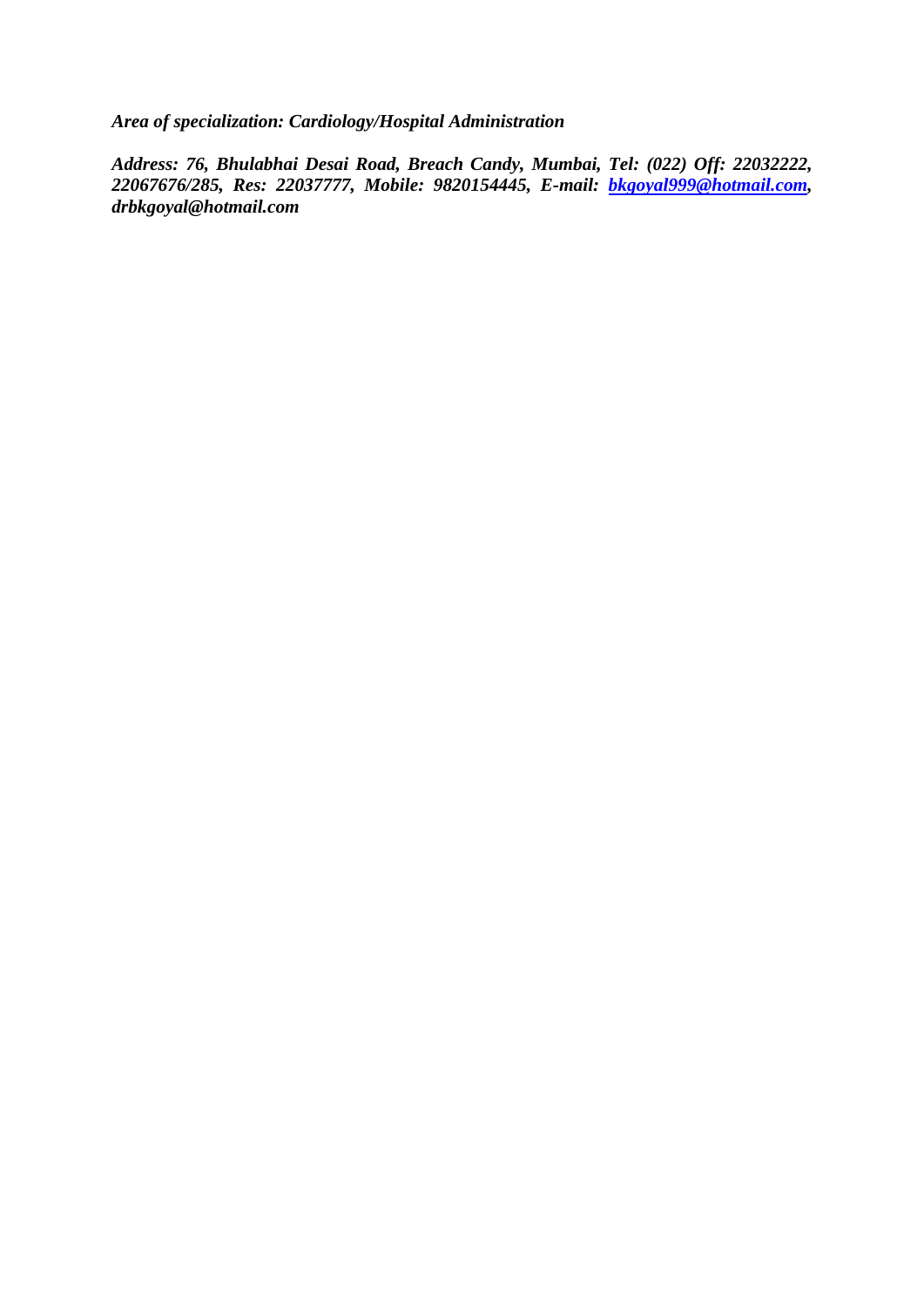***Area of specialization: Cardiology/Hospital Administration***

***Address: 76, Bhulabhai Desai Road, Breach Candy, Mumbai, Tel: (022) Off: 22032222, 22067676/285, Res: 22037777, Mobile: 9820154445, E-mail: bkgoyal999@hotmail.com, drbkgoyal@hotmail.com***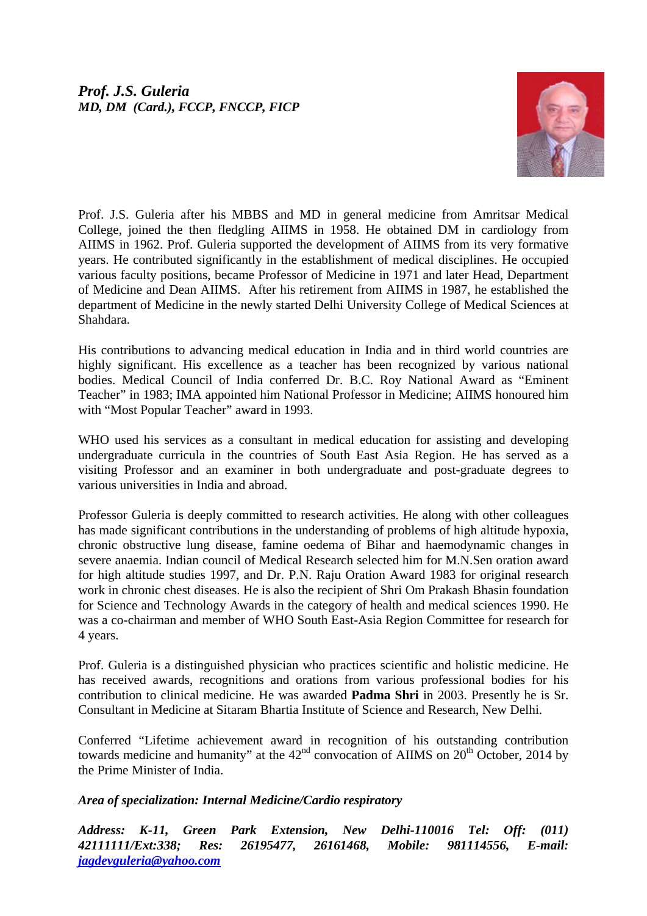***Prof. J.S. Guleria***
***MD, DM (Card.), FCCP, FNCCP, FICP***

Prof. J.S. Guleria after his MBBS and MD in general medicine from Amritsar Medical College, joined the then fledgling AIIMS in 1958. He obtained DM in cardiology from AIIMS in 1962. Prof. Guleria supported the development of AIIMS from its very formative years. He contributed significantly in the establishment of medical disciplines. He occupied various faculty positions, became Professor of Medicine in 1971 and later Head, Department of Medicine and Dean AIIMS. After his retirement from AIIMS in 1987, he established the department of Medicine in the newly started Delhi University College of Medical Sciences at Shahdara.

His contributions to advancing medical education in India and in third world countries are highly significant. His excellence as a teacher has been recognized by various national bodies. Medical Council of India conferred Dr. B.C. Roy National Award as "Eminent Teacher" in 1983; IMA appointed him National Professor in Medicine; AIIMS honoured him with "Most Popular Teacher" award in 1993.

WHO used his services as a consultant in medical education for assisting and developing undergraduate curricula in the countries of South East Asia Region. He has served as a visiting Professor and an examiner in both undergraduate and post-graduate degrees to various universities in India and abroad.

Professor Guleria is deeply committed to research activities. He along with other colleagues has made significant contributions in the understanding of problems of high altitude hypoxia, chronic obstructive lung disease, famine oedema of Bihar and haemodynamic changes in severe anaemia. Indian council of Medical Research selected him for M.N.Sen oration award for high altitude studies 1997, and Dr. P.N. Raju Oration Award 1983 for original research work in chronic chest diseases. He is also the recipient of Shri Om Prakash Bhasin foundation for Science and Technology Awards in the category of health and medical sciences 1990. He was a co-chairman and member of WHO South East-Asia Region Committee for research for 4 years.

Prof. Guleria is a distinguished physician who practices scientific and holistic medicine. He has received awards, recognitions and orations from various professional bodies for his contribution to clinical medicine. He was awarded **Padma Shri** in 2003. Presently he is Sr. Consultant in Medicine at Sitaram Bhartia Institute of Science and Research, New Delhi.

Conferred "Lifetime achievement award in recognition of his outstanding contribution towards medicine and humanity" at the 42nd convocation of AIIMS on 20th October, 2014 by the Prime Minister of India.

***Area of specialization: Internal Medicine/Cardio respiratory***

***Address: K-11, Green Park Extension, New Delhi-110016 Tel: Off: (011) 42111111/Ext:338; Res: 26195477, 26161468, Mobile: 981114556, E-mail: jagdevguleria@yahoo.com***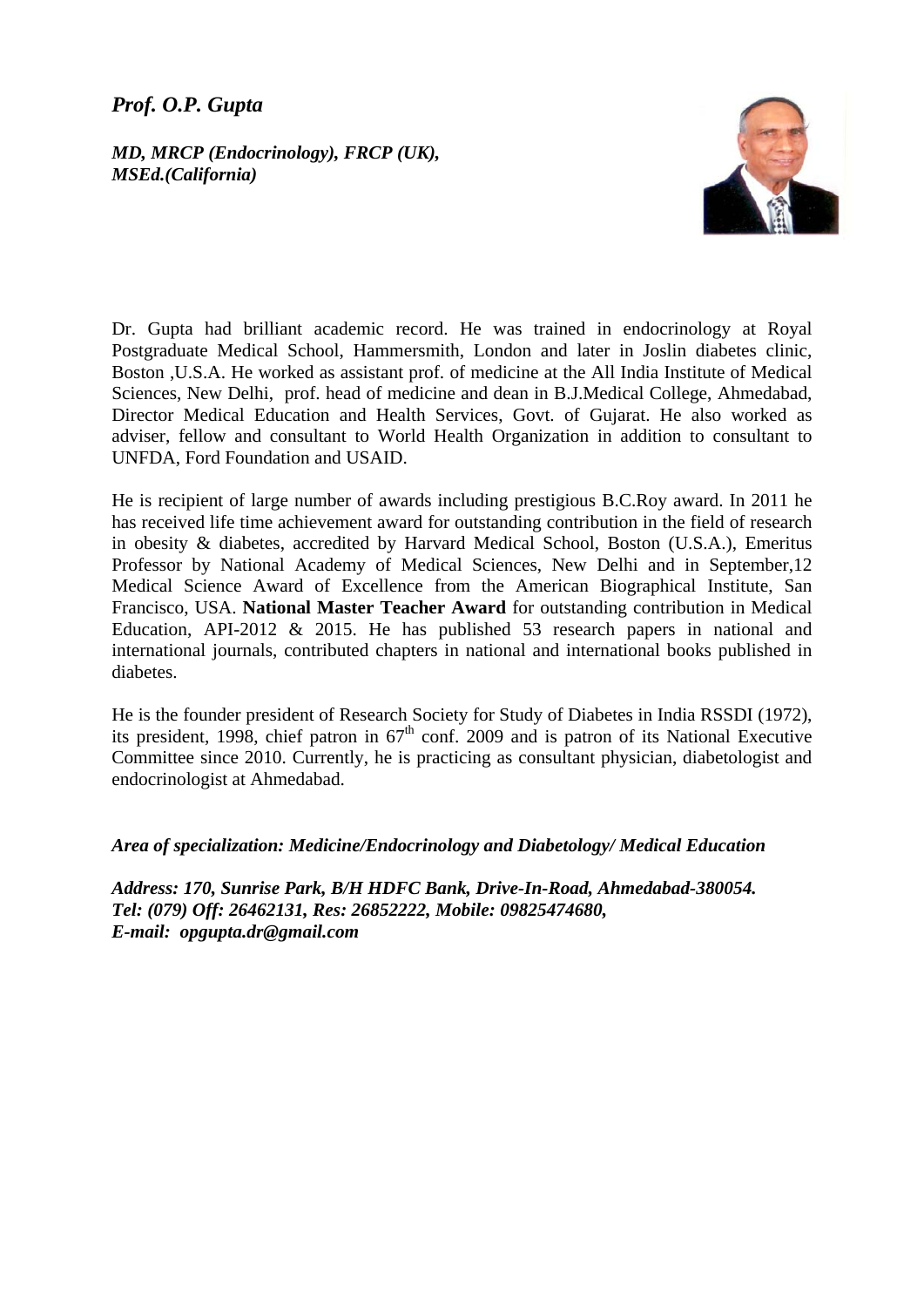***Prof. O.P. Gupta***

***MD, MRCP (Endocrinology), FRCP (UK), MSEd.(California)***

Dr. Gupta had brilliant academic record. He was trained in endocrinology at Royal Postgraduate Medical School, Hammersmith, London and later in Joslin diabetes clinic, Boston ,U.S.A. He worked as assistant prof. of medicine at the All India Institute of Medical Sciences, New Delhi, prof. head of medicine and dean in B.J.Medical College, Ahmedabad, Director Medical Education and Health Services, Govt. of Gujarat. He also worked as adviser, fellow and consultant to World Health Organization in addition to consultant to UNFDA, Ford Foundation and USAID.

He is recipient of large number of awards including prestigious B.C.Roy award. In 2011 he has received life time achievement award for outstanding contribution in the field of research in obesity & diabetes, accredited by Harvard Medical School, Boston (U.S.A.), Emeritus Professor by National Academy of Medical Sciences, New Delhi and in September,12 Medical Science Award of Excellence from the American Biographical Institute, San Francisco, USA. **National Master Teacher Award** for outstanding contribution in Medical Education, API-2012 & 2015. He has published 53 research papers in national and international journals, contributed chapters in national and international books published in diabetes.

He is the founder president of Research Society for Study of Diabetes in India RSSDI (1972), its president, 1998, chief patron in 67th conf. 2009 and is patron of its National Executive Committee since 2010. Currently, he is practicing as consultant physician, diabetologist and endocrinologist at Ahmedabad.

***Area of specialization: Medicine/Endocrinology and Diabetology/ Medical Education***

***Address: 170, Sunrise Park, B/H HDFC Bank, Drive-In-Road, Ahmedabad-380054.***
***Tel: (079) Off: 26462131, Res: 26852222, Mobile: 09825474680,***
***E-mail: opgupta.dr@gmail.com***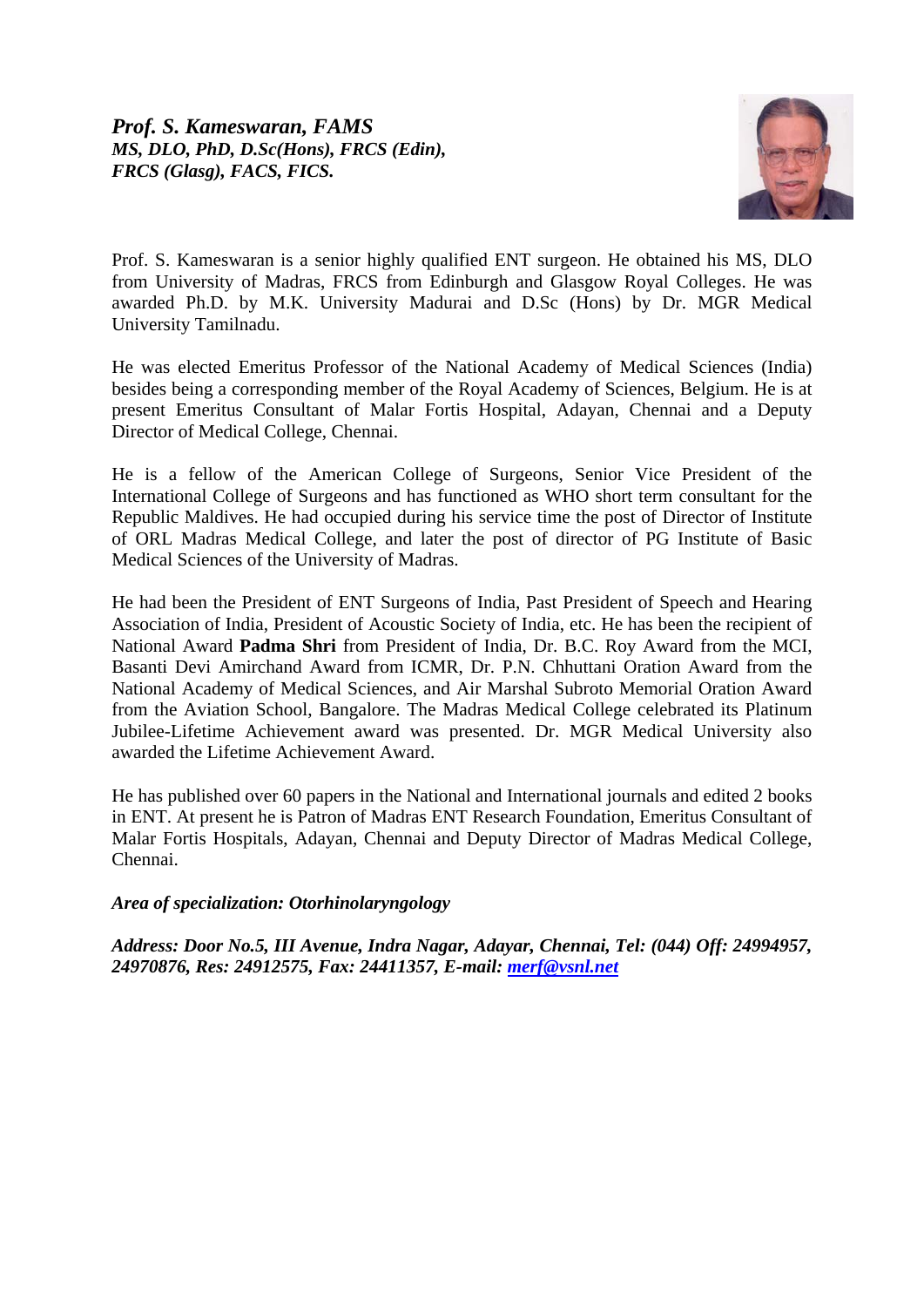***Prof. S. Kameswaran, FAMS***
***MS, DLO, PhD, D.Sc(Hons), FRCS (Edin), FRCS (Glasg), FACS, FICS.***

Prof. S. Kameswaran is a senior highly qualified ENT surgeon. He obtained his MS, DLO from University of Madras, FRCS from Edinburgh and Glasgow Royal Colleges. He was awarded Ph.D. by M.K. University Madurai and D.Sc (Hons) by Dr. MGR Medical University Tamilnadu.

He was elected Emeritus Professor of the National Academy of Medical Sciences (India) besides being a corresponding member of the Royal Academy of Sciences, Belgium. He is at present Emeritus Consultant of Malar Fortis Hospital, Adayan, Chennai and a Deputy Director of Medical College, Chennai.

He is a fellow of the American College of Surgeons, Senior Vice President of the International College of Surgeons and has functioned as WHO short term consultant for the Republic Maldives. He had occupied during his service time the post of Director of Institute of ORL Madras Medical College, and later the post of director of PG Institute of Basic Medical Sciences of the University of Madras.

He had been the President of ENT Surgeons of India, Past President of Speech and Hearing Association of India, President of Acoustic Society of India, etc. He has been the recipient of National Award **Padma Shri** from President of India, Dr. B.C. Roy Award from the MCI, Basanti Devi Amirchand Award from ICMR, Dr. P.N. Chhuttani Oration Award from the National Academy of Medical Sciences, and Air Marshal Subroto Memorial Oration Award from the Aviation School, Bangalore. The Madras Medical College celebrated its Platinum Jubilee-Lifetime Achievement award was presented. Dr. MGR Medical University also awarded the Lifetime Achievement Award.

He has published over 60 papers in the National and International journals and edited 2 books in ENT. At present he is Patron of Madras ENT Research Foundation, Emeritus Consultant of Malar Fortis Hospitals, Adayan, Chennai and Deputy Director of Madras Medical College, Chennai.

***Area of specialization: Otorhinolaryngology***

***Address: Door No.5, III Avenue, Indra Nagar, Adayar, Chennai, Tel: (044) Off: 24994957, 24970876, Res: 24912575, Fax: 24411357, E-mail: merf@vsnl.net***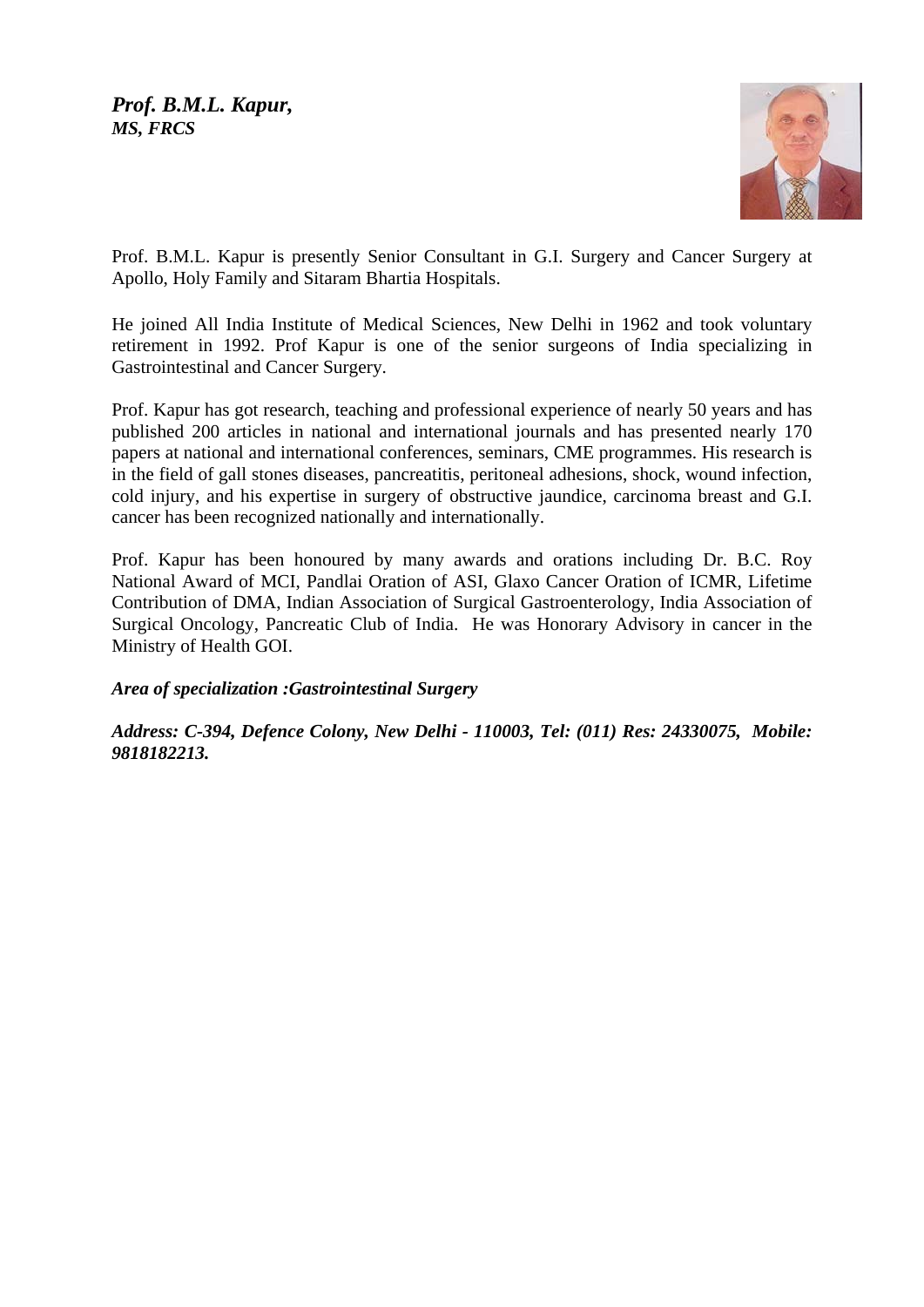***Prof. B.M.L. Kapur,***
***MS, FRCS***

Prof. B.M.L. Kapur is presently Senior Consultant in G.I. Surgery and Cancer Surgery at Apollo, Holy Family and Sitaram Bhartia Hospitals.

He joined All India Institute of Medical Sciences, New Delhi in 1962 and took voluntary retirement in 1992. Prof Kapur is one of the senior surgeons of India specializing in Gastrointestinal and Cancer Surgery.

Prof. Kapur has got research, teaching and professional experience of nearly 50 years and has published 200 articles in national and international journals and has presented nearly 170 papers at national and international conferences, seminars, CME programmes. His research is in the field of gall stones diseases, pancreatitis, peritoneal adhesions, shock, wound infection, cold injury, and his expertise in surgery of obstructive jaundice, carcinoma breast and G.I. cancer has been recognized nationally and internationally.

Prof. Kapur has been honoured by many awards and orations including Dr. B.C. Roy National Award of MCI, Pandlai Oration of ASI, Glaxo Cancer Oration of ICMR, Lifetime Contribution of DMA, Indian Association of Surgical Gastroenterology, India Association of Surgical Oncology, Pancreatic Club of India. He was Honorary Advisory in cancer in the Ministry of Health GOI.

***Area of specialization :Gastrointestinal Surgery***

***Address: C-394, Defence Colony, New Delhi - 110003, Tel: (011) Res: 24330075, Mobile: 9818182213.***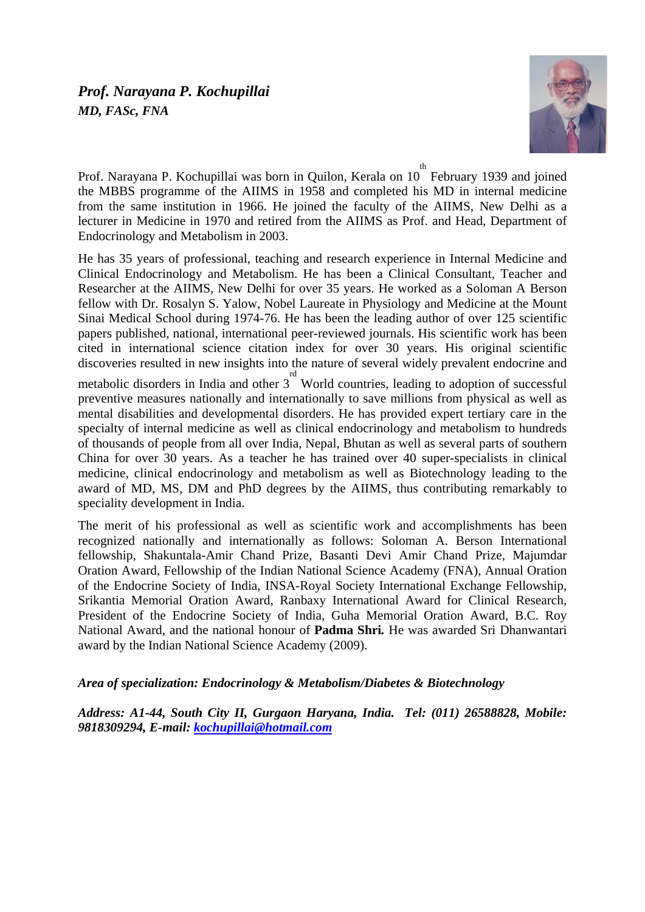### *Prof. Narayana P. Kochupillai*

***MD, FASc, FNA***

Prof. Narayana P. Kochupillai was born in Quilon, Kerala on 10th February 1939 and joined the MBBS programme of the AIIMS in 1958 and completed his MD in internal medicine from the same institution in 1966. He joined the faculty of the AIIMS, New Delhi as a lecturer in Medicine in 1970 and retired from the AIIMS as Prof. and Head, Department of Endocrinology and Metabolism in 2003.

He has 35 years of professional, teaching and research experience in Internal Medicine and Clinical Endocrinology and Metabolism. He has been a Clinical Consultant, Teacher and Researcher at the AIIMS, New Delhi for over 35 years. He worked as a Soloman A Berson fellow with Dr. Rosalyn S. Yalow, Nobel Laureate in Physiology and Medicine at the Mount Sinai Medical School during 1974-76. He has been the leading author of over 125 scientific papers published, national, international peer-reviewed journals. His scientific work has been cited in international science citation index for over 30 years. His original scientific discoveries resulted in new insights into the nature of several widely prevalent endocrine and metabolic disorders in India and other 3rd World countries, leading to adoption of successful preventive measures nationally and internationally to save millions from physical as well as mental disabilities and developmental disorders. He has provided expert tertiary care in the specialty of internal medicine as well as clinical endocrinology and metabolism to hundreds of thousands of people from all over India, Nepal, Bhutan as well as several parts of southern China for over 30 years. As a teacher he has trained over 40 super-specialists in clinical medicine, clinical endocrinology and metabolism as well as Biotechnology leading to the award of MD, MS, DM and PhD degrees by the AIIMS, thus contributing remarkably to speciality development in India.

The merit of his professional as well as scientific work and accomplishments has been recognized nationally and internationally as follows: Soloman A. Berson International fellowship, Shakuntala-Amir Chand Prize, Basanti Devi Amir Chand Prize, Majumdar Oration Award, Fellowship of the Indian National Science Academy (FNA), Annual Oration of the Endocrine Society of India, INSA-Royal Society International Exchange Fellowship, Srikantia Memorial Oration Award, Ranbaxy International Award for Clinical Research, President of the Endocrine Society of India, Guha Memorial Oration Award, B.C. Roy National Award, and the national honour of **Padma Shri.** He was awarded Sri Dhanwantari award by the Indian National Science Academy (2009).

***Area of specialization: Endocrinology & Metabolism/Diabetes & Biotechnology***

***Address: A1-44, South City II, Gurgaon Haryana, India. Tel: (011) 26588828, Mobile: 9818309294, E-mail: kochupillai@hotmail.com***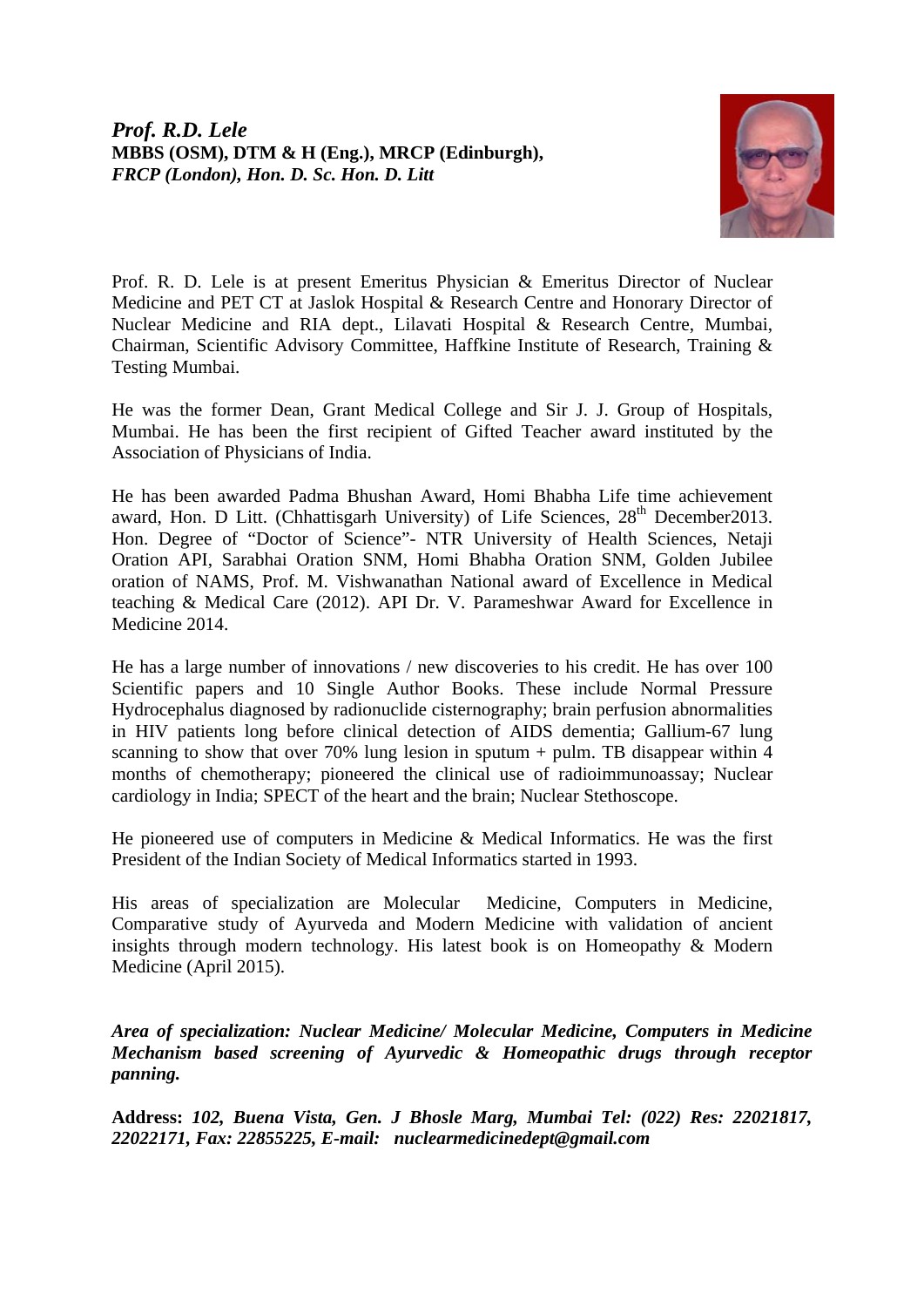***Prof. R.D. Lele***
**MBBS (OSM), DTM & H (Eng.), MRCP (Edinburgh),**
***FRCP (London), Hon. D. Sc. Hon. D. Litt***

Prof. R. D. Lele is at present Emeritus Physician & Emeritus Director of Nuclear Medicine and PET CT at Jaslok Hospital & Research Centre and Honorary Director of Nuclear Medicine and RIA dept., Lilavati Hospital & Research Centre, Mumbai, Chairman, Scientific Advisory Committee, Haffkine Institute of Research, Training & Testing Mumbai.

He was the former Dean, Grant Medical College and Sir J. J. Group of Hospitals, Mumbai. He has been the first recipient of Gifted Teacher award instituted by the Association of Physicians of India.

He has been awarded Padma Bhushan Award, Homi Bhabha Life time achievement award, Hon. D Litt. (Chhattisgarh University) of Life Sciences, 28th December2013. Hon. Degree of "Doctor of Science"- NTR University of Health Sciences, Netaji Oration API, Sarabhai Oration SNM, Homi Bhabha Oration SNM, Golden Jubilee oration of NAMS, Prof. M. Vishwanathan National award of Excellence in Medical teaching & Medical Care (2012). API Dr. V. Parameshwar Award for Excellence in Medicine 2014.

He has a large number of innovations / new discoveries to his credit. He has over 100 Scientific papers and 10 Single Author Books. These include Normal Pressure Hydrocephalus diagnosed by radionuclide cisternography; brain perfusion abnormalities in HIV patients long before clinical detection of AIDS dementia; Gallium-67 lung scanning to show that over 70% lung lesion in sputum + pulm. TB disappear within 4 months of chemotherapy; pioneered the clinical use of radioimmunoassay; Nuclear cardiology in India; SPECT of the heart and the brain; Nuclear Stethoscope.

He pioneered use of computers in Medicine & Medical Informatics. He was the first President of the Indian Society of Medical Informatics started in 1993.

His areas of specialization are Molecular Medicine, Computers in Medicine, Comparative study of Ayurveda and Modern Medicine with validation of ancient insights through modern technology. His latest book is on Homeopathy & Modern Medicine (April 2015).

***Area of specialization: Nuclear Medicine/ Molecular Medicine, Computers in Medicine Mechanism based screening of Ayurvedic & Homeopathic drugs through receptor panning.***

**Address:** ***102, Buena Vista, Gen. J Bhosle Marg, Mumbai Tel: (022) Res: 22021817, 22022171, Fax: 22855225, E-mail: nuclearmedicinedept@gmail.com***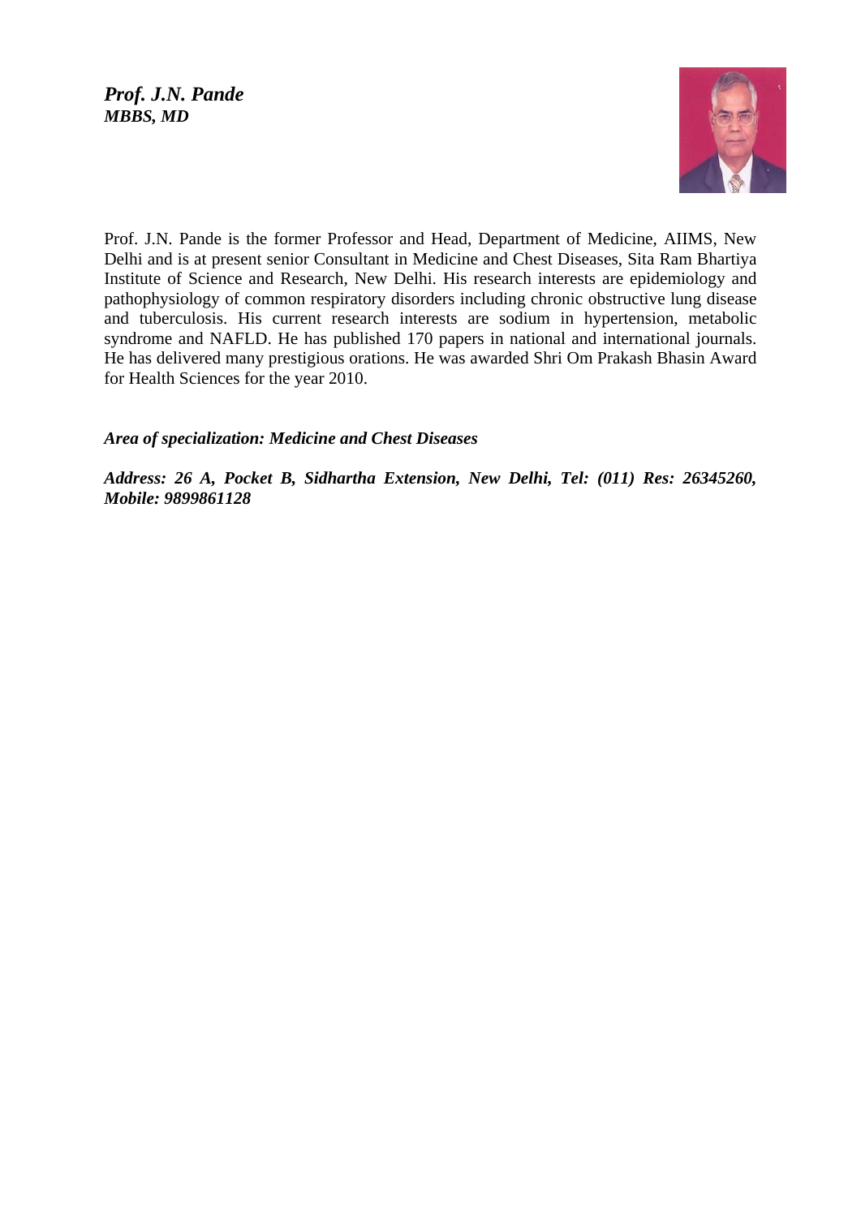***Prof. J.N. Pande***
***MBBS, MD***

Prof. J.N. Pande is the former Professor and Head, Department of Medicine, AIIMS, New Delhi and is at present senior Consultant in Medicine and Chest Diseases, Sita Ram Bhartiya Institute of Science and Research, New Delhi. His research interests are epidemiology and pathophysiology of common respiratory disorders including chronic obstructive lung disease and tuberculosis. His current research interests are sodium in hypertension, metabolic syndrome and NAFLD. He has published 170 papers in national and international journals. He has delivered many prestigious orations. He was awarded Shri Om Prakash Bhasin Award for Health Sciences for the year 2010.

***Area of specialization: Medicine and Chest Diseases***

***Address: 26 A, Pocket B, Sidhartha Extension, New Delhi, Tel: (011) Res: 26345260, Mobile: 9899861128***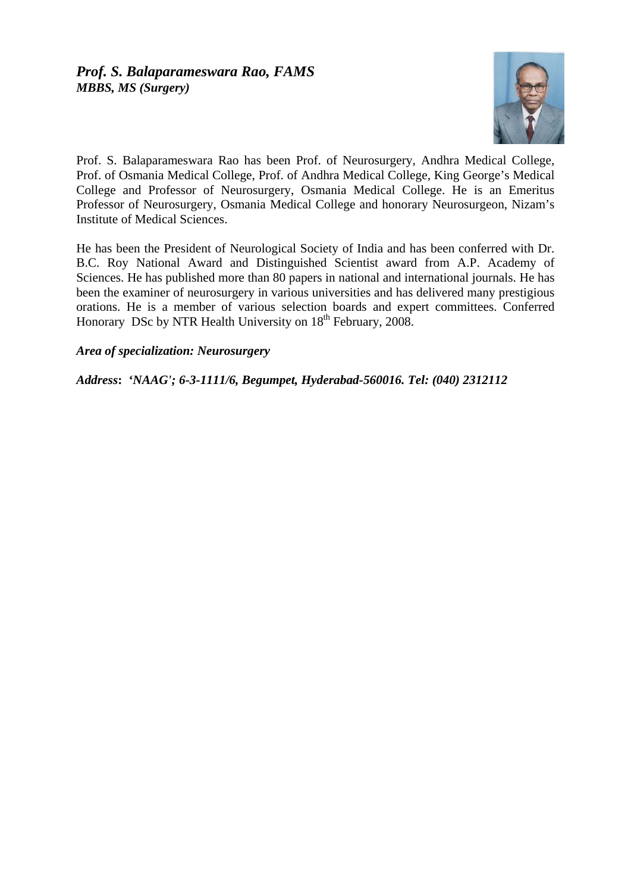## *Prof. S. Balaparameswara Rao, FAMS*
***MBBS, MS (Surgery)***

Prof. S. Balaparameswara Rao has been Prof. of Neurosurgery, Andhra Medical College, Prof. of Osmania Medical College, Prof. of Andhra Medical College, King George's Medical College and Professor of Neurosurgery, Osmania Medical College. He is an Emeritus Professor of Neurosurgery, Osmania Medical College and honorary Neurosurgeon, Nizam's Institute of Medical Sciences.

He has been the President of Neurological Society of India and has been conferred with Dr. B.C. Roy National Award and Distinguished Scientist award from A.P. Academy of Sciences. He has published more than 80 papers in national and international journals. He has been the examiner of neurosurgery in various universities and has delivered many prestigious orations. He is a member of various selection boards and expert committees. Conferred Honorary DSc by NTR Health University on 18th February, 2008.

***Area of specialization: Neurosurgery***

***Address: 'NAAG'; 6-3-1111/6, Begumpet, Hyderabad-560016. Tel: (040) 2312112***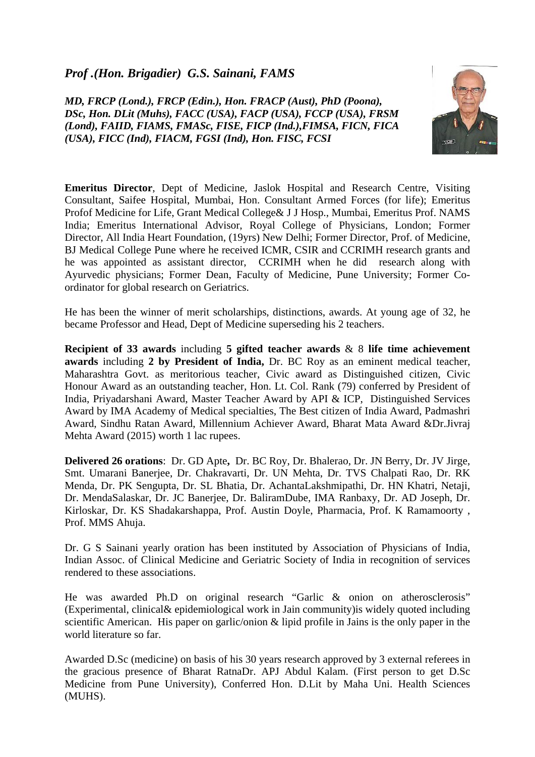***Prof .(Hon. Brigadier) G.S. Sainani, FAMS***

***MD, FRCP (Lond.), FRCP (Edin.), Hon. FRACP (Aust), PhD (Poona), DSc, Hon. DLit (Muhs), FACC (USA), FACP (USA), FCCP (USA), FRSM (Lond), FAIID, FIAMS, FMASc, FISE, FICP (Ind.),FIMSA, FICN, FICA (USA), FICC (Ind), FIACM, FGSI (Ind), Hon. FISC, FCSI***

**Emeritus Director**, Dept of Medicine, Jaslok Hospital and Research Centre, Visiting Consultant, Saifee Hospital, Mumbai, Hon. Consultant Armed Forces (for life); Emeritus Profof Medicine for Life, Grant Medical College& J J Hosp., Mumbai, Emeritus Prof. NAMS India; Emeritus International Advisor, Royal College of Physicians, London; Former Director, All India Heart Foundation, (19yrs) New Delhi; Former Director, Prof. of Medicine, BJ Medical College Pune where he received ICMR, CSIR and CCRIMH research grants and he was appointed as assistant director, CCRIMH when he did research along with Ayurvedic physicians; Former Dean, Faculty of Medicine, Pune University; Former Co-ordinator for global research on Geriatrics.

He has been the winner of merit scholarships, distinctions, awards. At young age of 32, he became Professor and Head, Dept of Medicine superseding his 2 teachers.

**Recipient of 33 awards** including **5 gifted teacher awards** & 8 **life time achievement awards** including **2 by President of India,** Dr. BC Roy as an eminent medical teacher, Maharashtra Govt. as meritorious teacher, Civic award as Distinguished citizen, Civic Honour Award as an outstanding teacher, Hon. Lt. Col. Rank (79) conferred by President of India, Priyadarshani Award, Master Teacher Award by API & ICP, Distinguished Services Award by IMA Academy of Medical specialties, The Best citizen of India Award, Padmashri Award, Sindhu Ratan Award, Millennium Achiever Award, Bharat Mata Award &Dr.Jivraj Mehta Award (2015) worth 1 lac rupees.

**Delivered 26 orations**: Dr. GD Apte**,** Dr. BC Roy, Dr. Bhalerao, Dr. JN Berry, Dr. JV Jirge, Smt. Umarani Banerjee, Dr. Chakravarti, Dr. UN Mehta, Dr. TVS Chalpati Rao, Dr. RK Menda, Dr. PK Sengupta, Dr. SL Bhatia, Dr. AchantaLakshmipathi, Dr. HN Khatri, Netaji, Dr. MendaSalaskar, Dr. JC Banerjee, Dr. BaliramDube, IMA Ranbaxy, Dr. AD Joseph, Dr. Kirloskar, Dr. KS Shadakarshappa, Prof. Austin Doyle, Pharmacia, Prof. K Ramamoorty , Prof. MMS Ahuja.

Dr. G S Sainani yearly oration has been instituted by Association of Physicians of India, Indian Assoc. of Clinical Medicine and Geriatric Society of India in recognition of services rendered to these associations.

He was awarded Ph.D on original research "Garlic & onion on atherosclerosis" (Experimental, clinical& epidemiological work in Jain community)is widely quoted including scientific American. His paper on garlic/onion & lipid profile in Jains is the only paper in the world literature so far.

Awarded D.Sc (medicine) on basis of his 30 years research approved by 3 external referees in the gracious presence of Bharat RatnaDr. APJ Abdul Kalam. (First person to get D.Sc Medicine from Pune University), Conferred Hon. D.Lit by Maha Uni. Health Sciences (MUHS).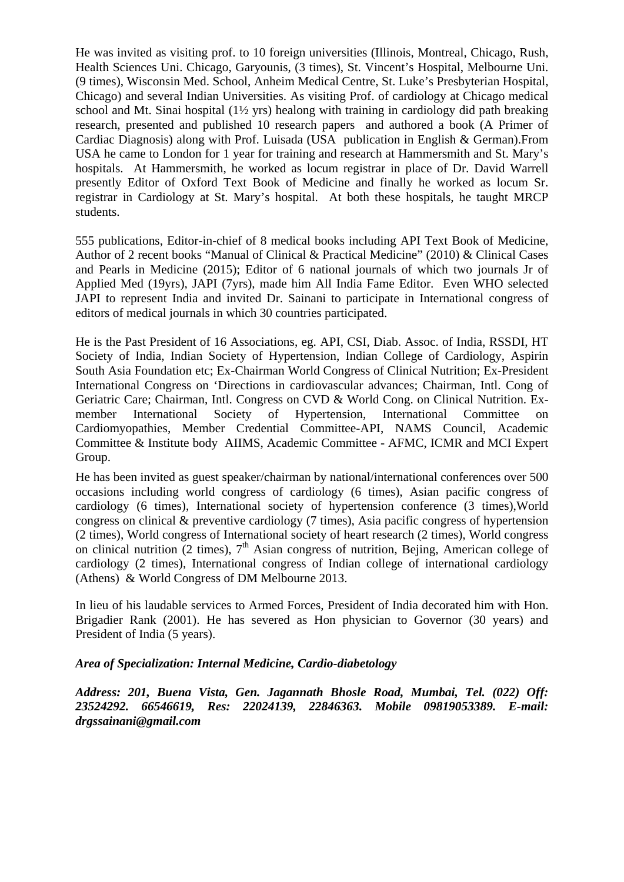He was invited as visiting prof. to 10 foreign universities (Illinois, Montreal, Chicago, Rush, Health Sciences Uni. Chicago, Garyounis, (3 times), St. Vincent's Hospital, Melbourne Uni. (9 times), Wisconsin Med. School, Anheim Medical Centre, St. Luke's Presbyterian Hospital, Chicago) and several Indian Universities. As visiting Prof. of cardiology at Chicago medical school and Mt. Sinai hospital (1½ yrs) healong with training in cardiology did path breaking research, presented and published 10 research papers and authored a book (A Primer of Cardiac Diagnosis) along with Prof. Luisada (USA publication in English & German).From USA he came to London for 1 year for training and research at Hammersmith and St. Mary's hospitals. At Hammersmith, he worked as locum registrar in place of Dr. David Warrell presently Editor of Oxford Text Book of Medicine and finally he worked as locum Sr. registrar in Cardiology at St. Mary's hospital. At both these hospitals, he taught MRCP students.

555 publications, Editor-in-chief of 8 medical books including API Text Book of Medicine, Author of 2 recent books "Manual of Clinical & Practical Medicine" (2010) & Clinical Cases and Pearls in Medicine (2015); Editor of 6 national journals of which two journals Jr of Applied Med (19yrs), JAPI (7yrs), made him All India Fame Editor. Even WHO selected JAPI to represent India and invited Dr. Sainani to participate in International congress of editors of medical journals in which 30 countries participated.

He is the Past President of 16 Associations, eg. API, CSI, Diab. Assoc. of India, RSSDI, HT Society of India, Indian Society of Hypertension, Indian College of Cardiology, Aspirin South Asia Foundation etc; Ex-Chairman World Congress of Clinical Nutrition; Ex-President International Congress on 'Directions in cardiovascular advances; Chairman, Intl. Cong of Geriatric Care; Chairman, Intl. Congress on CVD & World Cong. on Clinical Nutrition. Ex-member International Society of Hypertension, International Committee on Cardiomyopathies, Member Credential Committee-API, NAMS Council, Academic Committee & Institute body AIIMS, Academic Committee - AFMC, ICMR and MCI Expert Group.

He has been invited as guest speaker/chairman by national/international conferences over 500 occasions including world congress of cardiology (6 times), Asian pacific congress of cardiology (6 times), International society of hypertension conference (3 times),World congress on clinical & preventive cardiology (7 times), Asia pacific congress of hypertension (2 times), World congress of International society of heart research (2 times), World congress on clinical nutrition (2 times), 7th Asian congress of nutrition, Bejing, American college of cardiology (2 times), International congress of Indian college of international cardiology (Athens) & World Congress of DM Melbourne 2013.

In lieu of his laudable services to Armed Forces, President of India decorated him with Hon. Brigadier Rank (2001). He has severed as Hon physician to Governor (30 years) and President of India (5 years).

***Area of Specialization: Internal Medicine, Cardio-diabetology***

***Address: 201, Buena Vista, Gen. Jagannath Bhosle Road, Mumbai, Tel. (022) Off: 23524292. 66546619, Res: 22024139, 22846363. Mobile 09819053389. E-mail: drgssainani@gmail.com***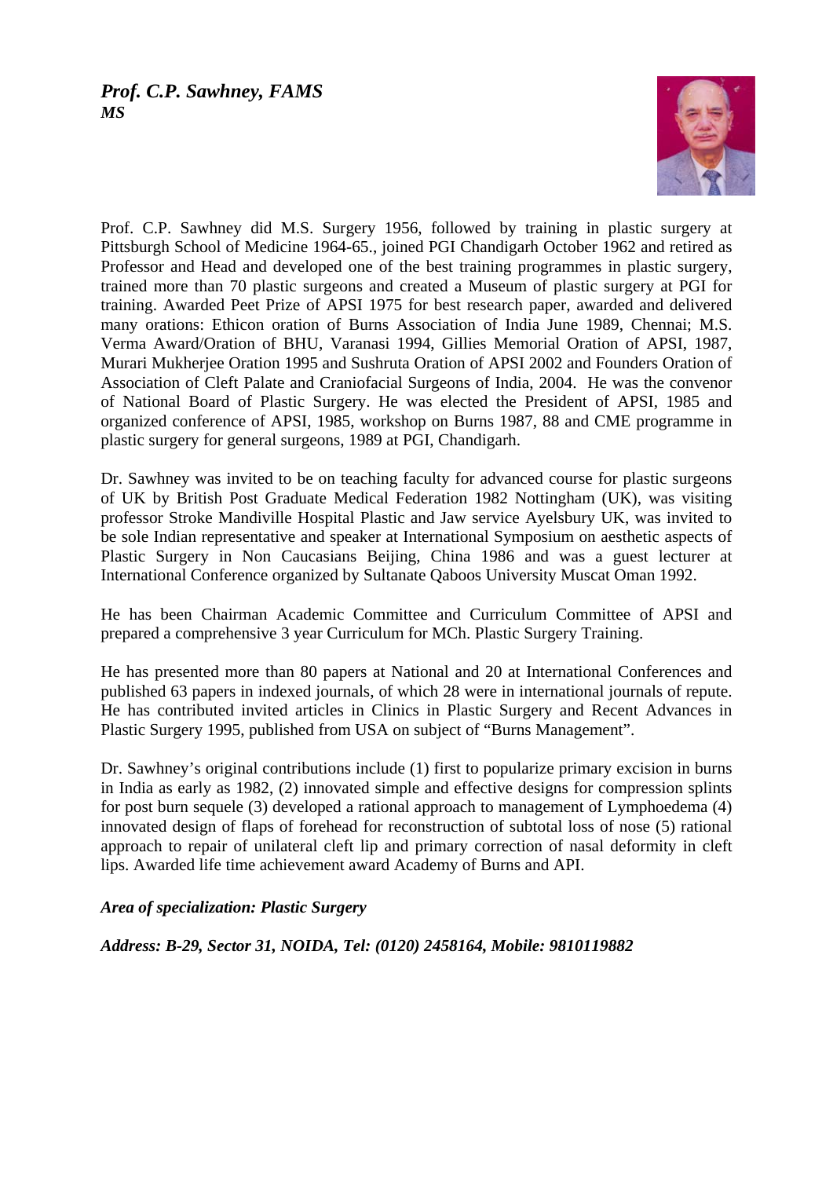***Prof. C.P. Sawhney, FAMS***
***MS***

Prof. C.P. Sawhney did M.S. Surgery 1956, followed by training in plastic surgery at Pittsburgh School of Medicine 1964-65., joined PGI Chandigarh October 1962 and retired as Professor and Head and developed one of the best training programmes in plastic surgery, trained more than 70 plastic surgeons and created a Museum of plastic surgery at PGI for training. Awarded Peet Prize of APSI 1975 for best research paper, awarded and delivered many orations: Ethicon oration of Burns Association of India June 1989, Chennai; M.S. Verma Award/Oration of BHU, Varanasi 1994, Gillies Memorial Oration of APSI, 1987, Murari Mukherjee Oration 1995 and Sushruta Oration of APSI 2002 and Founders Oration of Association of Cleft Palate and Craniofacial Surgeons of India, 2004. He was the convenor of National Board of Plastic Surgery. He was elected the President of APSI, 1985 and organized conference of APSI, 1985, workshop on Burns 1987, 88 and CME programme in plastic surgery for general surgeons, 1989 at PGI, Chandigarh.

Dr. Sawhney was invited to be on teaching faculty for advanced course for plastic surgeons of UK by British Post Graduate Medical Federation 1982 Nottingham (UK), was visiting professor Stroke Mandiville Hospital Plastic and Jaw service Ayelsbury UK, was invited to be sole Indian representative and speaker at International Symposium on aesthetic aspects of Plastic Surgery in Non Caucasians Beijing, China 1986 and was a guest lecturer at International Conference organized by Sultanate Qaboos University Muscat Oman 1992.

He has been Chairman Academic Committee and Curriculum Committee of APSI and prepared a comprehensive 3 year Curriculum for MCh. Plastic Surgery Training.

He has presented more than 80 papers at National and 20 at International Conferences and published 63 papers in indexed journals, of which 28 were in international journals of repute. He has contributed invited articles in Clinics in Plastic Surgery and Recent Advances in Plastic Surgery 1995, published from USA on subject of "Burns Management".

Dr. Sawhney's original contributions include (1) first to popularize primary excision in burns in India as early as 1982, (2) innovated simple and effective designs for compression splints for post burn sequele (3) developed a rational approach to management of Lymphoedema (4) innovated design of flaps of forehead for reconstruction of subtotal loss of nose (5) rational approach to repair of unilateral cleft lip and primary correction of nasal deformity in cleft lips. Awarded life time achievement award Academy of Burns and API.

***Area of specialization: Plastic Surgery***

***Address: B-29, Sector 31, NOIDA, Tel: (0120) 2458164, Mobile: 9810119882***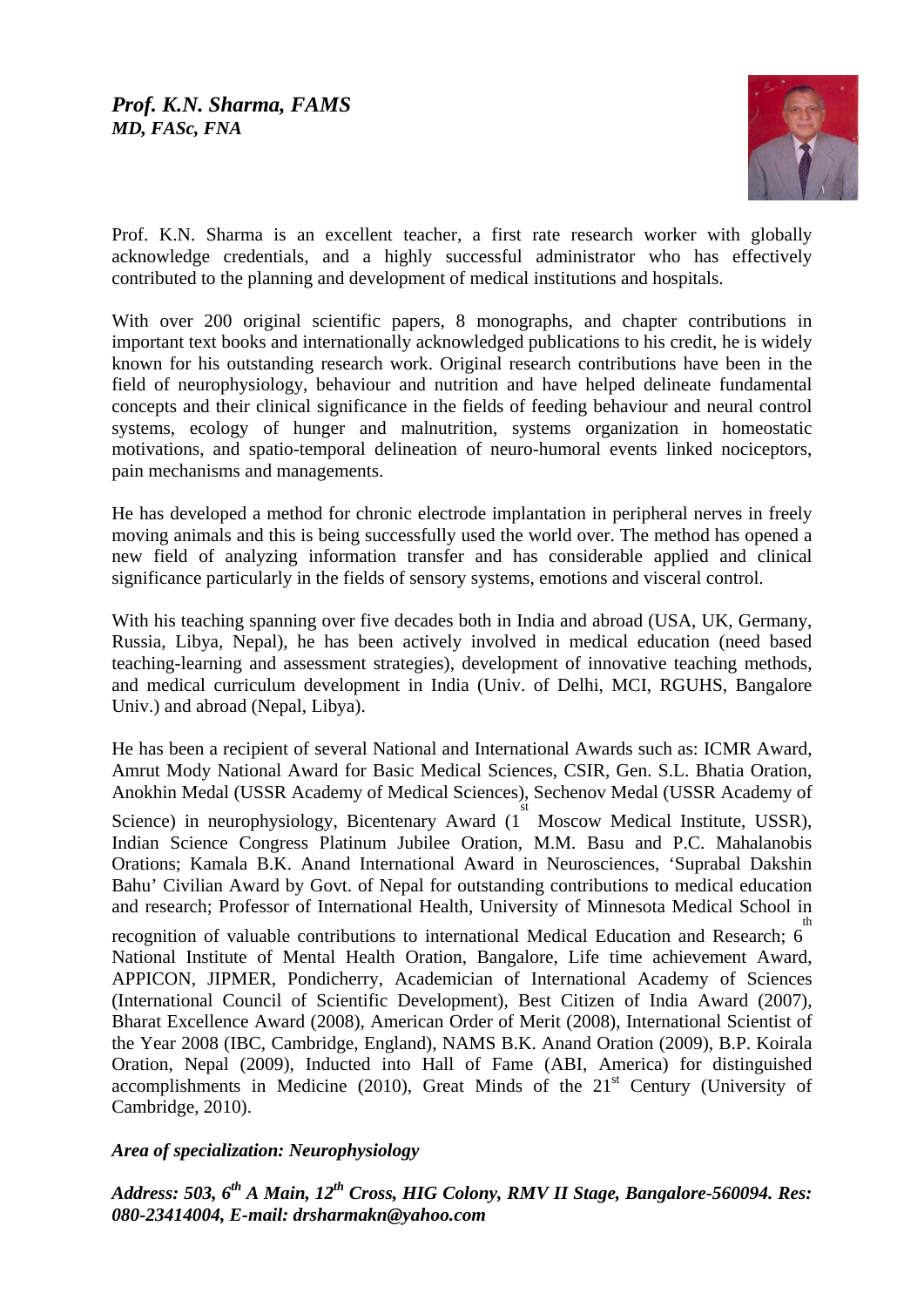## *Prof. K.N. Sharma, FAMS*
### *MD, FASc, FNA*

Prof. K.N. Sharma is an excellent teacher, a first rate research worker with globally acknowledge credentials, and a highly successful administrator who has effectively contributed to the planning and development of medical institutions and hospitals.

With over 200 original scientific papers, 8 monographs, and chapter contributions in important text books and internationally acknowledged publications to his credit, he is widely known for his outstanding research work. Original research contributions have been in the field of neurophysiology, behaviour and nutrition and have helped delineate fundamental concepts and their clinical significance in the fields of feeding behaviour and neural control systems, ecology of hunger and malnutrition, systems organization in homeostatic motivations, and spatio-temporal delineation of neuro-humoral events linked nociceptors, pain mechanisms and managements.

He has developed a method for chronic electrode implantation in peripheral nerves in freely moving animals and this is being successfully used the world over. The method has opened a new field of analyzing information transfer and has considerable applied and clinical significance particularly in the fields of sensory systems, emotions and visceral control.

With his teaching spanning over five decades both in India and abroad (USA, UK, Germany, Russia, Libya, Nepal), he has been actively involved in medical education (need based teaching-learning and assessment strategies), development of innovative teaching methods, and medical curriculum development in India (Univ. of Delhi, MCI, RGUHS, Bangalore Univ.) and abroad (Nepal, Libya).

He has been a recipient of several National and International Awards such as: ICMR Award, Amrut Mody National Award for Basic Medical Sciences, CSIR, Gen. S.L. Bhatia Oration, Anokhin Medal (USSR Academy of Medical Sciences), Sechenov Medal (USSR Academy of Science) in neurophysiology, Bicentenary Award (1st Moscow Medical Institute, USSR), Indian Science Congress Platinum Jubilee Oration, M.M. Basu and P.C. Mahalanobis Orations; Kamala B.K. Anand International Award in Neurosciences, 'Suprabal Dakshin Bahu' Civilian Award by Govt. of Nepal for outstanding contributions to medical education and research; Professor of International Health, University of Minnesota Medical School in recognition of valuable contributions to international Medical Education and Research; 6th National Institute of Mental Health Oration, Bangalore, Life time achievement Award, APPICON, JIPMER, Pondicherry, Academician of International Academy of Sciences (International Council of Scientific Development), Best Citizen of India Award (2007), Bharat Excellence Award (2008), American Order of Merit (2008), International Scientist of the Year 2008 (IBC, Cambridge, England), NAMS B.K. Anand Oration (2009), B.P. Koirala Oration, Nepal (2009), Inducted into Hall of Fame (ABI, America) for distinguished accomplishments in Medicine (2010), Great Minds of the 21st Century (University of Cambridge, 2010).

***Area of specialization: Neurophysiology***

***Address: 503, 6th A Main, 12th Cross, HIG Colony, RMV II Stage, Bangalore-560094. Res: 080-23414004, E-mail: drsharmakn@yahoo.com***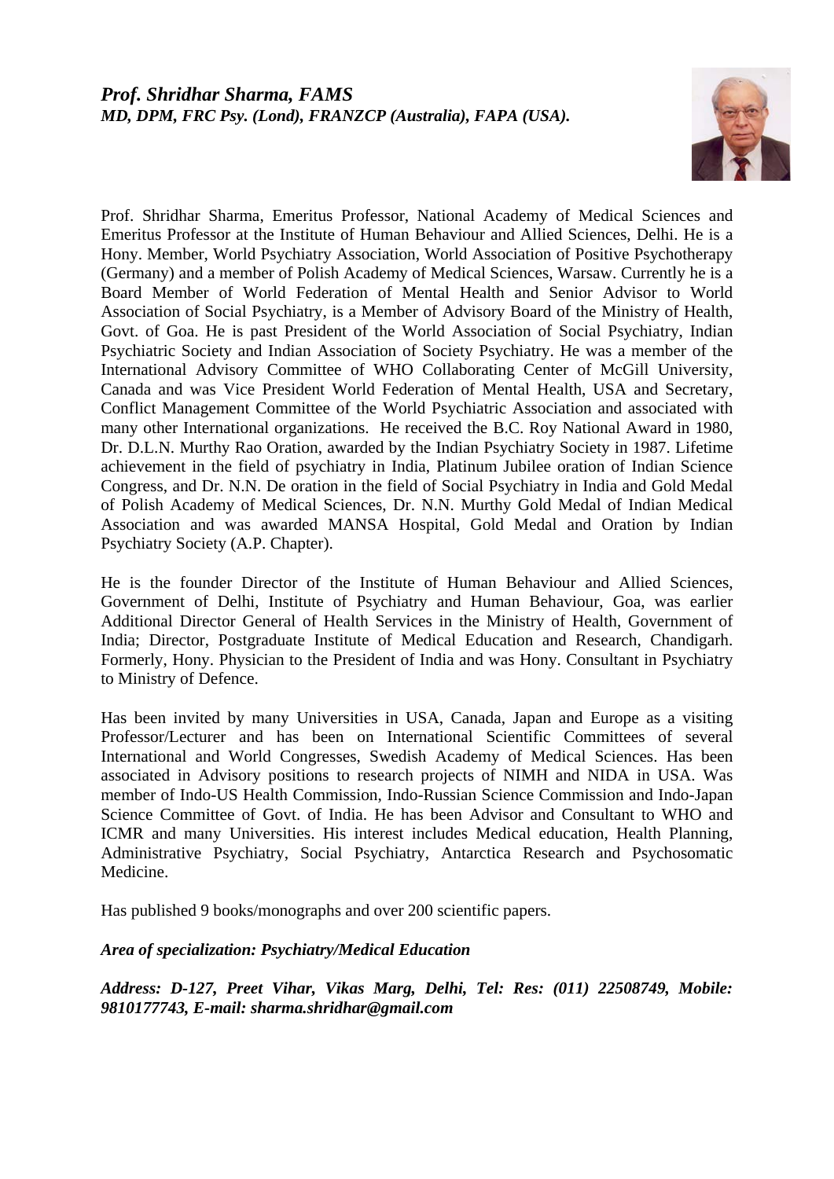***Prof. Shridhar Sharma, FAMS***
***MD, DPM, FRC Psy. (Lond), FRANZCP (Australia), FAPA (USA).***

Prof. Shridhar Sharma, Emeritus Professor, National Academy of Medical Sciences and Emeritus Professor at the Institute of Human Behaviour and Allied Sciences, Delhi. He is a Hony. Member, World Psychiatry Association, World Association of Positive Psychotherapy (Germany) and a member of Polish Academy of Medical Sciences, Warsaw. Currently he is a Board Member of World Federation of Mental Health and Senior Advisor to World Association of Social Psychiatry, is a Member of Advisory Board of the Ministry of Health, Govt. of Goa. He is past President of the World Association of Social Psychiatry, Indian Psychiatric Society and Indian Association of Society Psychiatry. He was a member of the International Advisory Committee of WHO Collaborating Center of McGill University, Canada and was Vice President World Federation of Mental Health, USA and Secretary, Conflict Management Committee of the World Psychiatric Association and associated with many other International organizations. He received the B.C. Roy National Award in 1980, Dr. D.L.N. Murthy Rao Oration, awarded by the Indian Psychiatry Society in 1987. Lifetime achievement in the field of psychiatry in India, Platinum Jubilee oration of Indian Science Congress, and Dr. N.N. De oration in the field of Social Psychiatry in India and Gold Medal of Polish Academy of Medical Sciences, Dr. N.N. Murthy Gold Medal of Indian Medical Association and was awarded MANSA Hospital, Gold Medal and Oration by Indian Psychiatry Society (A.P. Chapter).

He is the founder Director of the Institute of Human Behaviour and Allied Sciences, Government of Delhi, Institute of Psychiatry and Human Behaviour, Goa, was earlier Additional Director General of Health Services in the Ministry of Health, Government of India; Director, Postgraduate Institute of Medical Education and Research, Chandigarh. Formerly, Hony. Physician to the President of India and was Hony. Consultant in Psychiatry to Ministry of Defence.

Has been invited by many Universities in USA, Canada, Japan and Europe as a visiting Professor/Lecturer and has been on International Scientific Committees of several International and World Congresses, Swedish Academy of Medical Sciences. Has been associated in Advisory positions to research projects of NIMH and NIDA in USA. Was member of Indo-US Health Commission, Indo-Russian Science Commission and Indo-Japan Science Committee of Govt. of India. He has been Advisor and Consultant to WHO and ICMR and many Universities. His interest includes Medical education, Health Planning, Administrative Psychiatry, Social Psychiatry, Antarctica Research and Psychosomatic Medicine.

Has published 9 books/monographs and over 200 scientific papers.

***Area of specialization: Psychiatry/Medical Education***

***Address: D-127, Preet Vihar, Vikas Marg, Delhi, Tel: Res: (011) 22508749, Mobile: 9810177743, E-mail: sharma.shridhar@gmail.com***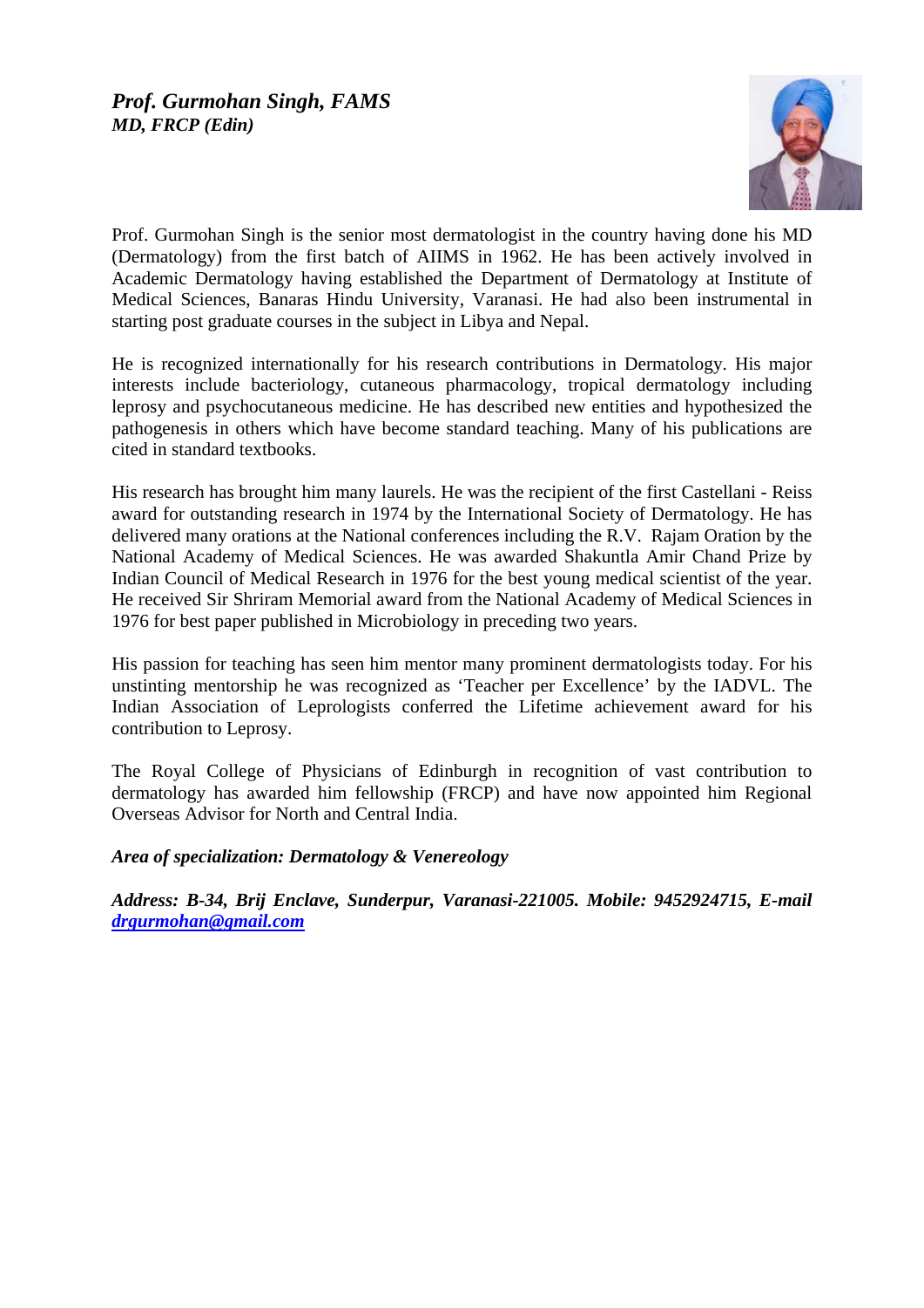***Prof. Gurmohan Singh, FAMS***
***MD, FRCP (Edin)***

Prof. Gurmohan Singh is the senior most dermatologist in the country having done his MD (Dermatology) from the first batch of AIIMS in 1962. He has been actively involved in Academic Dermatology having established the Department of Dermatology at Institute of Medical Sciences, Banaras Hindu University, Varanasi. He had also been instrumental in starting post graduate courses in the subject in Libya and Nepal.

He is recognized internationally for his research contributions in Dermatology. His major interests include bacteriology, cutaneous pharmacology, tropical dermatology including leprosy and psychocutaneous medicine. He has described new entities and hypothesized the pathogenesis in others which have become standard teaching. Many of his publications are cited in standard textbooks.

His research has brought him many laurels. He was the recipient of the first Castellani - Reiss award for outstanding research in 1974 by the International Society of Dermatology. He has delivered many orations at the National conferences including the R.V. Rajam Oration by the National Academy of Medical Sciences. He was awarded Shakuntla Amir Chand Prize by Indian Council of Medical Research in 1976 for the best young medical scientist of the year. He received Sir Shriram Memorial award from the National Academy of Medical Sciences in 1976 for best paper published in Microbiology in preceding two years.

His passion for teaching has seen him mentor many prominent dermatologists today. For his unstinting mentorship he was recognized as 'Teacher per Excellence' by the IADVL. The Indian Association of Leprologists conferred the Lifetime achievement award for his contribution to Leprosy.

The Royal College of Physicians of Edinburgh in recognition of vast contribution to dermatology has awarded him fellowship (FRCP) and have now appointed him Regional Overseas Advisor for North and Central India.

***Area of specialization: Dermatology & Venereology***

***Address: B-34, Brij Enclave, Sunderpur, Varanasi-221005. Mobile: 9452924715, E-mail drgurmohan@gmail.com***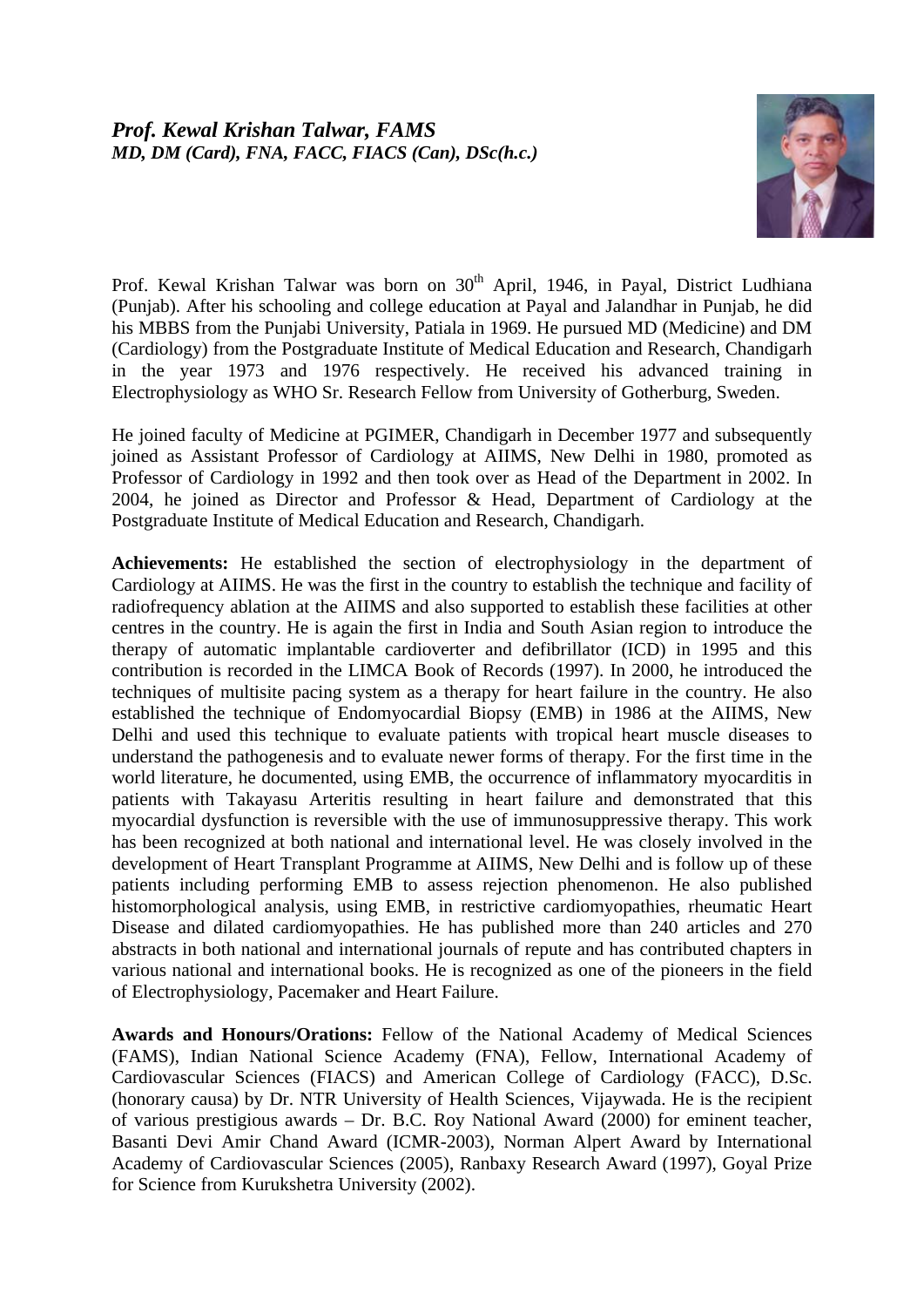***Prof. Kewal Krishan Talwar, FAMS***
***MD, DM (Card), FNA, FACC, FIACS (Can), DSc(h.c.)***

Prof. Kewal Krishan Talwar was born on 30th April, 1946, in Payal, District Ludhiana (Punjab). After his schooling and college education at Payal and Jalandhar in Punjab, he did his MBBS from the Punjabi University, Patiala in 1969. He pursued MD (Medicine) and DM (Cardiology) from the Postgraduate Institute of Medical Education and Research, Chandigarh in the year 1973 and 1976 respectively. He received his advanced training in Electrophysiology as WHO Sr. Research Fellow from University of Gotherburg, Sweden.

He joined faculty of Medicine at PGIMER, Chandigarh in December 1977 and subsequently joined as Assistant Professor of Cardiology at AIIMS, New Delhi in 1980, promoted as Professor of Cardiology in 1992 and then took over as Head of the Department in 2002. In 2004, he joined as Director and Professor & Head, Department of Cardiology at the Postgraduate Institute of Medical Education and Research, Chandigarh.

**Achievements:** He established the section of electrophysiology in the department of Cardiology at AIIMS. He was the first in the country to establish the technique and facility of radiofrequency ablation at the AIIMS and also supported to establish these facilities at other centres in the country. He is again the first in India and South Asian region to introduce the therapy of automatic implantable cardioverter and defibrillator (ICD) in 1995 and this contribution is recorded in the LIMCA Book of Records (1997). In 2000, he introduced the techniques of multisite pacing system as a therapy for heart failure in the country. He also established the technique of Endomyocardial Biopsy (EMB) in 1986 at the AIIMS, New Delhi and used this technique to evaluate patients with tropical heart muscle diseases to understand the pathogenesis and to evaluate newer forms of therapy. For the first time in the world literature, he documented, using EMB, the occurrence of inflammatory myocarditis in patients with Takayasu Arteritis resulting in heart failure and demonstrated that this myocardial dysfunction is reversible with the use of immunosuppressive therapy. This work has been recognized at both national and international level. He was closely involved in the development of Heart Transplant Programme at AIIMS, New Delhi and is follow up of these patients including performing EMB to assess rejection phenomenon. He also published histomorphological analysis, using EMB, in restrictive cardiomyopathies, rheumatic Heart Disease and dilated cardiomyopathies. He has published more than 240 articles and 270 abstracts in both national and international journals of repute and has contributed chapters in various national and international books. He is recognized as one of the pioneers in the field of Electrophysiology, Pacemaker and Heart Failure.

**Awards and Honours/Orations:** Fellow of the National Academy of Medical Sciences (FAMS), Indian National Science Academy (FNA), Fellow, International Academy of Cardiovascular Sciences (FIACS) and American College of Cardiology (FACC), D.Sc. (honorary causa) by Dr. NTR University of Health Sciences, Vijaywada. He is the recipient of various prestigious awards – Dr. B.C. Roy National Award (2000) for eminent teacher, Basanti Devi Amir Chand Award (ICMR-2003), Norman Alpert Award by International Academy of Cardiovascular Sciences (2005), Ranbaxy Research Award (1997), Goyal Prize for Science from Kurukshetra University (2002).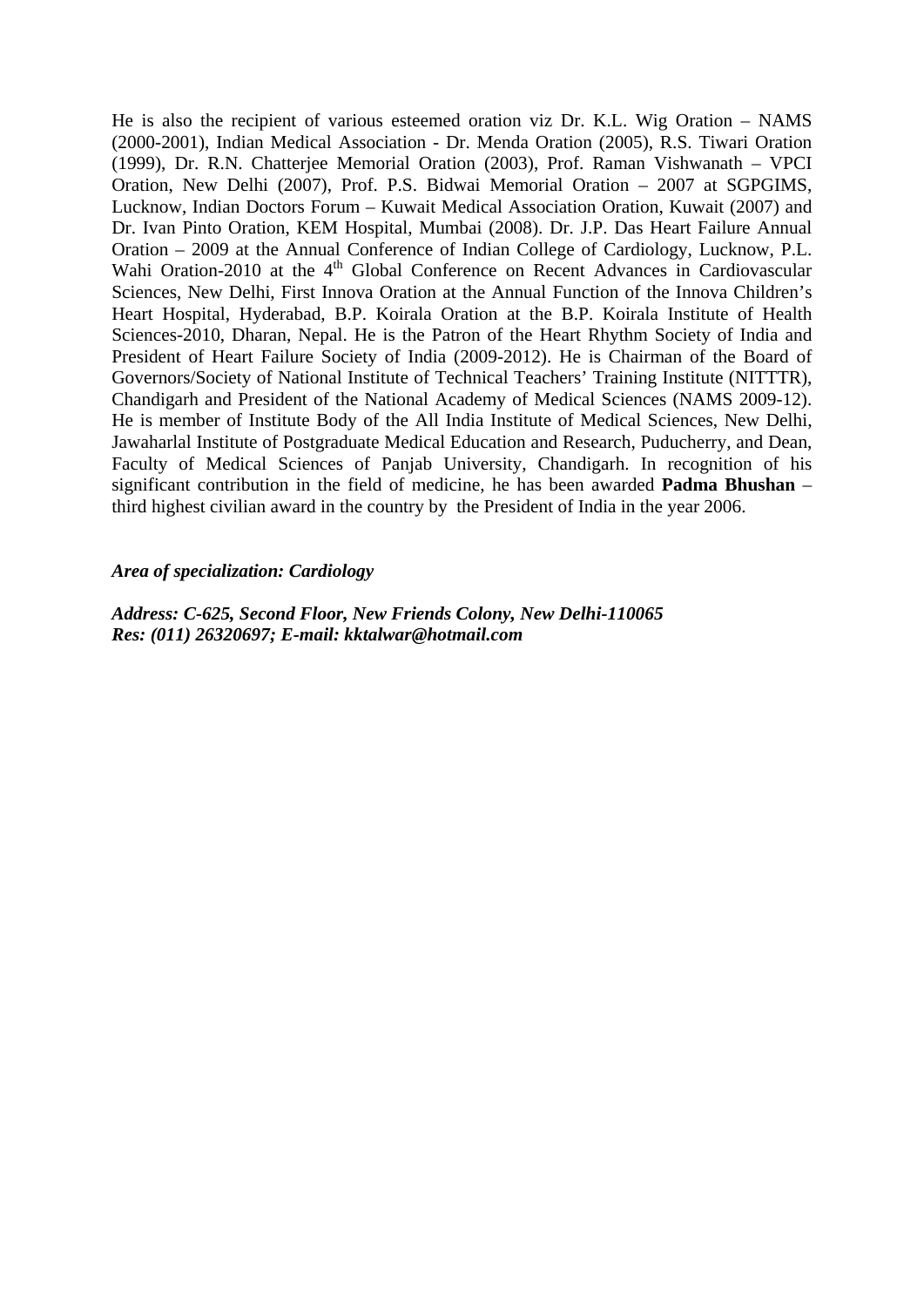He is also the recipient of various esteemed oration viz Dr. K.L. Wig Oration – NAMS (2000-2001), Indian Medical Association - Dr. Menda Oration (2005), R.S. Tiwari Oration (1999), Dr. R.N. Chatterjee Memorial Oration (2003), Prof. Raman Vishwanath – VPCI Oration, New Delhi (2007), Prof. P.S. Bidwai Memorial Oration – 2007 at SGPGIMS, Lucknow, Indian Doctors Forum – Kuwait Medical Association Oration, Kuwait (2007) and Dr. Ivan Pinto Oration, KEM Hospital, Mumbai (2008). Dr. J.P. Das Heart Failure Annual Oration – 2009 at the Annual Conference of Indian College of Cardiology, Lucknow, P.L. Wahi Oration-2010 at the 4$^{th}$ Global Conference on Recent Advances in Cardiovascular Sciences, New Delhi, First Innova Oration at the Annual Function of the Innova Children's Heart Hospital, Hyderabad, B.P. Koirala Oration at the B.P. Koirala Institute of Health Sciences-2010, Dharan, Nepal. He is the Patron of the Heart Rhythm Society of India and President of Heart Failure Society of India (2009-2012). He is Chairman of the Board of Governors/Society of National Institute of Technical Teachers' Training Institute (NITTTR), Chandigarh and President of the National Academy of Medical Sciences (NAMS 2009-12). He is member of Institute Body of the All India Institute of Medical Sciences, New Delhi, Jawaharlal Institute of Postgraduate Medical Education and Research, Puducherry, and Dean, Faculty of Medical Sciences of Panjab University, Chandigarh. In recognition of his significant contribution in the field of medicine, he has been awarded **Padma Bhushan** – third highest civilian award in the country by the President of India in the year 2006.

***Area of specialization: Cardiology***

***Address: C-625, Second Floor, New Friends Colony, New Delhi-110065***
***Res: (011) 26320697; E-mail: kktalwar@hotmail.com***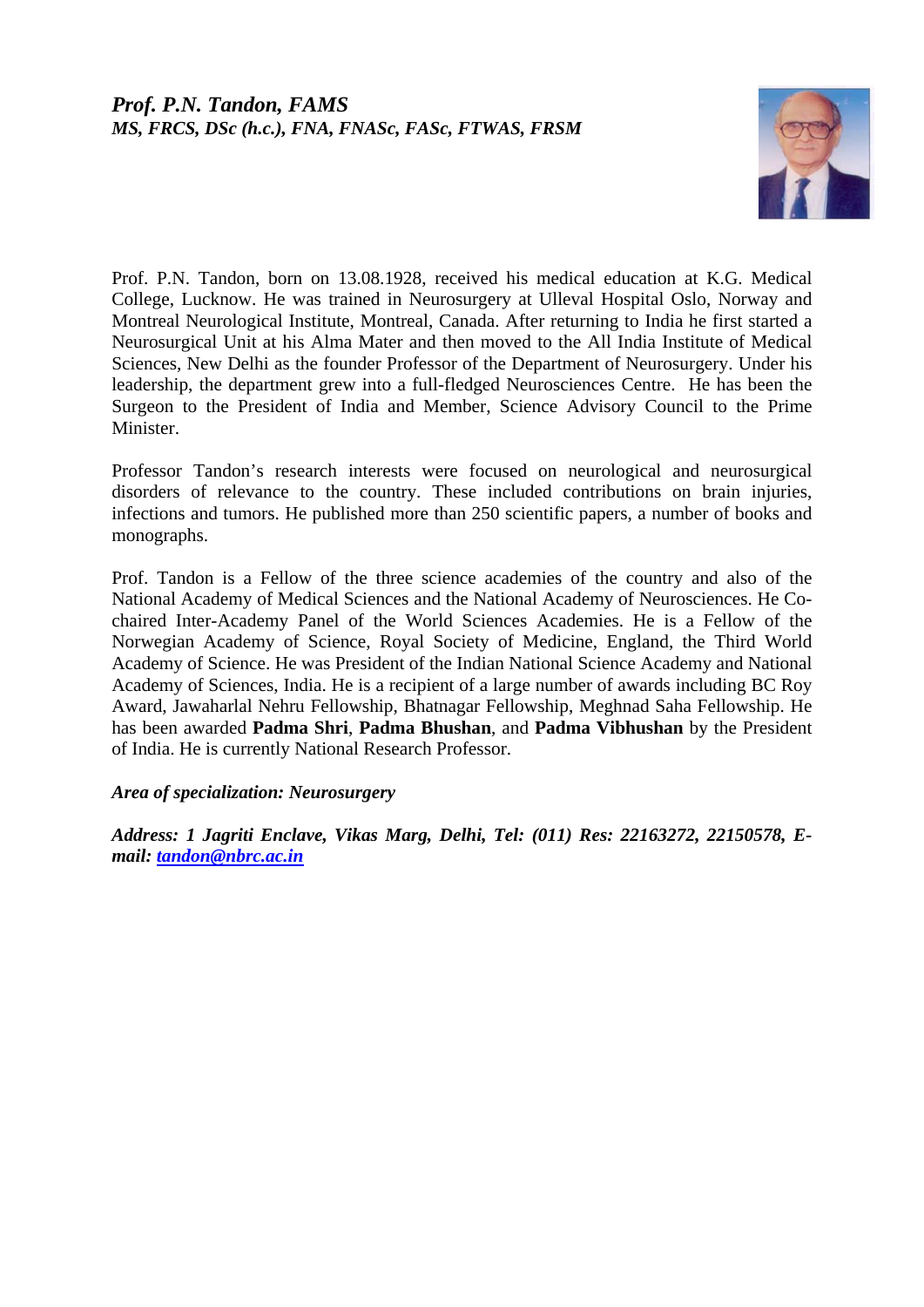## *Prof. P.N. Tandon, FAMS*
### *MS, FRCS, DSc (h.c.), FNA, FNASc, FASc, FTWAS, FRSM*

Prof. P.N. Tandon, born on 13.08.1928, received his medical education at K.G. Medical College, Lucknow. He was trained in Neurosurgery at Ulleval Hospital Oslo, Norway and Montreal Neurological Institute, Montreal, Canada. After returning to India he first started a Neurosurgical Unit at his Alma Mater and then moved to the All India Institute of Medical Sciences, New Delhi as the founder Professor of the Department of Neurosurgery. Under his leadership, the department grew into a full-fledged Neurosciences Centre. He has been the Surgeon to the President of India and Member, Science Advisory Council to the Prime Minister.

Professor Tandon's research interests were focused on neurological and neurosurgical disorders of relevance to the country. These included contributions on brain injuries, infections and tumors. He published more than 250 scientific papers, a number of books and monographs.

Prof. Tandon is a Fellow of the three science academies of the country and also of the National Academy of Medical Sciences and the National Academy of Neurosciences. He Co-chaired Inter-Academy Panel of the World Sciences Academies. He is a Fellow of the Norwegian Academy of Science, Royal Society of Medicine, England, the Third World Academy of Science. He was President of the Indian National Science Academy and National Academy of Sciences, India. He is a recipient of a large number of awards including BC Roy Award, Jawaharlal Nehru Fellowship, Bhatnagar Fellowship, Meghnad Saha Fellowship. He has been awarded **Padma Shri**, **Padma Bhushan**, and **Padma Vibhushan** by the President of India. He is currently National Research Professor.

***Area of specialization: Neurosurgery***

***Address: 1 Jagriti Enclave, Vikas Marg, Delhi, Tel: (011) Res: 22163272, 22150578, E-mail: tandon@nbrc.ac.in***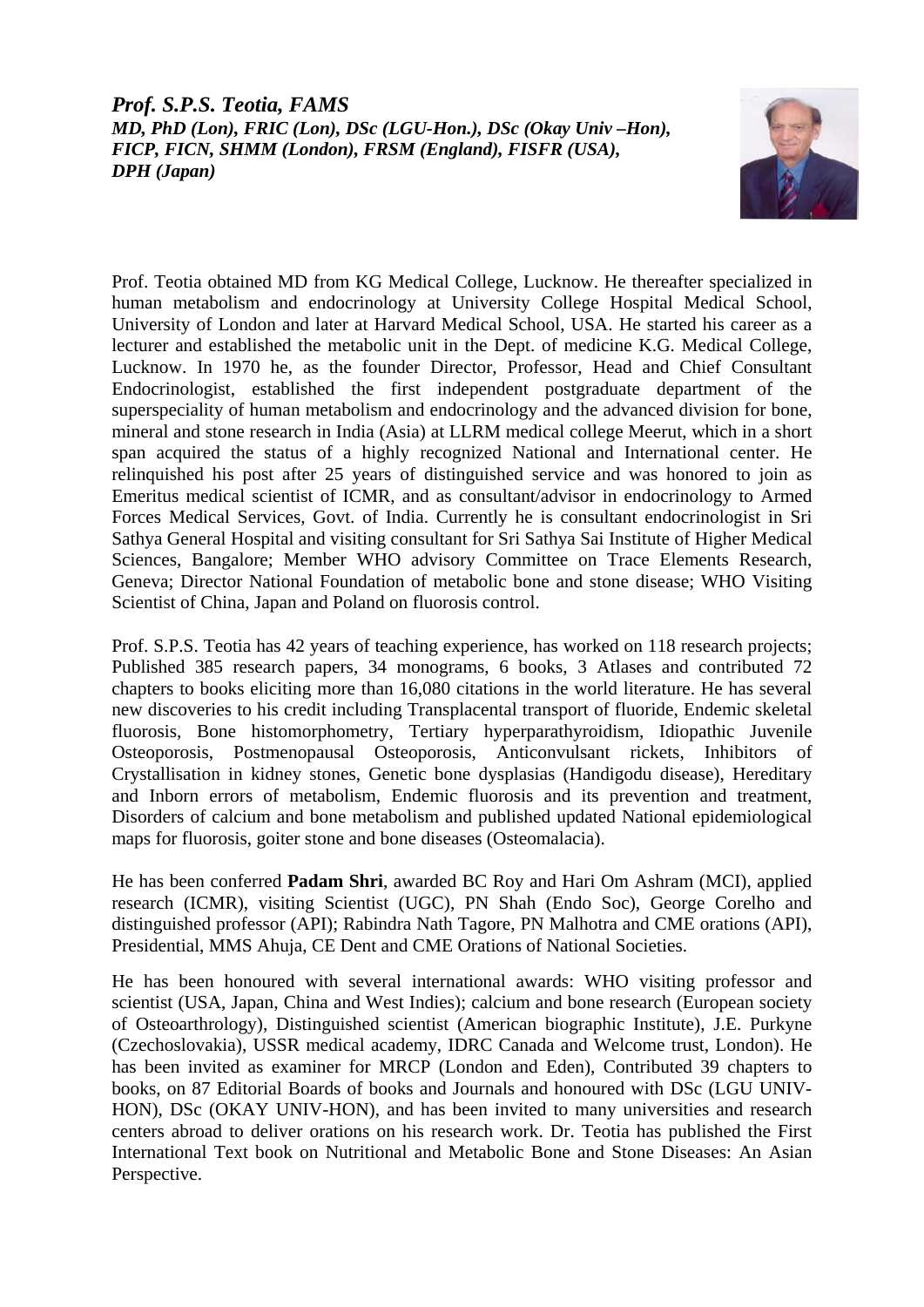***Prof. S.P.S. Teotia, FAMS***
***MD, PhD (Lon), FRIC (Lon), DSc (LGU-Hon.), DSc (Okay Univ –Hon), FICP, FICN, SHMM (London), FRSM (England), FISFR (USA), DPH (Japan)***

Prof. Teotia obtained MD from KG Medical College, Lucknow. He thereafter specialized in human metabolism and endocrinology at University College Hospital Medical School, University of London and later at Harvard Medical School, USA. He started his career as a lecturer and established the metabolic unit in the Dept. of medicine K.G. Medical College, Lucknow. In 1970 he, as the founder Director, Professor, Head and Chief Consultant Endocrinologist, established the first independent postgraduate department of the superspeciality of human metabolism and endocrinology and the advanced division for bone, mineral and stone research in India (Asia) at LLRM medical college Meerut, which in a short span acquired the status of a highly recognized National and International center. He relinquished his post after 25 years of distinguished service and was honored to join as Emeritus medical scientist of ICMR, and as consultant/advisor in endocrinology to Armed Forces Medical Services, Govt. of India. Currently he is consultant endocrinologist in Sri Sathya General Hospital and visiting consultant for Sri Sathya Sai Institute of Higher Medical Sciences, Bangalore; Member WHO advisory Committee on Trace Elements Research, Geneva; Director National Foundation of metabolic bone and stone disease; WHO Visiting Scientist of China, Japan and Poland on fluorosis control.

Prof. S.P.S. Teotia has 42 years of teaching experience, has worked on 118 research projects; Published 385 research papers, 34 monograms, 6 books, 3 Atlases and contributed 72 chapters to books eliciting more than 16,080 citations in the world literature. He has several new discoveries to his credit including Transplacental transport of fluoride, Endemic skeletal fluorosis, Bone histomorphometry, Tertiary hyperparathyroidism, Idiopathic Juvenile Osteoporosis, Postmenopausal Osteoporosis, Anticonvulsant rickets, Inhibitors of Crystallisation in kidney stones, Genetic bone dysplasias (Handigodu disease), Hereditary and Inborn errors of metabolism, Endemic fluorosis and its prevention and treatment, Disorders of calcium and bone metabolism and published updated National epidemiological maps for fluorosis, goiter stone and bone diseases (Osteomalacia).

He has been conferred **Padam Shri**, awarded BC Roy and Hari Om Ashram (MCI), applied research (ICMR), visiting Scientist (UGC), PN Shah (Endo Soc), George Corelho and distinguished professor (API); Rabindra Nath Tagore, PN Malhotra and CME orations (API), Presidential, MMS Ahuja, CE Dent and CME Orations of National Societies.

He has been honoured with several international awards: WHO visiting professor and scientist (USA, Japan, China and West Indies); calcium and bone research (European society of Osteoarthrology), Distinguished scientist (American biographic Institute), J.E. Purkyne (Czechoslovakia), USSR medical academy, IDRC Canada and Welcome trust, London). He has been invited as examiner for MRCP (London and Eden), Contributed 39 chapters to books, on 87 Editorial Boards of books and Journals and honoured with DSc (LGU UNIV-HON), DSc (OKAY UNIV-HON), and has been invited to many universities and research centers abroad to deliver orations on his research work. Dr. Teotia has published the First International Text book on Nutritional and Metabolic Bone and Stone Diseases: An Asian Perspective.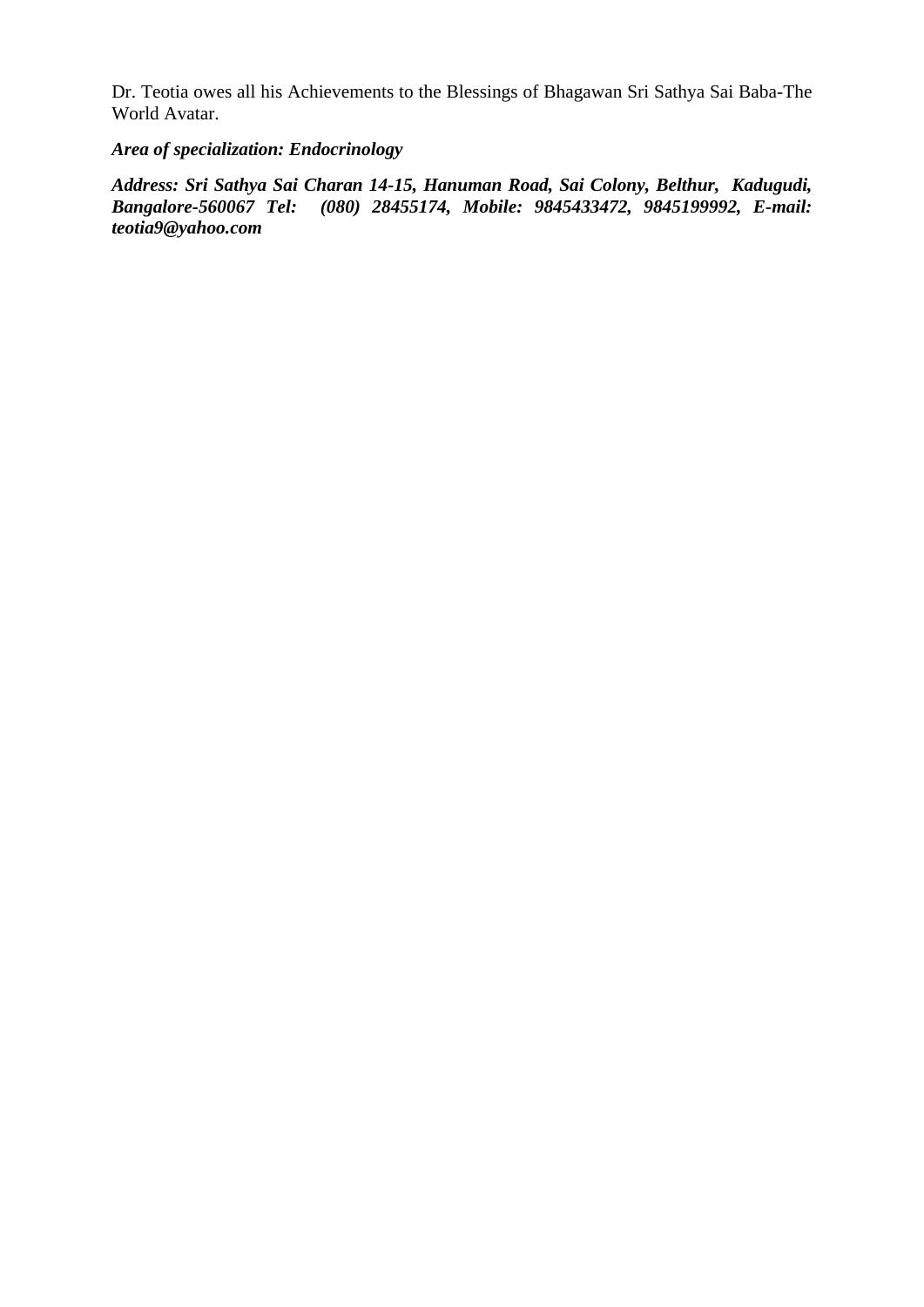Dr. Teotia owes all his Achievements to the Blessings of Bhagawan Sri Sathya Sai Baba-The World Avatar.

***Area of specialization: Endocrinology***

***Address: Sri Sathya Sai Charan 14-15, Hanuman Road, Sai Colony, Belthur, Kadugudi, Bangalore-560067 Tel: (080) 28455174, Mobile: 9845433472, 9845199992, E-mail: teotia9@yahoo.com***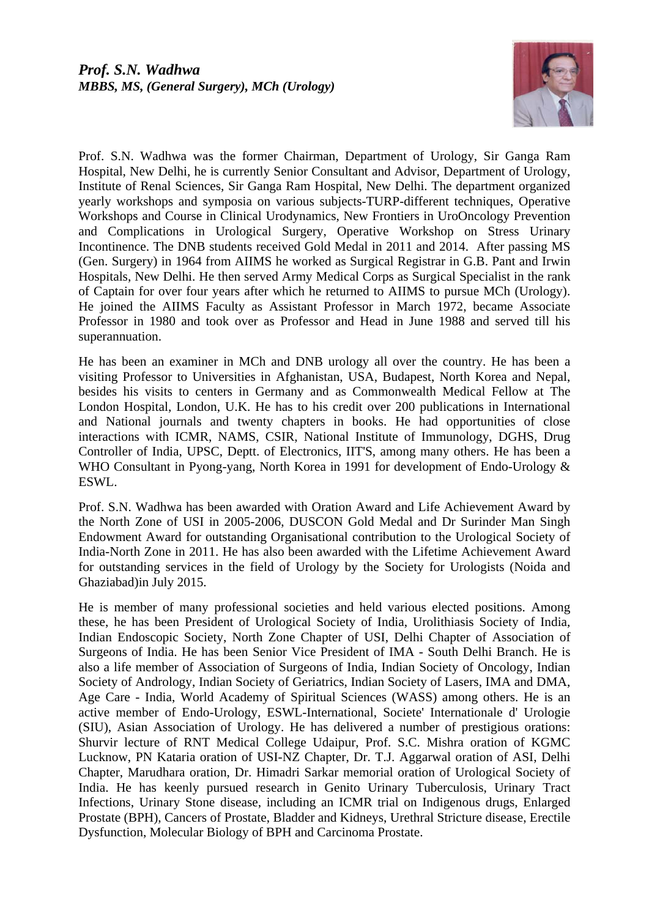***Prof. S.N. Wadhwa***
***MBBS, MS, (General Surgery), MCh (Urology)***

Prof. S.N. Wadhwa was the former Chairman, Department of Urology, Sir Ganga Ram Hospital, New Delhi, he is currently Senior Consultant and Advisor, Department of Urology, Institute of Renal Sciences, Sir Ganga Ram Hospital, New Delhi. The department organized yearly workshops and symposia on various subjects-TURP-different techniques, Operative Workshops and Course in Clinical Urodynamics, New Frontiers in UroOncology Prevention and Complications in Urological Surgery, Operative Workshop on Stress Urinary Incontinence. The DNB students received Gold Medal in 2011 and 2014. After passing MS (Gen. Surgery) in 1964 from AIIMS he worked as Surgical Registrar in G.B. Pant and Irwin Hospitals, New Delhi. He then served Army Medical Corps as Surgical Specialist in the rank of Captain for over four years after which he returned to AIIMS to pursue MCh (Urology). He joined the AIIMS Faculty as Assistant Professor in March 1972, became Associate Professor in 1980 and took over as Professor and Head in June 1988 and served till his superannuation.

He has been an examiner in MCh and DNB urology all over the country. He has been a visiting Professor to Universities in Afghanistan, USA, Budapest, North Korea and Nepal, besides his visits to centers in Germany and as Commonwealth Medical Fellow at The London Hospital, London, U.K. He has to his credit over 200 publications in International and National journals and twenty chapters in books. He had opportunities of close interactions with ICMR, NAMS, CSIR, National Institute of Immunology, DGHS, Drug Controller of India, UPSC, Deptt. of Electronics, IIT'S, among many others. He has been a WHO Consultant in Pyong-yang, North Korea in 1991 for development of Endo-Urology & ESWL.

Prof. S.N. Wadhwa has been awarded with Oration Award and Life Achievement Award by the North Zone of USI in 2005-2006, DUSCON Gold Medal and Dr Surinder Man Singh Endowment Award for outstanding Organisational contribution to the Urological Society of India-North Zone in 2011. He has also been awarded with the Lifetime Achievement Award for outstanding services in the field of Urology by the Society for Urologists (Noida and Ghaziabad)in July 2015.

He is member of many professional societies and held various elected positions. Among these, he has been President of Urological Society of India, Urolithiasis Society of India, Indian Endoscopic Society, North Zone Chapter of USI, Delhi Chapter of Association of Surgeons of India. He has been Senior Vice President of IMA - South Delhi Branch. He is also a life member of Association of Surgeons of India, Indian Society of Oncology, Indian Society of Andrology, Indian Society of Geriatrics, Indian Society of Lasers, IMA and DMA, Age Care - India, World Academy of Spiritual Sciences (WASS) among others. He is an active member of Endo-Urology, ESWL-International, Societe' Internationale d' Urologie (SIU), Asian Association of Urology. He has delivered a number of prestigious orations: Shurvir lecture of RNT Medical College Udaipur, Prof. S.C. Mishra oration of KGMC Lucknow, PN Kataria oration of USI-NZ Chapter, Dr. T.J. Aggarwal oration of ASI, Delhi Chapter, Marudhara oration, Dr. Himadri Sarkar memorial oration of Urological Society of India. He has keenly pursued research in Genito Urinary Tuberculosis, Urinary Tract Infections, Urinary Stone disease, including an ICMR trial on Indigenous drugs, Enlarged Prostate (BPH), Cancers of Prostate, Bladder and Kidneys, Urethral Stricture disease, Erectile Dysfunction, Molecular Biology of BPH and Carcinoma Prostate.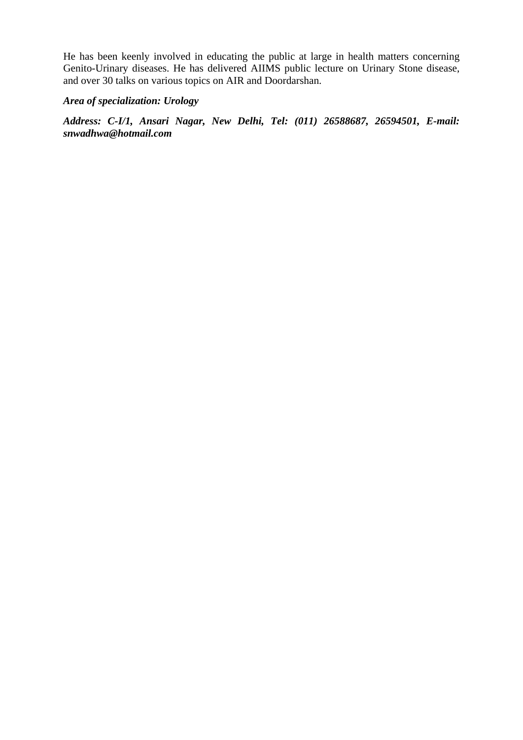He has been keenly involved in educating the public at large in health matters concerning Genito-Urinary diseases. He has delivered AIIMS public lecture on Urinary Stone disease, and over 30 talks on various topics on AIR and Doordarshan.

***Area of specialization: Urology***

***Address: C-I/1, Ansari Nagar, New Delhi, Tel: (011) 26588687, 26594501, E-mail: snwadhwa@hotmail.com***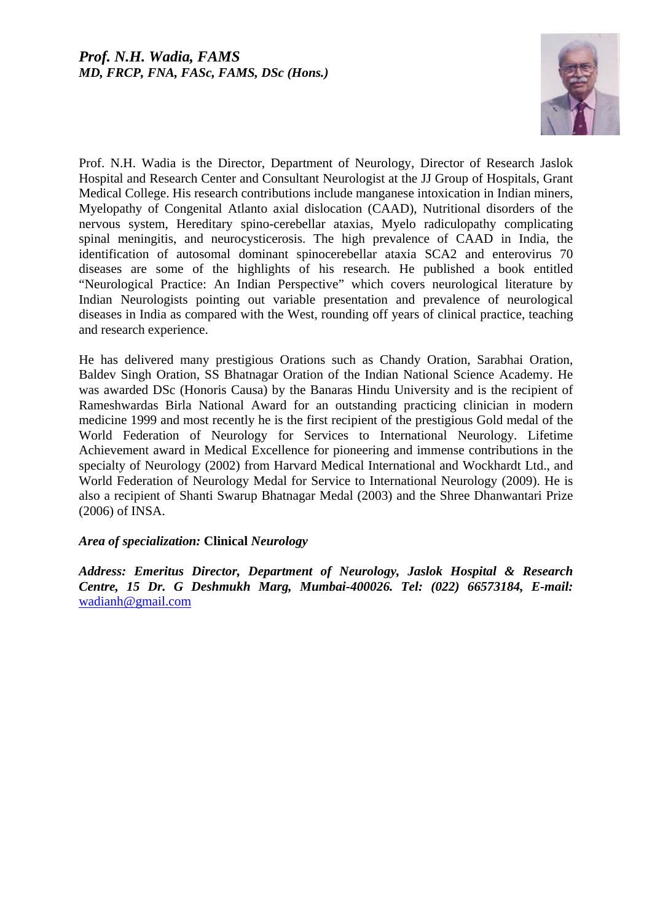*Prof. N.H. Wadia, FAMS*
***MD, FRCP, FNA, FASc, FAMS, DSc (Hons.)***

Prof. N.H. Wadia is the Director, Department of Neurology, Director of Research Jaslok Hospital and Research Center and Consultant Neurologist at the JJ Group of Hospitals, Grant Medical College. His research contributions include manganese intoxication in Indian miners, Myelopathy of Congenital Atlanto axial dislocation (CAAD), Nutritional disorders of the nervous system, Hereditary spino-cerebellar ataxias, Myelo radiculopathy complicating spinal meningitis, and neurocysticerosis. The high prevalence of CAAD in India, the identification of autosomal dominant spinocerebellar ataxia SCA2 and enterovirus 70 diseases are some of the highlights of his research. He published a book entitled "Neurological Practice: An Indian Perspective" which covers neurological literature by Indian Neurologists pointing out variable presentation and prevalence of neurological diseases in India as compared with the West, rounding off years of clinical practice, teaching and research experience.

He has delivered many prestigious Orations such as Chandy Oration, Sarabhai Oration, Baldev Singh Oration, SS Bhatnagar Oration of the Indian National Science Academy. He was awarded DSc (Honoris Causa) by the Banaras Hindu University and is the recipient of Rameshwardas Birla National Award for an outstanding practicing clinician in modern medicine 1999 and most recently he is the first recipient of the prestigious Gold medal of the World Federation of Neurology for Services to International Neurology. Lifetime Achievement award in Medical Excellence for pioneering and immense contributions in the specialty of Neurology (2002) from Harvard Medical International and Wockhardt Ltd., and World Federation of Neurology Medal for Service to International Neurology (2009). He is also a recipient of Shanti Swarup Bhatnagar Medal (2003) and the Shree Dhanwantari Prize (2006) of INSA.

***Area of specialization:*** **Clinical** ***Neurology***

***Address: Emeritus Director, Department of Neurology, Jaslok Hospital & Research Centre, 15 Dr. G Deshmukh Marg, Mumbai-400026. Tel: (022) 66573184, E-mail:*** wadianh@gmail.com